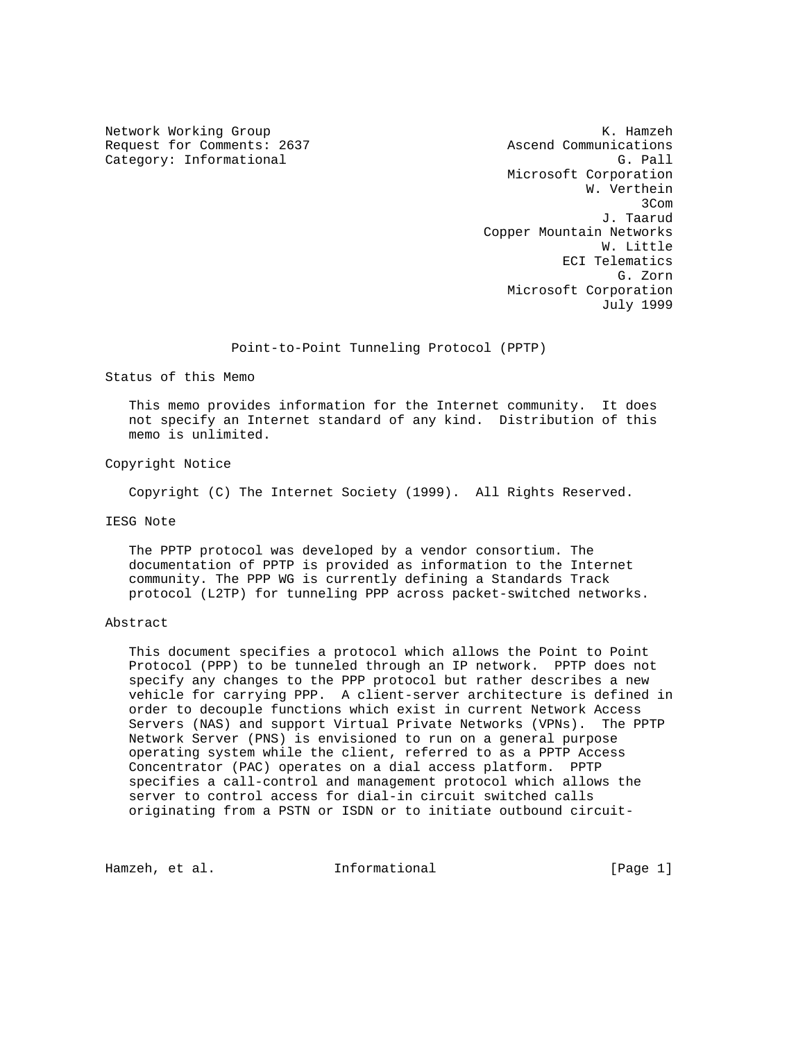Network Working Group K. Hamzeh
Request for Comments: 2637 Ascend Communications
Category: Informational G. Pall
Microsoft Corporation
W. Verthein
3Com
J. Taarud
Copper Mountain Networks
W. Little
ECI Telematics
G. Zorn
Microsoft Corporation
July 1999

# Point-to-Point Tunneling Protocol (PPTP)

## Status of this Memo

This memo provides information for the Internet community. It does not specify an Internet standard of any kind. Distribution of this memo is unlimited.

## Copyright Notice

Copyright (C) The Internet Society (1999). All Rights Reserved.

## IESG Note

The PPTP protocol was developed by a vendor consortium. The documentation of PPTP is provided as information to the Internet community. The PPP WG is currently defining a Standards Track protocol (L2TP) for tunneling PPP across packet-switched networks.

## Abstract

This document specifies a protocol which allows the Point to Point Protocol (PPP) to be tunneled through an IP network. PPTP does not specify any changes to the PPP protocol but rather describes a new vehicle for carrying PPP. A client-server architecture is defined in order to decouple functions which exist in current Network Access Servers (NAS) and support Virtual Private Networks (VPNs). The PPTP Network Server (PNS) is envisioned to run on a general purpose operating system while the client, referred to as a PPTP Access Concentrator (PAC) operates on a dial access platform. PPTP specifies a call-control and management protocol which allows the server to control access for dial-in circuit switched calls originating from a PSTN or ISDN or to initiate outbound circuit-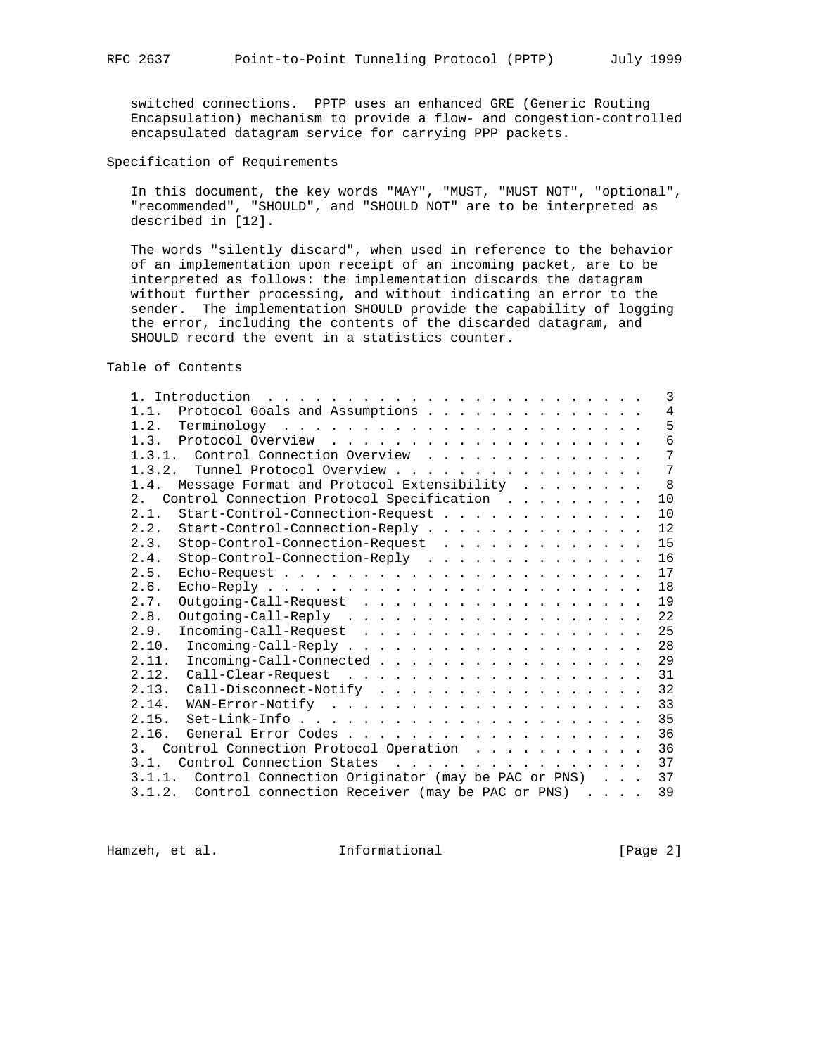switched connections. PPTP uses an enhanced GRE (Generic Routing Encapsulation) mechanism to provide a flow- and congestion-controlled encapsulated datagram service for carrying PPP packets.

## Specification of Requirements

In this document, the key words "MAY", "MUST, "MUST NOT", "optional", "recommended", "SHOULD", and "SHOULD NOT" are to be interpreted as described in [12].

The words "silently discard", when used in reference to the behavior of an implementation upon receipt of an incoming packet, are to be interpreted as follows: the implementation discards the datagram without further processing, and without indicating an error to the sender. The implementation SHOULD provide the capability of logging the error, including the contents of the discarded datagram, and SHOULD record the event in a statistics counter.

## Table of Contents

```
1. Introduction  . . . . . . . . . . . . . . . . . . . . . . . .   3
1.1.  Protocol Goals and Assumptions . . . . . . . . . . . . . .   4
1.2.  Terminology  . . . . . . . . . . . . . . . . . . . . . . .   5
1.3.  Protocol Overview  . . . . . . . . . . . . . . . . . . . .   6
1.3.1.  Control Connection Overview  . . . . . . . . . . . . . .   7
1.3.2.  Tunnel Protocol Overview . . . . . . . . . . . . . . . .   7
1.4.  Message Format and Protocol Extensibility  . . . . . . . .   8
2.  Control Connection Protocol Specification  . . . . . . . . .  10
2.1.  Start-Control-Connection-Request . . . . . . . . . . . . .  10
2.2.  Start-Control-Connection-Reply . . . . . . . . . . . . . .  12
2.3.  Stop-Control-Connection-Request  . . . . . . . . . . . . .  15
2.4.  Stop-Control-Connection-Reply  . . . . . . . . . . . . . .  16
2.5.  Echo-Request . . . . . . . . . . . . . . . . . . . . . . .  17
2.6.  Echo-Reply . . . . . . . . . . . . . . . . . . . . . . . .  18
2.7.  Outgoing-Call-Request  . . . . . . . . . . . . . . . . . .  19
2.8.  Outgoing-Call-Reply  . . . . . . . . . . . . . . . . . . .  22
2.9.  Incoming-Call-Request  . . . . . . . . . . . . . . . . . .  25
2.10.  Incoming-Call-Reply . . . . . . . . . . . . . . . . . . .  28
2.11.  Incoming-Call-Connected . . . . . . . . . . . . . . . . .  29
2.12.  Call-Clear-Request  . . . . . . . . . . . . . . . . . . .  31
2.13.  Call-Disconnect-Notify  . . . . . . . . . . . . . . . . .  32
2.14.  WAN-Error-Notify  . . . . . . . . . . . . . . . . . . . .  33
2.15.  Set-Link-Info . . . . . . . . . . . . . . . . . . . . . .  35
2.16.  General Error Codes . . . . . . . . . . . . . . . . . . .  36
3.  Control Connection Protocol Operation  . . . . . . . . . . .  36
3.1.  Control Connection States  . . . . . . . . . . . . . . . .  37
3.1.1.  Control Connection Originator (may be PAC or PNS)  . . .  37
3.1.2.  Control connection Receiver (may be PAC or PNS)  . . . .  39
```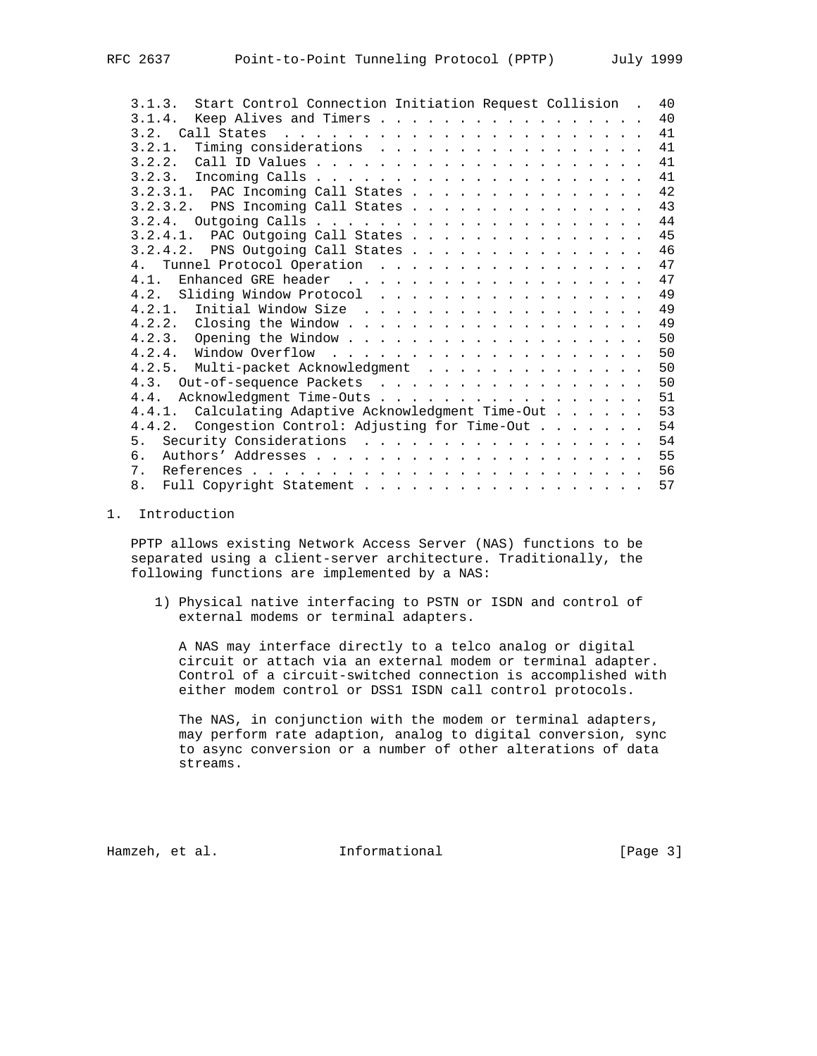3.1.3. Start Control Connection Initiation Request Collision . 40
3.1.4. Keep Alives and Timers . . . . . . . . . . . . . . . . . . 40
3.2. Call States . . . . . . . . . . . . . . . . . . . . . . . . 41
3.2.1. Timing considerations . . . . . . . . . . . . . . . . . . 41
3.2.2. Call ID Values . . . . . . . . . . . . . . . . . . . . . . 41
3.2.3. Incoming Calls . . . . . . . . . . . . . . . . . . . . . . 41
3.2.3.1. PAC Incoming Call States . . . . . . . . . . . . . . . . 42
3.2.3.2. PNS Incoming Call States . . . . . . . . . . . . . . . . 43
3.2.4. Outgoing Calls . . . . . . . . . . . . . . . . . . . . . . 44
3.2.4.1. PAC Outgoing Call States . . . . . . . . . . . . . . . . 45
3.2.4.2. PNS Outgoing Call States . . . . . . . . . . . . . . . . 46
4. Tunnel Protocol Operation . . . . . . . . . . . . . . . . . . 47
4.1. Enhanced GRE header . . . . . . . . . . . . . . . . . . . . 47
4.2. Sliding Window Protocol . . . . . . . . . . . . . . . . . . 49
4.2.1. Initial Window Size . . . . . . . . . . . . . . . . . . . 49
4.2.2. Closing the Window . . . . . . . . . . . . . . . . . . . . 49
4.2.3. Opening the Window . . . . . . . . . . . . . . . . . . . . 50
4.2.4. Window Overflow . . . . . . . . . . . . . . . . . . . . . 50
4.2.5. Multi-packet Acknowledgment . . . . . . . . . . . . . . . 50
4.3. Out-of-sequence Packets . . . . . . . . . . . . . . . . . . 50
4.4. Acknowledgment Time-Outs . . . . . . . . . . . . . . . . . . 51
4.4.1. Calculating Adaptive Acknowledgment Time-Out . . . . . . 53
4.4.2. Congestion Control: Adjusting for Time-Out . . . . . . . 54
5. Security Considerations . . . . . . . . . . . . . . . . . . . 54
6. Authors' Addresses . . . . . . . . . . . . . . . . . . . . . . 55
7. References . . . . . . . . . . . . . . . . . . . . . . . . . 56
8. Full Copyright Statement . . . . . . . . . . . . . . . . . . . 57

## 1. Introduction

PPTP allows existing Network Access Server (NAS) functions to be separated using a client-server architecture. Traditionally, the following functions are implemented by a NAS:

1) Physical native interfacing to PSTN or ISDN and control of external modems or terminal adapters.

   A NAS may interface directly to a telco analog or digital circuit or attach via an external modem or terminal adapter. Control of a circuit-switched connection is accomplished with either modem control or DSS1 ISDN call control protocols.

   The NAS, in conjunction with the modem or terminal adapters, may perform rate adaption, analog to digital conversion, sync to async conversion or a number of other alterations of data streams.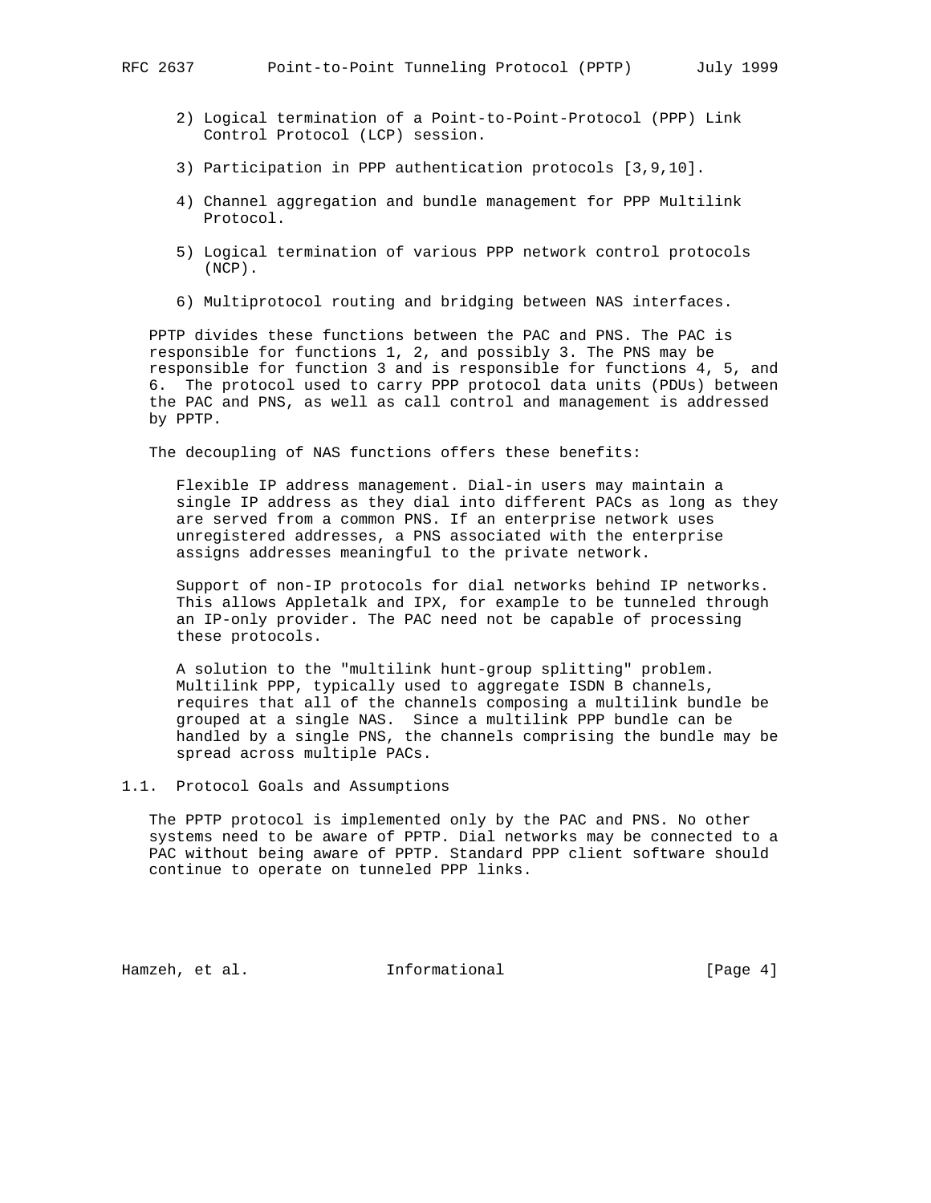2) Logical termination of a Point-to-Point-Protocol (PPP) Link Control Protocol (LCP) session.

3) Participation in PPP authentication protocols [3,9,10].

4) Channel aggregation and bundle management for PPP Multilink Protocol.

5) Logical termination of various PPP network control protocols (NCP).

6) Multiprotocol routing and bridging between NAS interfaces.

PPTP divides these functions between the PAC and PNS. The PAC is responsible for functions 1, 2, and possibly 3. The PNS may be responsible for function 3 and is responsible for functions 4, 5, and 6. The protocol used to carry PPP protocol data units (PDUs) between the PAC and PNS, as well as call control and management is addressed by PPTP.

The decoupling of NAS functions offers these benefits:

Flexible IP address management. Dial-in users may maintain a single IP address as they dial into different PACs as long as they are served from a common PNS. If an enterprise network uses unregistered addresses, a PNS associated with the enterprise assigns addresses meaningful to the private network.

Support of non-IP protocols for dial networks behind IP networks. This allows Appletalk and IPX, for example to be tunneled through an IP-only provider. The PAC need not be capable of processing these protocols.

A solution to the "multilink hunt-group splitting" problem. Multilink PPP, typically used to aggregate ISDN B channels, requires that all of the channels composing a multilink bundle be grouped at a single NAS. Since a multilink PPP bundle can be handled by a single PNS, the channels comprising the bundle may be spread across multiple PACs.

## 1.1. Protocol Goals and Assumptions

The PPTP protocol is implemented only by the PAC and PNS. No other systems need to be aware of PPTP. Dial networks may be connected to a PAC without being aware of PPTP. Standard PPP client software should continue to operate on tunneled PPP links.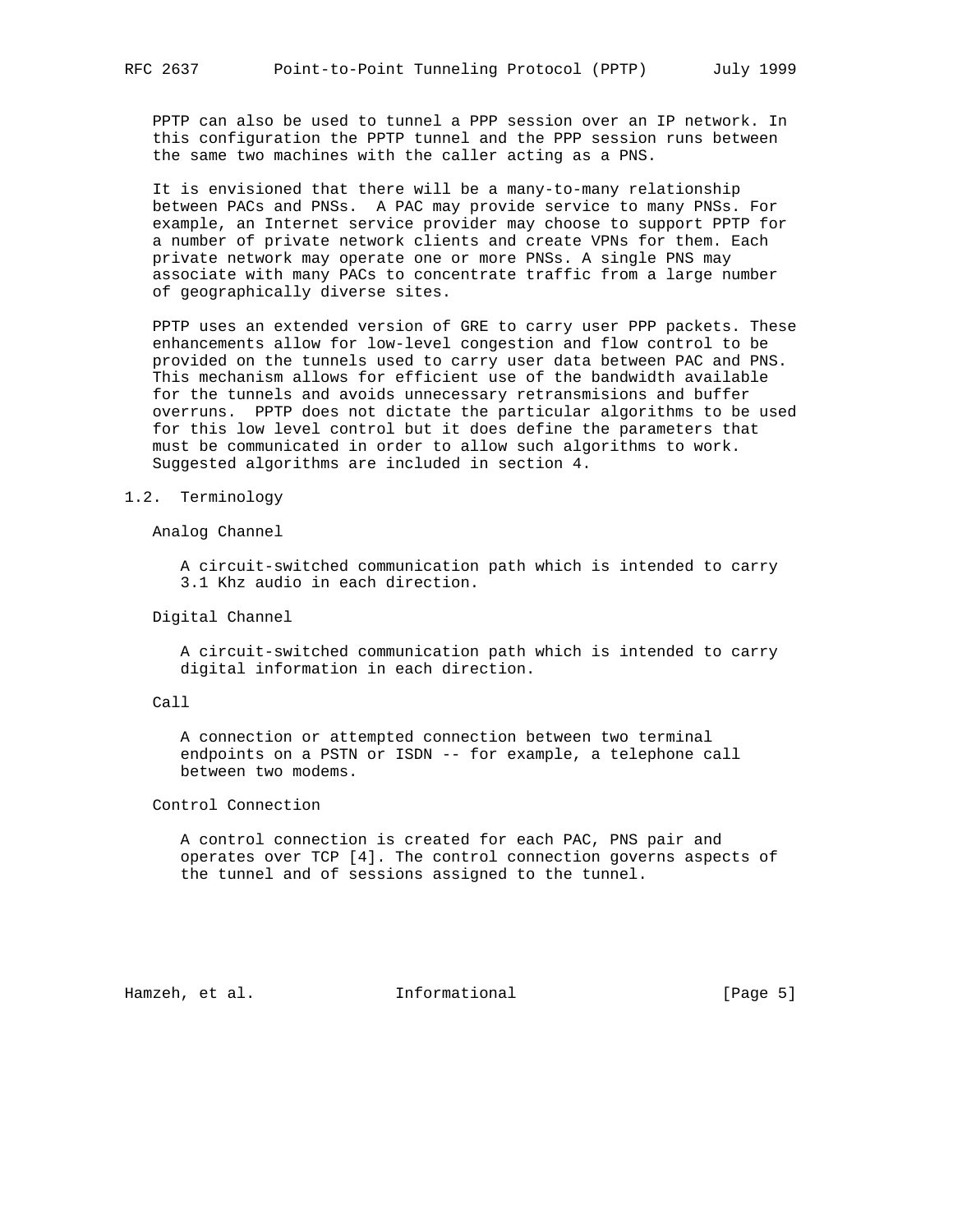PPTP can also be used to tunnel a PPP session over an IP network. In this configuration the PPTP tunnel and the PPP session runs between the same two machines with the caller acting as a PNS.

It is envisioned that there will be a many-to-many relationship between PACs and PNSs. A PAC may provide service to many PNSs. For example, an Internet service provider may choose to support PPTP for a number of private network clients and create VPNs for them. Each private network may operate one or more PNSs. A single PNS may associate with many PACs to concentrate traffic from a large number of geographically diverse sites.

PPTP uses an extended version of GRE to carry user PPP packets. These enhancements allow for low-level congestion and flow control to be provided on the tunnels used to carry user data between PAC and PNS. This mechanism allows for efficient use of the bandwidth available for the tunnels and avoids unnecessary retransmisions and buffer overruns. PPTP does not dictate the particular algorithms to be used for this low level control but it does define the parameters that must be communicated in order to allow such algorithms to work. Suggested algorithms are included in section 4.

## 1.2. Terminology

Analog Channel

A circuit-switched communication path which is intended to carry 3.1 Khz audio in each direction.

Digital Channel

A circuit-switched communication path which is intended to carry digital information in each direction.

Call

A connection or attempted connection between two terminal endpoints on a PSTN or ISDN -- for example, a telephone call between two modems.

Control Connection

A control connection is created for each PAC, PNS pair and operates over TCP [4]. The control connection governs aspects of the tunnel and of sessions assigned to the tunnel.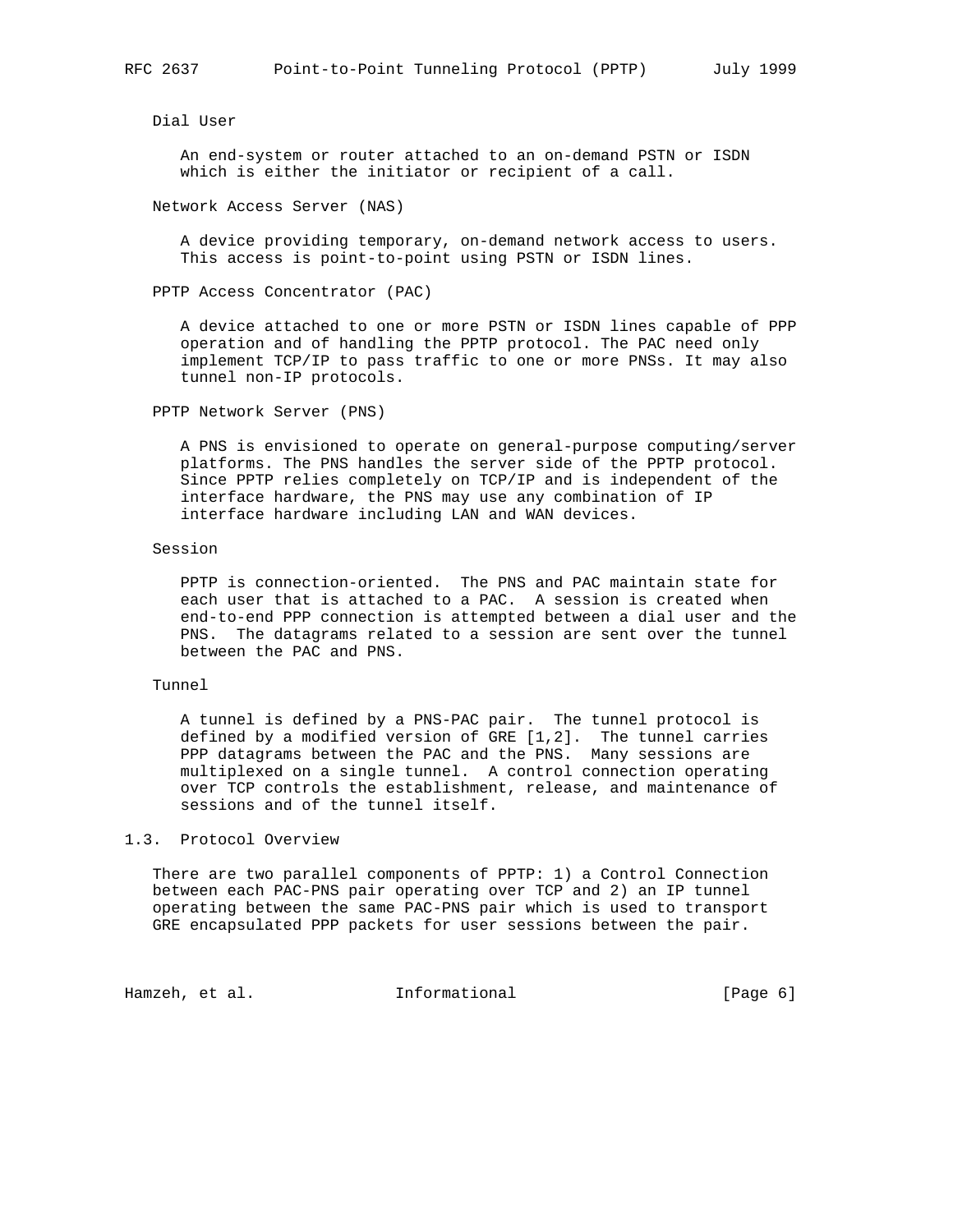Dial User

An end-system or router attached to an on-demand PSTN or ISDN which is either the initiator or recipient of a call.

Network Access Server (NAS)

A device providing temporary, on-demand network access to users. This access is point-to-point using PSTN or ISDN lines.

PPTP Access Concentrator (PAC)

A device attached to one or more PSTN or ISDN lines capable of PPP operation and of handling the PPTP protocol. The PAC need only implement TCP/IP to pass traffic to one or more PNSs. It may also tunnel non-IP protocols.

PPTP Network Server (PNS)

A PNS is envisioned to operate on general-purpose computing/server platforms. The PNS handles the server side of the PPTP protocol. Since PPTP relies completely on TCP/IP and is independent of the interface hardware, the PNS may use any combination of IP interface hardware including LAN and WAN devices.

Session

PPTP is connection-oriented. The PNS and PAC maintain state for each user that is attached to a PAC. A session is created when end-to-end PPP connection is attempted between a dial user and the PNS. The datagrams related to a session are sent over the tunnel between the PAC and PNS.

Tunnel

A tunnel is defined by a PNS-PAC pair. The tunnel protocol is defined by a modified version of GRE [1,2]. The tunnel carries PPP datagrams between the PAC and the PNS. Many sessions are multiplexed on a single tunnel. A control connection operating over TCP controls the establishment, release, and maintenance of sessions and of the tunnel itself.

## 1.3. Protocol Overview

There are two parallel components of PPTP: 1) a Control Connection between each PAC-PNS pair operating over TCP and 2) an IP tunnel operating between the same PAC-PNS pair which is used to transport GRE encapsulated PPP packets for user sessions between the pair.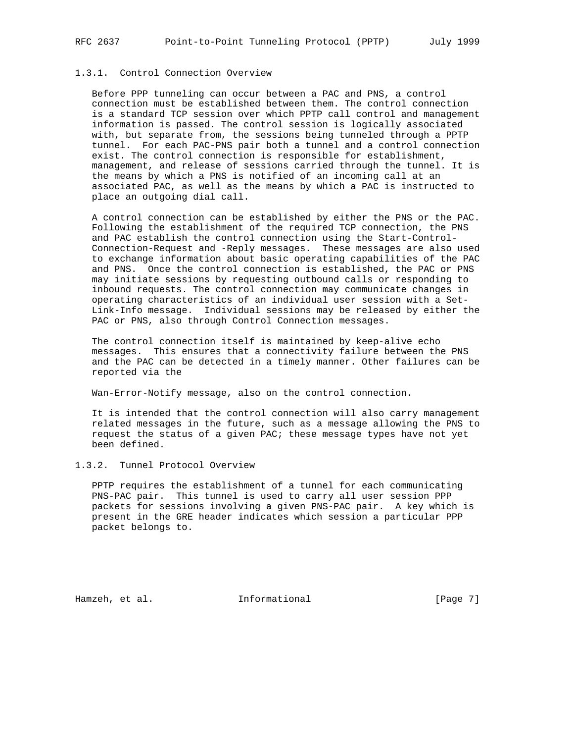### 1.3.1. Control Connection Overview

Before PPP tunneling can occur between a PAC and PNS, a control connection must be established between them. The control connection is a standard TCP session over which PPTP call control and management information is passed. The control session is logically associated with, but separate from, the sessions being tunneled through a PPTP tunnel. For each PAC-PNS pair both a tunnel and a control connection exist. The control connection is responsible for establishment, management, and release of sessions carried through the tunnel. It is the means by which a PNS is notified of an incoming call at an associated PAC, as well as the means by which a PAC is instructed to place an outgoing dial call.

A control connection can be established by either the PNS or the PAC. Following the establishment of the required TCP connection, the PNS and PAC establish the control connection using the Start-Control-Connection-Request and -Reply messages. These messages are also used to exchange information about basic operating capabilities of the PAC and PNS. Once the control connection is established, the PAC or PNS may initiate sessions by requesting outbound calls or responding to inbound requests. The control connection may communicate changes in operating characteristics of an individual user session with a Set-Link-Info message. Individual sessions may be released by either the PAC or PNS, also through Control Connection messages.

The control connection itself is maintained by keep-alive echo messages. This ensures that a connectivity failure between the PNS and the PAC can be detected in a timely manner. Other failures can be reported via the

Wan-Error-Notify message, also on the control connection.

It is intended that the control connection will also carry management related messages in the future, such as a message allowing the PNS to request the status of a given PAC; these message types have not yet been defined.

### 1.3.2. Tunnel Protocol Overview

PPTP requires the establishment of a tunnel for each communicating PNS-PAC pair. This tunnel is used to carry all user session PPP packets for sessions involving a given PNS-PAC pair. A key which is present in the GRE header indicates which session a particular PPP packet belongs to.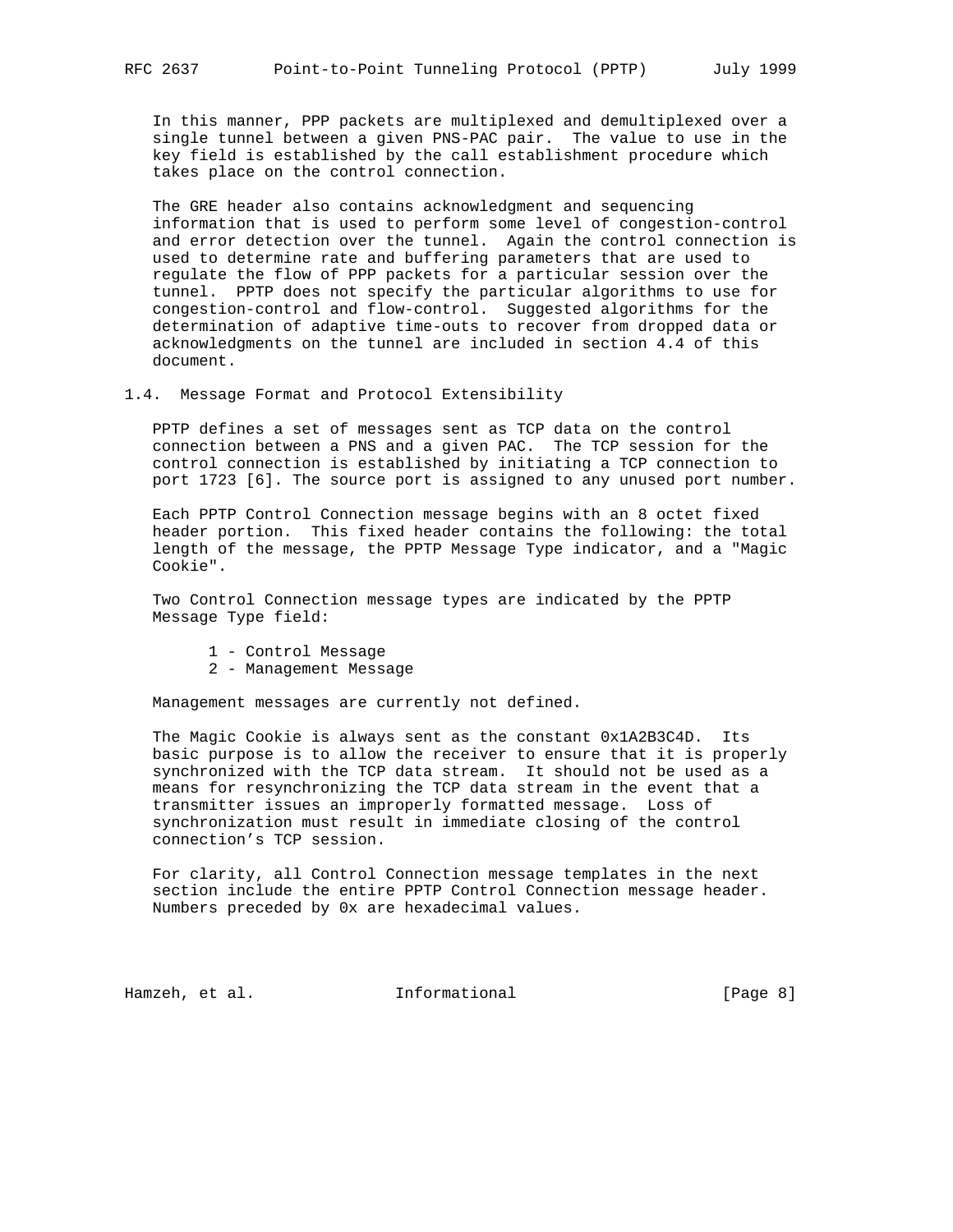In this manner, PPP packets are multiplexed and demultiplexed over a single tunnel between a given PNS-PAC pair. The value to use in the key field is established by the call establishment procedure which takes place on the control connection.

The GRE header also contains acknowledgment and sequencing information that is used to perform some level of congestion-control and error detection over the tunnel. Again the control connection is used to determine rate and buffering parameters that are used to regulate the flow of PPP packets for a particular session over the tunnel. PPTP does not specify the particular algorithms to use for congestion-control and flow-control. Suggested algorithms for the determination of adaptive time-outs to recover from dropped data or acknowledgments on the tunnel are included in section 4.4 of this document.

## 1.4. Message Format and Protocol Extensibility

PPTP defines a set of messages sent as TCP data on the control connection between a PNS and a given PAC. The TCP session for the control connection is established by initiating a TCP connection to port 1723 [6]. The source port is assigned to any unused port number.

Each PPTP Control Connection message begins with an 8 octet fixed header portion. This fixed header contains the following: the total length of the message, the PPTP Message Type indicator, and a "Magic Cookie".

Two Control Connection message types are indicated by the PPTP Message Type field:

    1 - Control Message
    2 - Management Message

Management messages are currently not defined.

The Magic Cookie is always sent as the constant 0x1A2B3C4D. Its basic purpose is to allow the receiver to ensure that it is properly synchronized with the TCP data stream. It should not be used as a means for resynchronizing the TCP data stream in the event that a transmitter issues an improperly formatted message. Loss of synchronization must result in immediate closing of the control connection's TCP session.

For clarity, all Control Connection message templates in the next section include the entire PPTP Control Connection message header. Numbers preceded by 0x are hexadecimal values.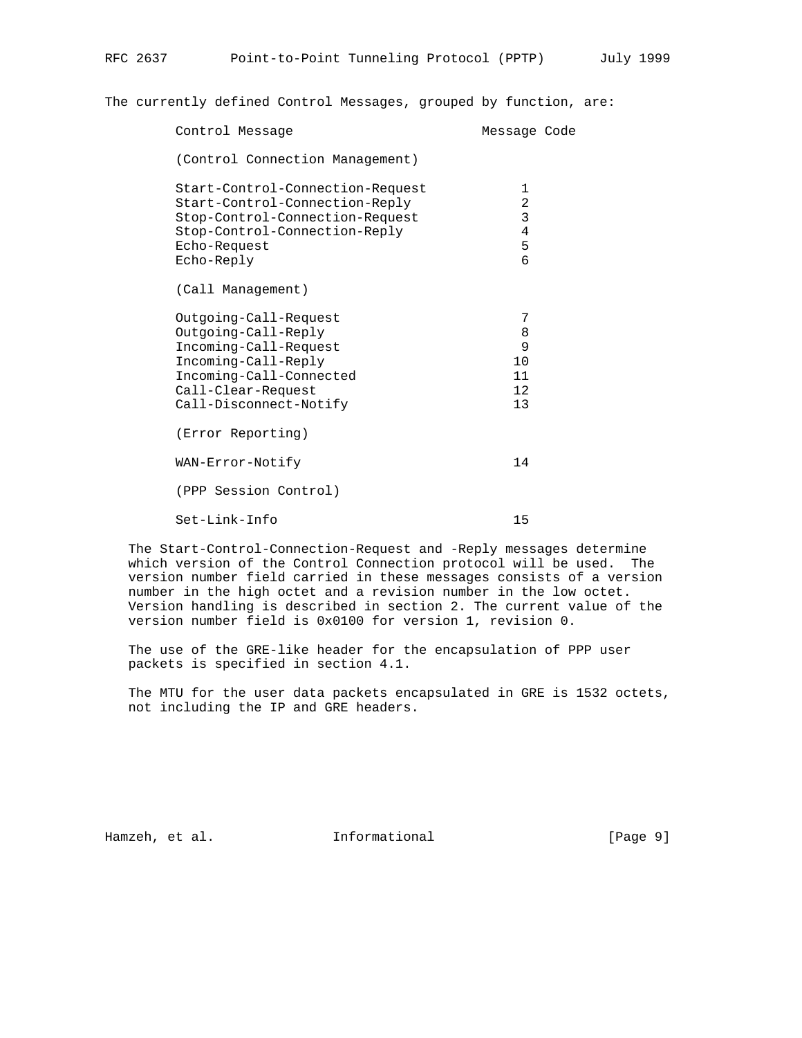The currently defined Control Messages, grouped by function, are:

| Control Message | Message Code |
| --- | --- |
| (Control Connection Management) | |
| Start-Control-Connection-Request | 1 |
| Start-Control-Connection-Reply | 2 |
| Stop-Control-Connection-Request | 3 |
| Stop-Control-Connection-Reply | 4 |
| Echo-Request | 5 |
| Echo-Reply | 6 |
| (Call Management) | |
| Outgoing-Call-Request | 7 |
| Outgoing-Call-Reply | 8 |
| Incoming-Call-Request | 9 |
| Incoming-Call-Reply | 10 |
| Incoming-Call-Connected | 11 |
| Call-Clear-Request | 12 |
| Call-Disconnect-Notify | 13 |
| (Error Reporting) | |
| WAN-Error-Notify | 14 |
| (PPP Session Control) | |
| Set-Link-Info | 15 |

The Start-Control-Connection-Request and -Reply messages determine which version of the Control Connection protocol will be used. The version number field carried in these messages consists of a version number in the high octet and a revision number in the low octet. Version handling is described in section 2. The current value of the version number field is 0x0100 for version 1, revision 0.

The use of the GRE-like header for the encapsulation of PPP user packets is specified in section 4.1.

The MTU for the user data packets encapsulated in GRE is 1532 octets, not including the IP and GRE headers.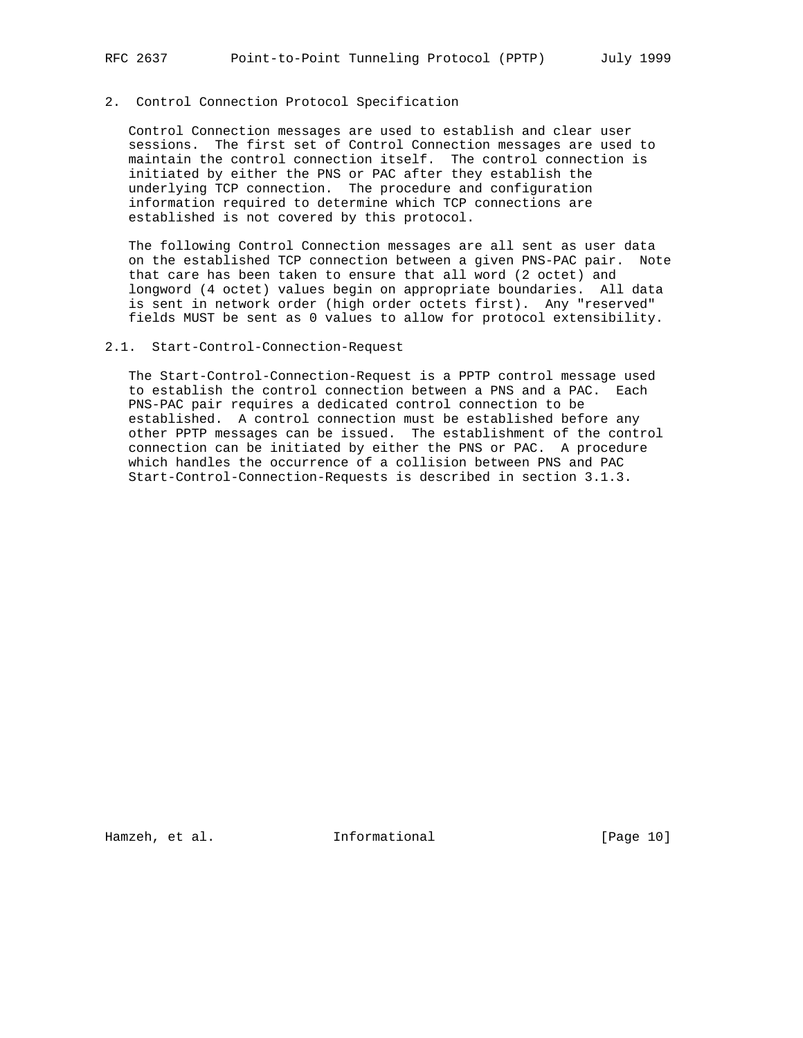## 2. Control Connection Protocol Specification

Control Connection messages are used to establish and clear user sessions. The first set of Control Connection messages are used to maintain the control connection itself. The control connection is initiated by either the PNS or PAC after they establish the underlying TCP connection. The procedure and configuration information required to determine which TCP connections are established is not covered by this protocol.

The following Control Connection messages are all sent as user data on the established TCP connection between a given PNS-PAC pair. Note that care has been taken to ensure that all word (2 octet) and longword (4 octet) values begin on appropriate boundaries. All data is sent in network order (high order octets first). Any "reserved" fields MUST be sent as 0 values to allow for protocol extensibility.

### 2.1. Start-Control-Connection-Request

The Start-Control-Connection-Request is a PPTP control message used to establish the control connection between a PNS and a PAC. Each PNS-PAC pair requires a dedicated control connection to be established. A control connection must be established before any other PPTP messages can be issued. The establishment of the control connection can be initiated by either the PNS or PAC. A procedure which handles the occurrence of a collision between PNS and PAC Start-Control-Connection-Requests is described in section 3.1.3.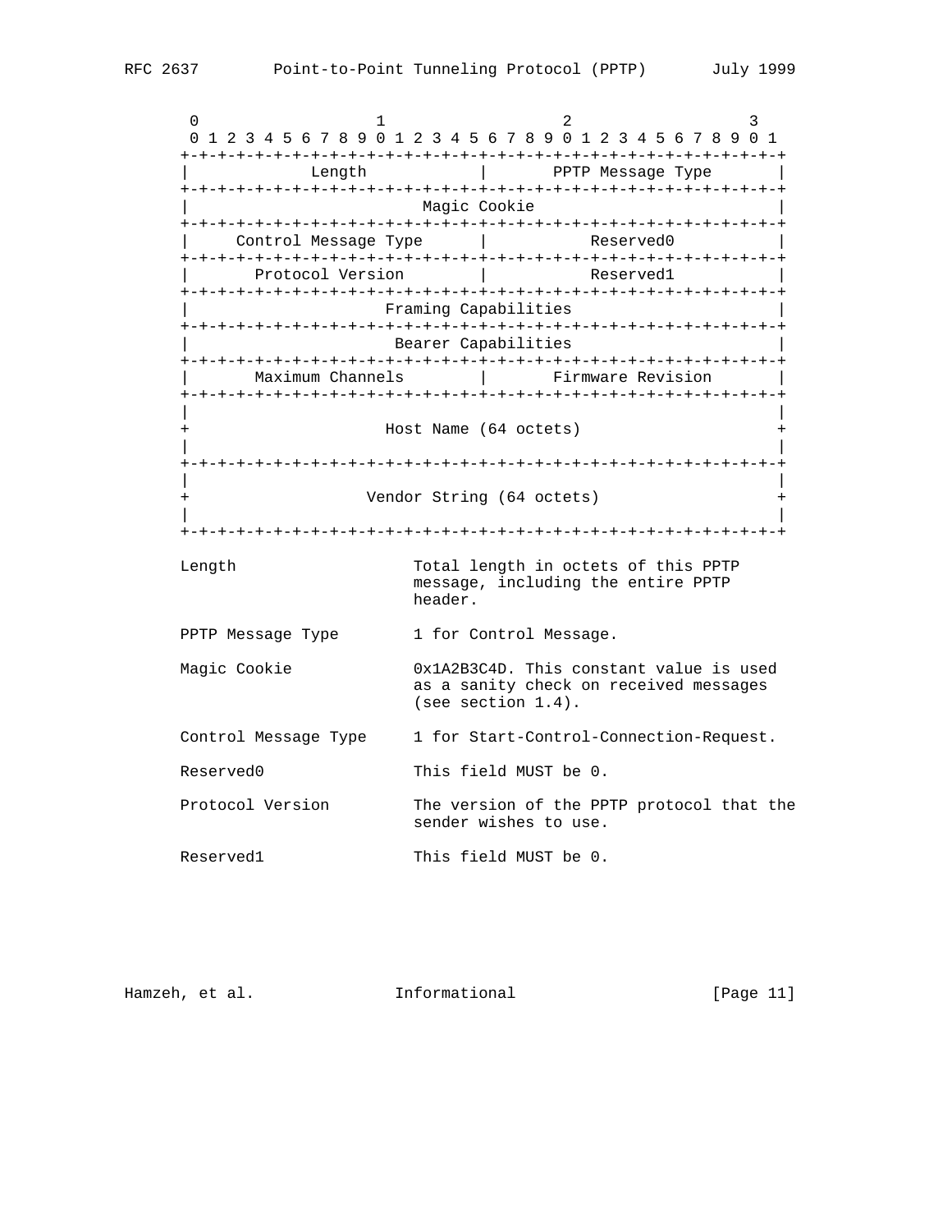```
    0                   1                   2                   3
    0 1 2 3 4 5 6 7 8 9 0 1 2 3 4 5 6 7 8 9 0 1 2 3 4 5 6 7 8 9 0 1
   +-+-+-+-+-+-+-+-+-+-+-+-+-+-+-+-+-+-+-+-+-+-+-+-+-+-+-+-+-+-+-+-+
   |             Length            |     PPTP Message Type         |
   +-+-+-+-+-+-+-+-+-+-+-+-+-+-+-+-+-+-+-+-+-+-+-+-+-+-+-+-+-+-+-+-+
   |                         Magic Cookie                          |
   +-+-+-+-+-+-+-+-+-+-+-+-+-+-+-+-+-+-+-+-+-+-+-+-+-+-+-+-+-+-+-+-+
   |     Control Message Type      |           Reserved0           |
   +-+-+-+-+-+-+-+-+-+-+-+-+-+-+-+-+-+-+-+-+-+-+-+-+-+-+-+-+-+-+-+-+
   |       Protocol Version        |           Reserved1           |
   +-+-+-+-+-+-+-+-+-+-+-+-+-+-+-+-+-+-+-+-+-+-+-+-+-+-+-+-+-+-+-+-+
   |                     Framing Capabilities                      |
   +-+-+-+-+-+-+-+-+-+-+-+-+-+-+-+-+-+-+-+-+-+-+-+-+-+-+-+-+-+-+-+-+
   |                      Bearer Capabilities                      |
   +-+-+-+-+-+-+-+-+-+-+-+-+-+-+-+-+-+-+-+-+-+-+-+-+-+-+-+-+-+-+-+-+
   |       Maximum Channels        |       Firmware Revision       |
   +-+-+-+-+-+-+-+-+-+-+-+-+-+-+-+-+-+-+-+-+-+-+-+-+-+-+-+-+-+-+-+-+
   |                                                               |
   +                     Host Name (64 octets)                     +
   |                                                               |
   +-+-+-+-+-+-+-+-+-+-+-+-+-+-+-+-+-+-+-+-+-+-+-+-+-+-+-+-+-+-+-+-+
   |                                                               |
   +                   Vendor String (64 octets)                   +
   |                                                               |
   +-+-+-+-+-+-+-+-+-+-+-+-+-+-+-+-+-+-+-+-+-+-+-+-+-+-+-+-+-+-+-+-+
```

```
   Length                   Total length in octets of this PPTP
                            message, including the entire PPTP
                            header.

   PPTP Message Type        1 for Control Message.

   Magic Cookie             0x1A2B3C4D. This constant value is used
                            as a sanity check on received messages
                            (see section 1.4).

   Control Message Type     1 for Start-Control-Connection-Request.

   Reserved0                This field MUST be 0.

   Protocol Version         The version of the PPTP protocol that the
                            sender wishes to use.

   Reserved1                This field MUST be 0.
```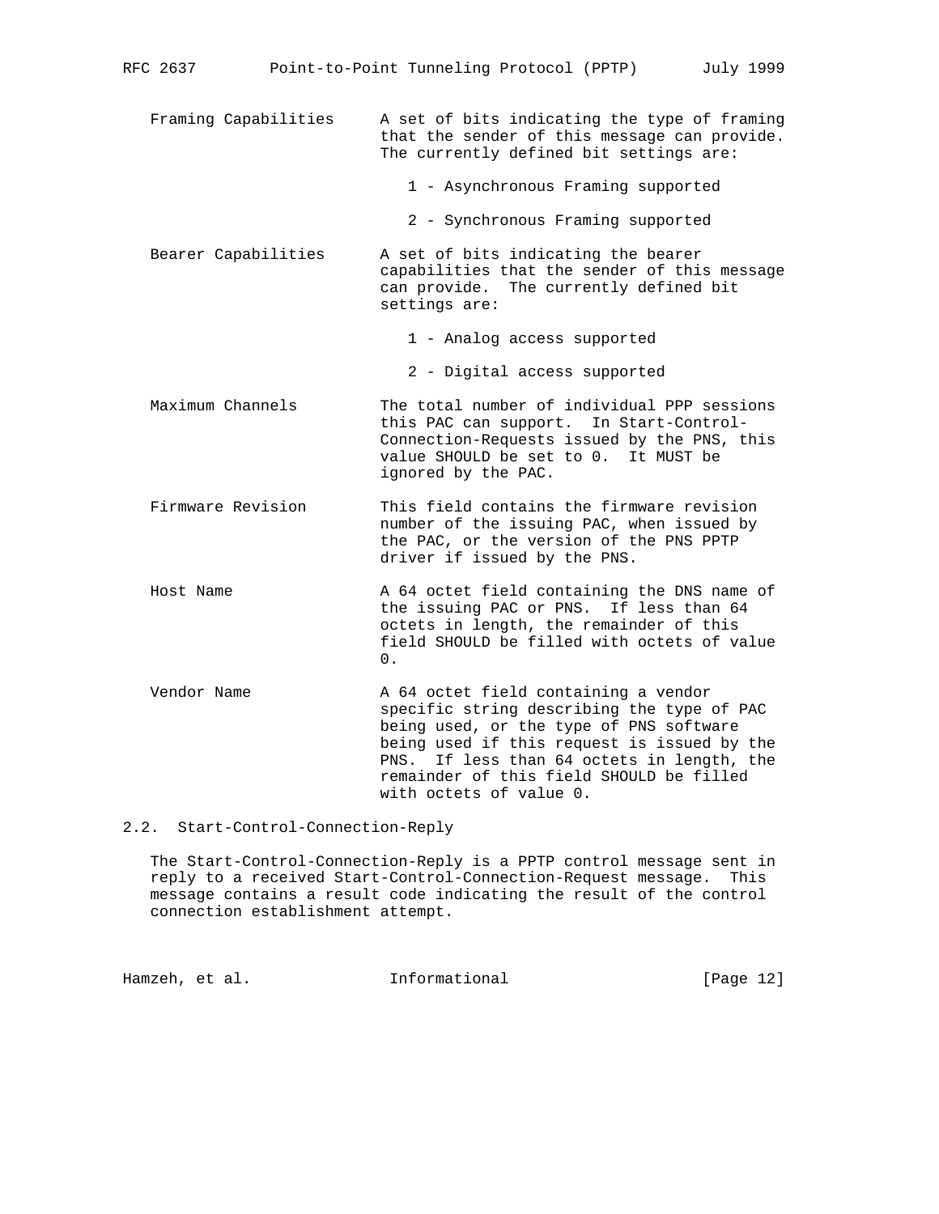Framing Capabilities
: A set of bits indicating the type of framing that the sender of this message can provide. The currently defined bit settings are:

  1 - Asynchronous Framing supported

  2 - Synchronous Framing supported

Bearer Capabilities
: A set of bits indicating the bearer capabilities that the sender of this message can provide. The currently defined bit settings are:

  1 - Analog access supported

  2 - Digital access supported

Maximum Channels
: The total number of individual PPP sessions this PAC can support. In Start-Control-Connection-Requests issued by the PNS, this value SHOULD be set to 0. It MUST be ignored by the PAC.

Firmware Revision
: This field contains the firmware revision number of the issuing PAC, when issued by the PAC, or the version of the PNS PPTP driver if issued by the PNS.

Host Name
: A 64 octet field containing the DNS name of the issuing PAC or PNS. If less than 64 octets in length, the remainder of this field SHOULD be filled with octets of value 0.

Vendor Name
: A 64 octet field containing a vendor specific string describing the type of PAC being used, or the type of PNS software being used if this request is issued by the PNS. If less than 64 octets in length, the remainder of this field SHOULD be filled with octets of value 0.

## 2.2. Start-Control-Connection-Reply

The Start-Control-Connection-Reply is a PPTP control message sent in reply to a received Start-Control-Connection-Request message. This message contains a result code indicating the result of the control connection establishment attempt.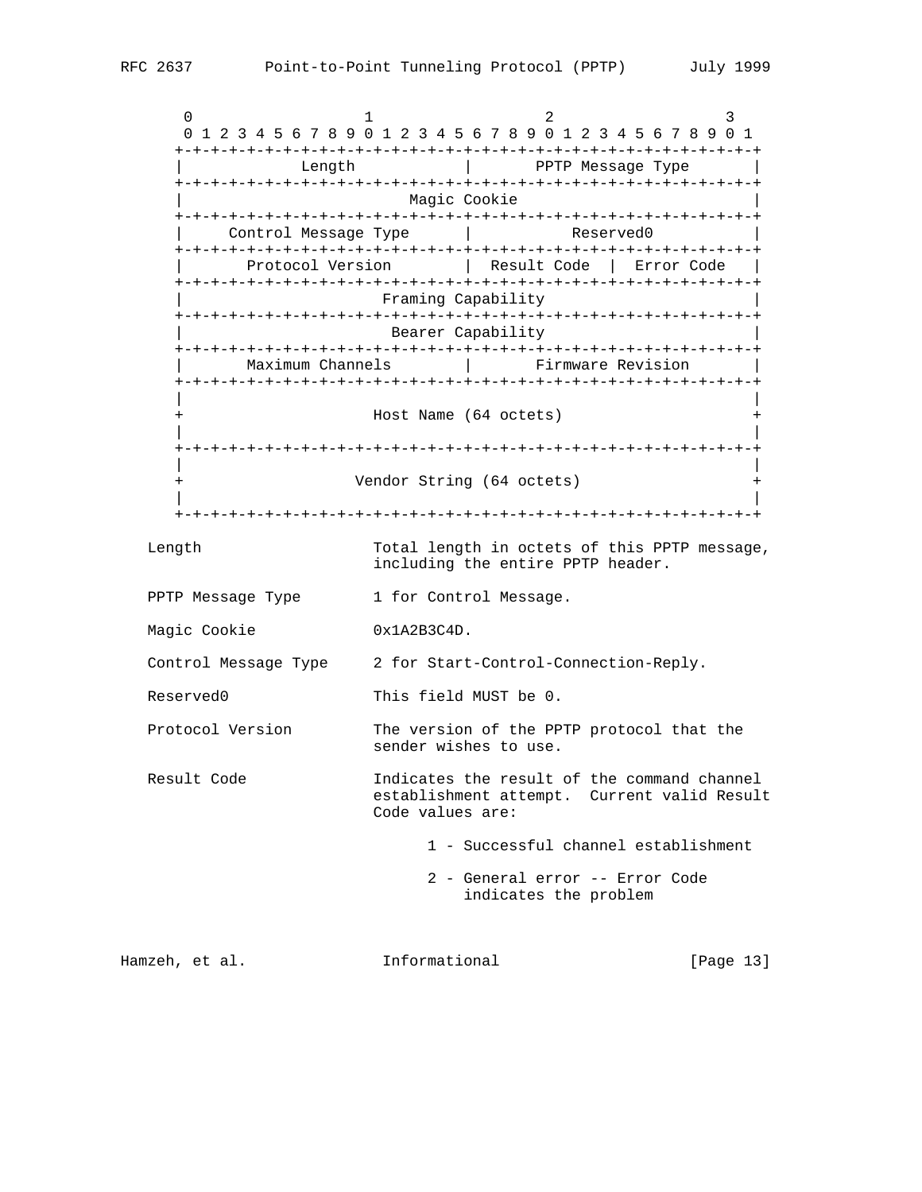```
    0                   1                   2                   3
    0 1 2 3 4 5 6 7 8 9 0 1 2 3 4 5 6 7 8 9 0 1 2 3 4 5 6 7 8 9 0 1
   +-+-+-+-+-+-+-+-+-+-+-+-+-+-+-+-+-+-+-+-+-+-+-+-+-+-+-+-+-+-+-+-+
   |             Length            |       PPTP Message Type       |
   +-+-+-+-+-+-+-+-+-+-+-+-+-+-+-+-+-+-+-+-+-+-+-+-+-+-+-+-+-+-+-+-+
   |                         Magic Cookie                          |
   +-+-+-+-+-+-+-+-+-+-+-+-+-+-+-+-+-+-+-+-+-+-+-+-+-+-+-+-+-+-+-+-+
   |     Control Message Type      |           Reserved0           |
   +-+-+-+-+-+-+-+-+-+-+-+-+-+-+-+-+-+-+-+-+-+-+-+-+-+-+-+-+-+-+-+-+
   |       Protocol Version        |  Result Code  |  Error Code   |
   +-+-+-+-+-+-+-+-+-+-+-+-+-+-+-+-+-+-+-+-+-+-+-+-+-+-+-+-+-+-+-+-+
   |                      Framing Capability                       |
   +-+-+-+-+-+-+-+-+-+-+-+-+-+-+-+-+-+-+-+-+-+-+-+-+-+-+-+-+-+-+-+-+
   |                       Bearer Capability                       |
   +-+-+-+-+-+-+-+-+-+-+-+-+-+-+-+-+-+-+-+-+-+-+-+-+-+-+-+-+-+-+-+-+
   |       Maximum Channels        |       Firmware Revision       |
   +-+-+-+-+-+-+-+-+-+-+-+-+-+-+-+-+-+-+-+-+-+-+-+-+-+-+-+-+-+-+-+-+
   |                                                               |
   +                     Host Name (64 octets)                     +
   |                                                               |
   +-+-+-+-+-+-+-+-+-+-+-+-+-+-+-+-+-+-+-+-+-+-+-+-+-+-+-+-+-+-+-+-+
   |                                                               |
   +                   Vendor String (64 octets)                   +
   |                                                               |
   +-+-+-+-+-+-+-+-+-+-+-+-+-+-+-+-+-+-+-+-+-+-+-+-+-+-+-+-+-+-+-+-+
```

```
   Length                    Total length in octets of this PPTP message,
                             including the entire PPTP header.

   PPTP Message Type         1 for Control Message.

   Magic Cookie              0x1A2B3C4D.

   Control Message Type      2 for Start-Control-Connection-Reply.

   Reserved0                 This field MUST be 0.

   Protocol Version          The version of the PPTP protocol that the
                             sender wishes to use.

   Result Code               Indicates the result of the command channel
                             establishment attempt.  Current valid Result
                             Code values are:

                                   1 - Successful channel establishment

                                   2 - General error -- Error Code
                                       indicates the problem
```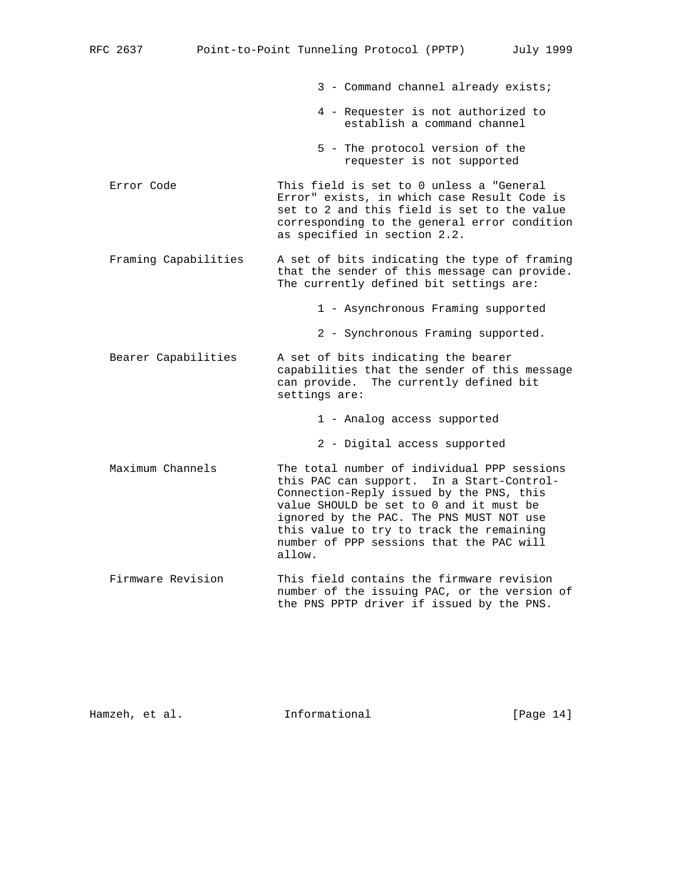3 - Command channel already exists;

4 - Requester is not authorized to establish a command channel

5 - The protocol version of the requester is not supported

Error Code
: This field is set to 0 unless a "General Error" exists, in which case Result Code is set to 2 and this field is set to the value corresponding to the general error condition as specified in section 2.2.

Framing Capabilities
: A set of bits indicating the type of framing that the sender of this message can provide. The currently defined bit settings are:

  1 - Asynchronous Framing supported

  2 - Synchronous Framing supported.

Bearer Capabilities
: A set of bits indicating the bearer capabilities that the sender of this message can provide. The currently defined bit settings are:

  1 - Analog access supported

  2 - Digital access supported

Maximum Channels
: The total number of individual PPP sessions this PAC can support. In a Start-Control-Connection-Reply issued by the PNS, this value SHOULD be set to 0 and it must be ignored by the PAC. The PNS MUST NOT use this value to try to track the remaining number of PPP sessions that the PAC will allow.

Firmware Revision
: This field contains the firmware revision number of the issuing PAC, or the version of the PNS PPTP driver if issued by the PNS.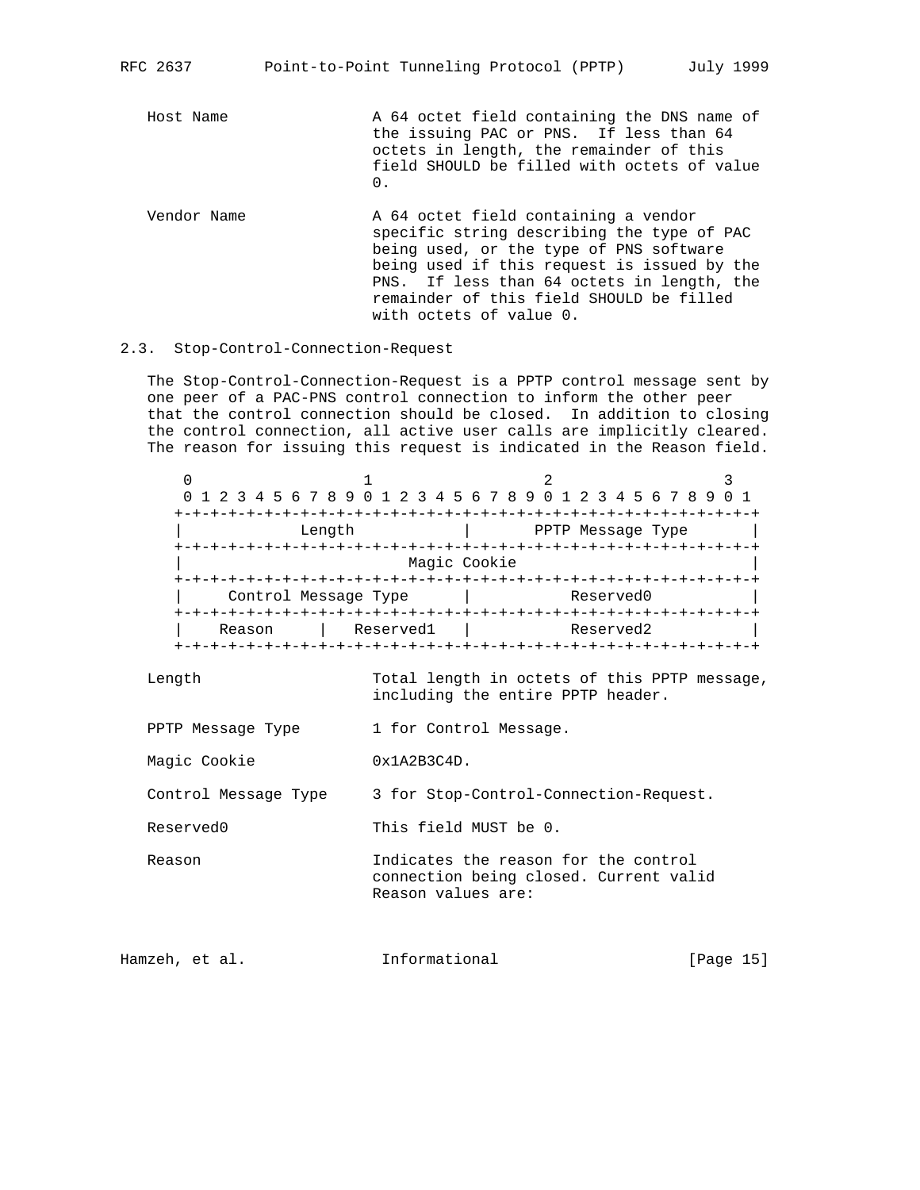Host Name — A 64 octet field containing the DNS name of the issuing PAC or PNS. If less than 64 octets in length, the remainder of this field SHOULD be filled with octets of value 0.

Vendor Name — A 64 octet field containing a vendor specific string describing the type of PAC being used, or the type of PNS software being used if this request is issued by the PNS. If less than 64 octets in length, the remainder of this field SHOULD be filled with octets of value 0.

### 2.3. Stop-Control-Connection-Request

The Stop-Control-Connection-Request is a PPTP control message sent by one peer of a PAC-PNS control connection to inform the other peer that the control connection should be closed. In addition to closing the control connection, all active user calls are implicitly cleared. The reason for issuing this request is indicated in the Reason field.

```
 0                   1                   2                   3
 0 1 2 3 4 5 6 7 8 9 0 1 2 3 4 5 6 7 8 9 0 1 2 3 4 5 6 7 8 9 0 1
+-+-+-+-+-+-+-+-+-+-+-+-+-+-+-+-+-+-+-+-+-+-+-+-+-+-+-+-+-+-+-+-+
|            Length             |       PPTP Message Type       |
+-+-+-+-+-+-+-+-+-+-+-+-+-+-+-+-+-+-+-+-+-+-+-+-+-+-+-+-+-+-+-+-+
|                         Magic Cookie                          |
+-+-+-+-+-+-+-+-+-+-+-+-+-+-+-+-+-+-+-+-+-+-+-+-+-+-+-+-+-+-+-+-+
|     Control Message Type      |           Reserved0           |
+-+-+-+-+-+-+-+-+-+-+-+-+-+-+-+-+-+-+-+-+-+-+-+-+-+-+-+-+-+-+-+-+
|    Reason     |   Reserved1   |           Reserved2           |
+-+-+-+-+-+-+-+-+-+-+-+-+-+-+-+-+-+-+-+-+-+-+-+-+-+-+-+-+-+-+-+-+
```

Length — Total length in octets of this PPTP message, including the entire PPTP header.

PPTP Message Type — 1 for Control Message.

Magic Cookie — 0x1A2B3C4D.

Control Message Type — 3 for Stop-Control-Connection-Request.

Reserved0 — This field MUST be 0.

Reason — Indicates the reason for the control connection being closed. Current valid Reason values are: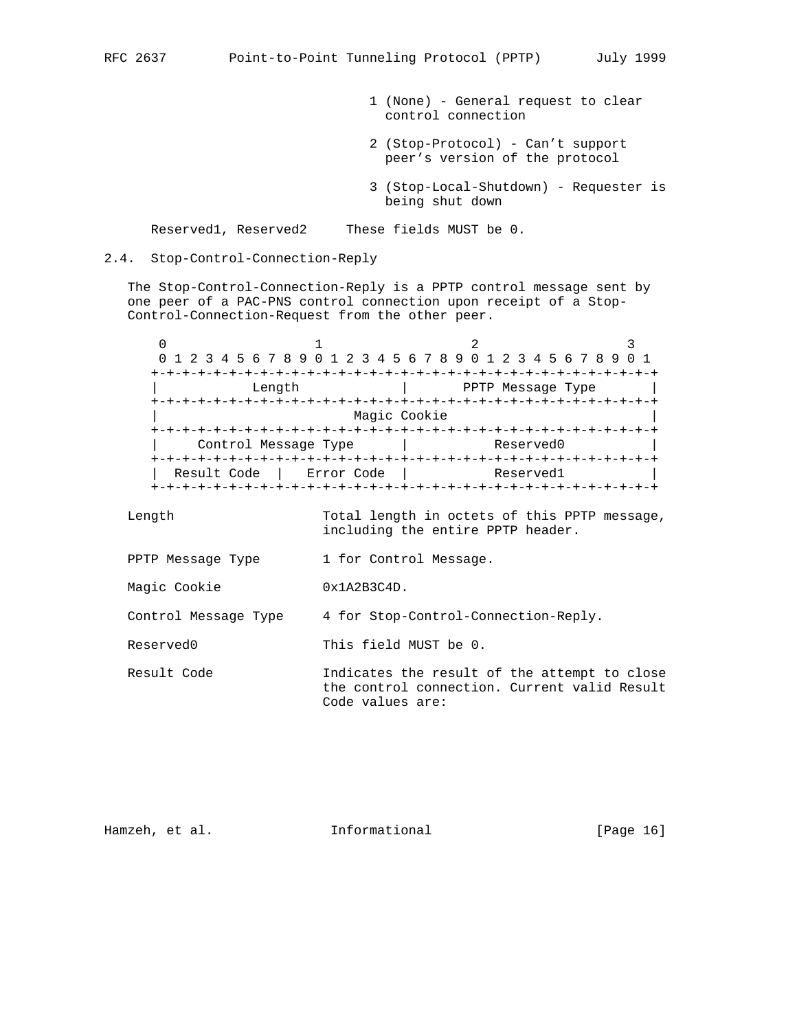1 (None) - General request to clear control connection

2 (Stop-Protocol) - Can't support peer's version of the protocol

3 (Stop-Local-Shutdown) - Requester is being shut down

Reserved1, Reserved2 These fields MUST be 0.

## 2.4. Stop-Control-Connection-Reply

The Stop-Control-Connection-Reply is a PPTP control message sent by one peer of a PAC-PNS control connection upon receipt of a Stop-Control-Connection-Request from the other peer.

```
 0                   1                   2                   3
 0 1 2 3 4 5 6 7 8 9 0 1 2 3 4 5 6 7 8 9 0 1 2 3 4 5 6 7 8 9 0 1
+-+-+-+-+-+-+-+-+-+-+-+-+-+-+-+-+-+-+-+-+-+-+-+-+-+-+-+-+-+-+-+-+
|           Length              |       PPTP Message Type       |
+-+-+-+-+-+-+-+-+-+-+-+-+-+-+-+-+-+-+-+-+-+-+-+-+-+-+-+-+-+-+-+-+
|                          Magic Cookie                         |
+-+-+-+-+-+-+-+-+-+-+-+-+-+-+-+-+-+-+-+-+-+-+-+-+-+-+-+-+-+-+-+-+
|     Control Message Type      |           Reserved0           |
+-+-+-+-+-+-+-+-+-+-+-+-+-+-+-+-+-+-+-+-+-+-+-+-+-+-+-+-+-+-+-+-+
|  Result Code  |   Error Code  |           Reserved1           |
+-+-+-+-+-+-+-+-+-+-+-+-+-+-+-+-+-+-+-+-+-+-+-+-+-+-+-+-+-+-+-+-+
```

Length Total length in octets of this PPTP message, including the entire PPTP header.

PPTP Message Type 1 for Control Message.

Magic Cookie 0x1A2B3C4D.

Control Message Type 4 for Stop-Control-Connection-Reply.

Reserved0 This field MUST be 0.

Result Code Indicates the result of the attempt to close the control connection. Current valid Result Code values are: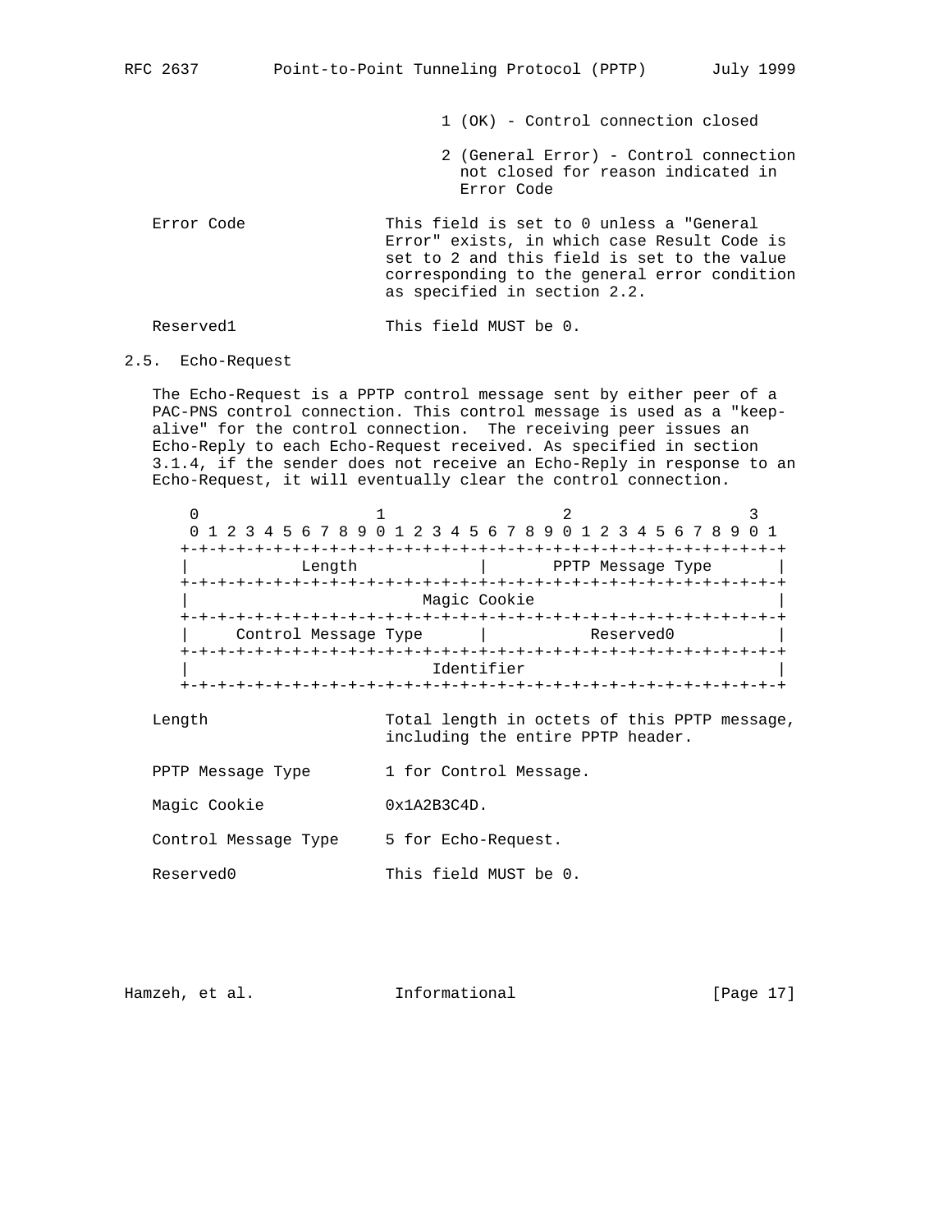1 (OK) - Control connection closed

2 (General Error) - Control connection not closed for reason indicated in Error Code

Error Code — This field is set to 0 unless a "General Error" exists, in which case Result Code is set to 2 and this field is set to the value corresponding to the general error condition as specified in section 2.2.

Reserved1 — This field MUST be 0.

## 2.5. Echo-Request

The Echo-Request is a PPTP control message sent by either peer of a PAC-PNS control connection. This control message is used as a "keep-alive" for the control connection.  The receiving peer issues an Echo-Reply to each Echo-Request received. As specified in section 3.1.4, if the sender does not receive an Echo-Reply in response to an Echo-Request, it will eventually clear the control connection.

```
 0                   1                   2                   3
 0 1 2 3 4 5 6 7 8 9 0 1 2 3 4 5 6 7 8 9 0 1 2 3 4 5 6 7 8 9 0 1
+-+-+-+-+-+-+-+-+-+-+-+-+-+-+-+-+-+-+-+-+-+-+-+-+-+-+-+-+-+-+-+-+
|           Length              |       PPTP Message Type       |
+-+-+-+-+-+-+-+-+-+-+-+-+-+-+-+-+-+-+-+-+-+-+-+-+-+-+-+-+-+-+-+-+
|                         Magic Cookie                          |
+-+-+-+-+-+-+-+-+-+-+-+-+-+-+-+-+-+-+-+-+-+-+-+-+-+-+-+-+-+-+-+-+
|     Control Message Type      |          Reserved0            |
+-+-+-+-+-+-+-+-+-+-+-+-+-+-+-+-+-+-+-+-+-+-+-+-+-+-+-+-+-+-+-+-+
|                          Identifier                           |
+-+-+-+-+-+-+-+-+-+-+-+-+-+-+-+-+-+-+-+-+-+-+-+-+-+-+-+-+-+-+-+-+
```

Length — Total length in octets of this PPTP message, including the entire PPTP header.

PPTP Message Type — 1 for Control Message.

Magic Cookie — 0x1A2B3C4D.

Control Message Type — 5 for Echo-Request.

Reserved0 — This field MUST be 0.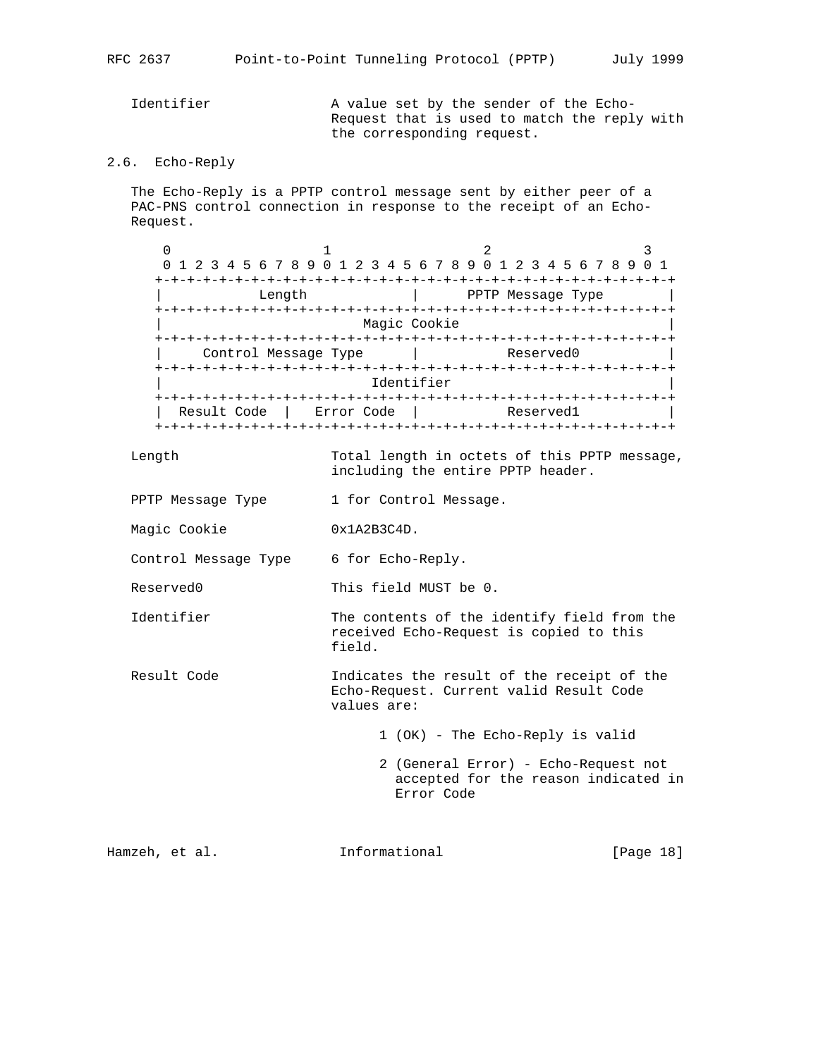Identifier A value set by the sender of the Echo-Request that is used to match the reply with the corresponding request.

## 2.6. Echo-Reply

The Echo-Reply is a PPTP control message sent by either peer of a PAC-PNS control connection in response to the receipt of an Echo-Request.

```
 0                   1                   2                   3
 0 1 2 3 4 5 6 7 8 9 0 1 2 3 4 5 6 7 8 9 0 1 2 3 4 5 6 7 8 9 0 1
+-+-+-+-+-+-+-+-+-+-+-+-+-+-+-+-+-+-+-+-+-+-+-+-+-+-+-+-+-+-+-+-+
|            Length             |      PPTP Message Type        |
+-+-+-+-+-+-+-+-+-+-+-+-+-+-+-+-+-+-+-+-+-+-+-+-+-+-+-+-+-+-+-+-+
|                         Magic Cookie                          |
+-+-+-+-+-+-+-+-+-+-+-+-+-+-+-+-+-+-+-+-+-+-+-+-+-+-+-+-+-+-+-+-+
|     Control Message Type      |           Reserved0           |
+-+-+-+-+-+-+-+-+-+-+-+-+-+-+-+-+-+-+-+-+-+-+-+-+-+-+-+-+-+-+-+-+
|                          Identifier                           |
+-+-+-+-+-+-+-+-+-+-+-+-+-+-+-+-+-+-+-+-+-+-+-+-+-+-+-+-+-+-+-+-+
|  Result Code  |   Error Code  |           Reserved1           |
+-+-+-+-+-+-+-+-+-+-+-+-+-+-+-+-+-+-+-+-+-+-+-+-+-+-+-+-+-+-+-+-+
```

Length Total length in octets of this PPTP message, including the entire PPTP header.

PPTP Message Type 1 for Control Message.

Magic Cookie 0x1A2B3C4D.

Control Message Type 6 for Echo-Reply.

Reserved0 This field MUST be 0.

Identifier The contents of the identify field from the received Echo-Request is copied to this field.

Result Code Indicates the result of the receipt of the Echo-Request. Current valid Result Code values are:

- 1 (OK) - The Echo-Reply is valid
- 2 (General Error) - Echo-Request not accepted for the reason indicated in Error Code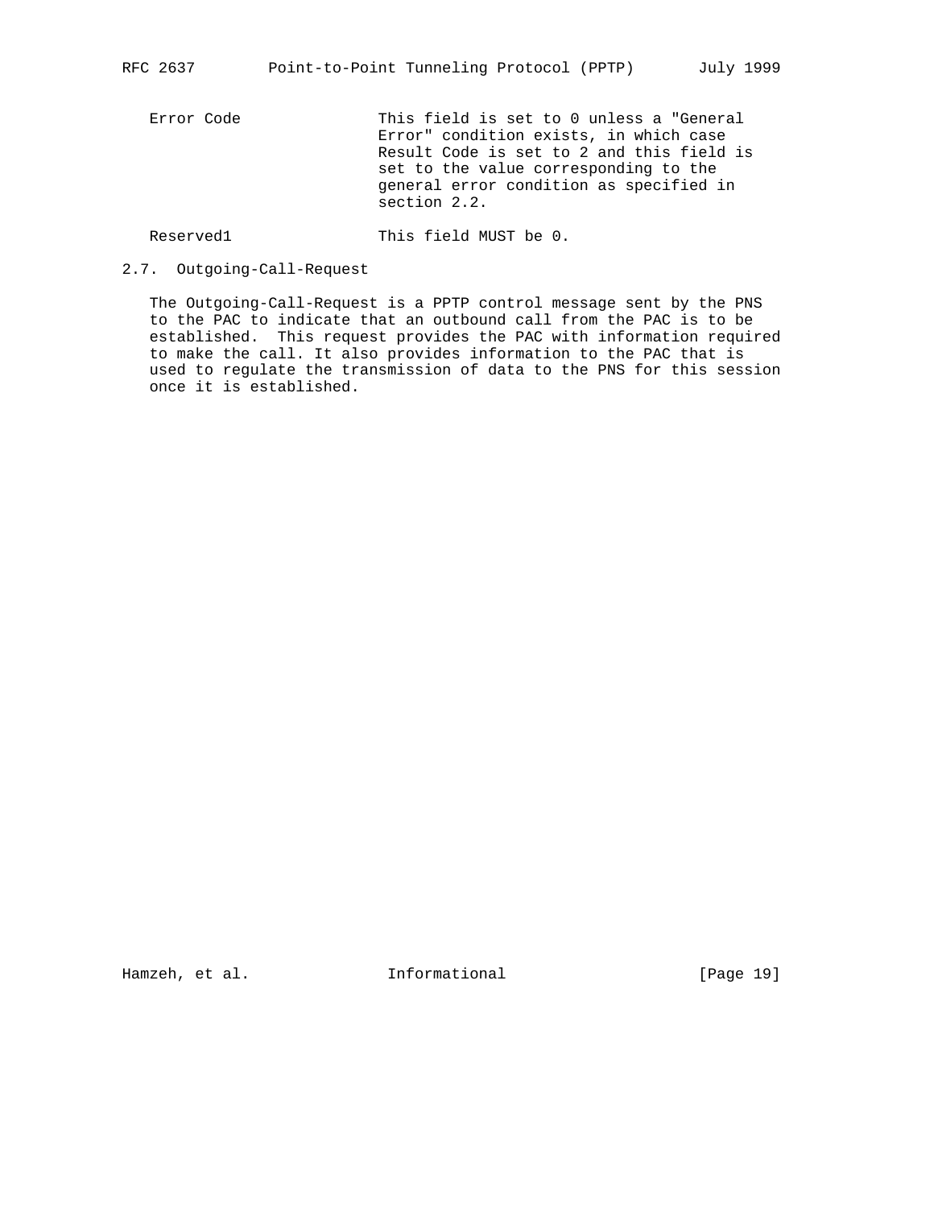Error Code — This field is set to 0 unless a "General Error" condition exists, in which case Result Code is set to 2 and this field is set to the value corresponding to the general error condition as specified in section 2.2.

Reserved1 — This field MUST be 0.

## 2.7. Outgoing-Call-Request

The Outgoing-Call-Request is a PPTP control message sent by the PNS to the PAC to indicate that an outbound call from the PAC is to be established. This request provides the PAC with information required to make the call. It also provides information to the PAC that is used to regulate the transmission of data to the PNS for this session once it is established.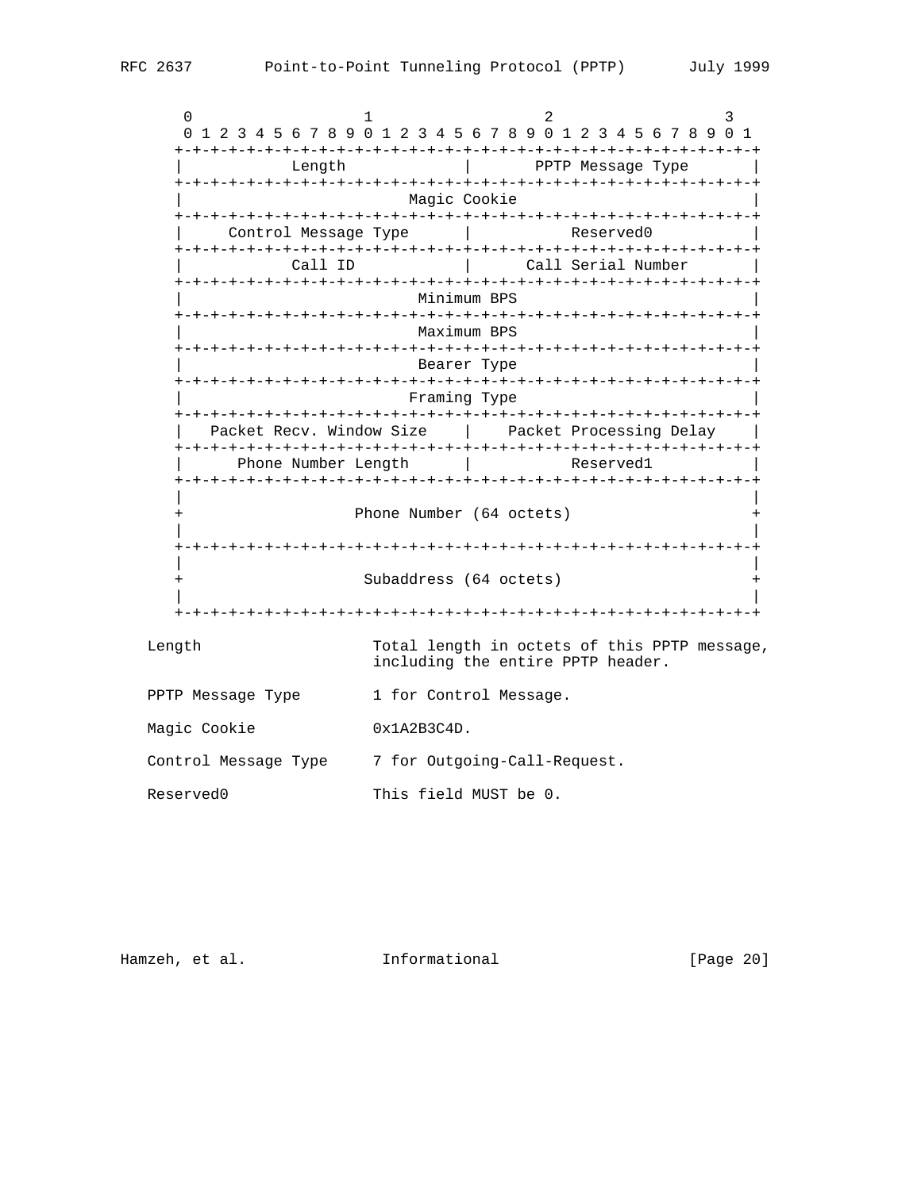```
    0                   1                   2                   3
    0 1 2 3 4 5 6 7 8 9 0 1 2 3 4 5 6 7 8 9 0 1 2 3 4 5 6 7 8 9 0 1
   +-+-+-+-+-+-+-+-+-+-+-+-+-+-+-+-+-+-+-+-+-+-+-+-+-+-+-+-+-+-+-+-+
   |           Length              |      PPTP Message Type        |
   +-+-+-+-+-+-+-+-+-+-+-+-+-+-+-+-+-+-+-+-+-+-+-+-+-+-+-+-+-+-+-+-+
   |                         Magic Cookie                          |
   +-+-+-+-+-+-+-+-+-+-+-+-+-+-+-+-+-+-+-+-+-+-+-+-+-+-+-+-+-+-+-+-+
   |     Control Message Type      |           Reserved0           |
   +-+-+-+-+-+-+-+-+-+-+-+-+-+-+-+-+-+-+-+-+-+-+-+-+-+-+-+-+-+-+-+-+
   |           Call ID             |      Call Serial Number       |
   +-+-+-+-+-+-+-+-+-+-+-+-+-+-+-+-+-+-+-+-+-+-+-+-+-+-+-+-+-+-+-+-+
   |                          Minimum BPS                          |
   +-+-+-+-+-+-+-+-+-+-+-+-+-+-+-+-+-+-+-+-+-+-+-+-+-+-+-+-+-+-+-+-+
   |                          Maximum BPS                          |
   +-+-+-+-+-+-+-+-+-+-+-+-+-+-+-+-+-+-+-+-+-+-+-+-+-+-+-+-+-+-+-+-+
   |                          Bearer Type                          |
   +-+-+-+-+-+-+-+-+-+-+-+-+-+-+-+-+-+-+-+-+-+-+-+-+-+-+-+-+-+-+-+-+
   |                         Framing Type                          |
   +-+-+-+-+-+-+-+-+-+-+-+-+-+-+-+-+-+-+-+-+-+-+-+-+-+-+-+-+-+-+-+-+
   |   Packet Recv. Window Size    |    Packet Processing Delay    |
   +-+-+-+-+-+-+-+-+-+-+-+-+-+-+-+-+-+-+-+-+-+-+-+-+-+-+-+-+-+-+-+-+
   |      Phone Number Length      |           Reserved1           |
   +-+-+-+-+-+-+-+-+-+-+-+-+-+-+-+-+-+-+-+-+-+-+-+-+-+-+-+-+-+-+-+-+
   |                                                               |
   +                   Phone Number (64 octets)                    +
   |                                                               |
   +-+-+-+-+-+-+-+-+-+-+-+-+-+-+-+-+-+-+-+-+-+-+-+-+-+-+-+-+-+-+-+-+
   |                                                               |
   +                    Subaddress (64 octets)                     +
   |                                                               |
   +-+-+-+-+-+-+-+-+-+-+-+-+-+-+-+-+-+-+-+-+-+-+-+-+-+-+-+-+-+-+-+-+
```

```
   Length                    Total length in octets of this PPTP message,
                             including the entire PPTP header.

   PPTP Message Type         1 for Control Message.

   Magic Cookie              0x1A2B3C4D.

   Control Message Type      7 for Outgoing-Call-Request.

   Reserved0                 This field MUST be 0.
```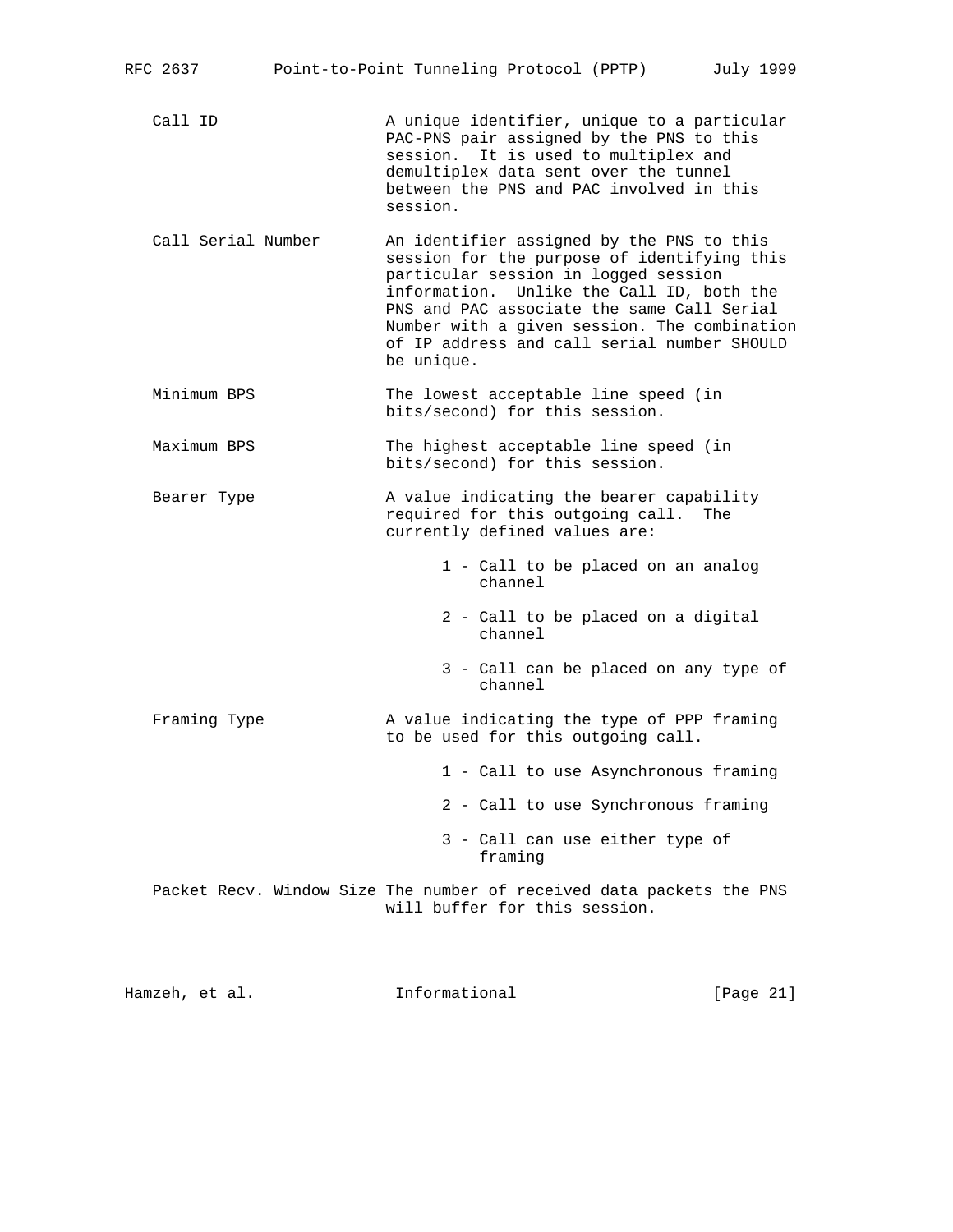Call ID A unique identifier, unique to a particular PAC-PNS pair assigned by the PNS to this session. It is used to multiplex and demultiplex data sent over the tunnel between the PNS and PAC involved in this session.

Call Serial Number An identifier assigned by the PNS to this session for the purpose of identifying this particular session in logged session information. Unlike the Call ID, both the PNS and PAC associate the same Call Serial Number with a given session. The combination of IP address and call serial number SHOULD be unique.

Minimum BPS The lowest acceptable line speed (in bits/second) for this session.

Maximum BPS The highest acceptable line speed (in bits/second) for this session.

Bearer Type A value indicating the bearer capability required for this outgoing call. The currently defined values are:

- 1 - Call to be placed on an analog channel
- 2 - Call to be placed on a digital channel
- 3 - Call can be placed on any type of channel

Framing Type A value indicating the type of PPP framing to be used for this outgoing call.

- 1 - Call to use Asynchronous framing
- 2 - Call to use Synchronous framing
- 3 - Call can use either type of framing

Packet Recv. Window Size The number of received data packets the PNS will buffer for this session.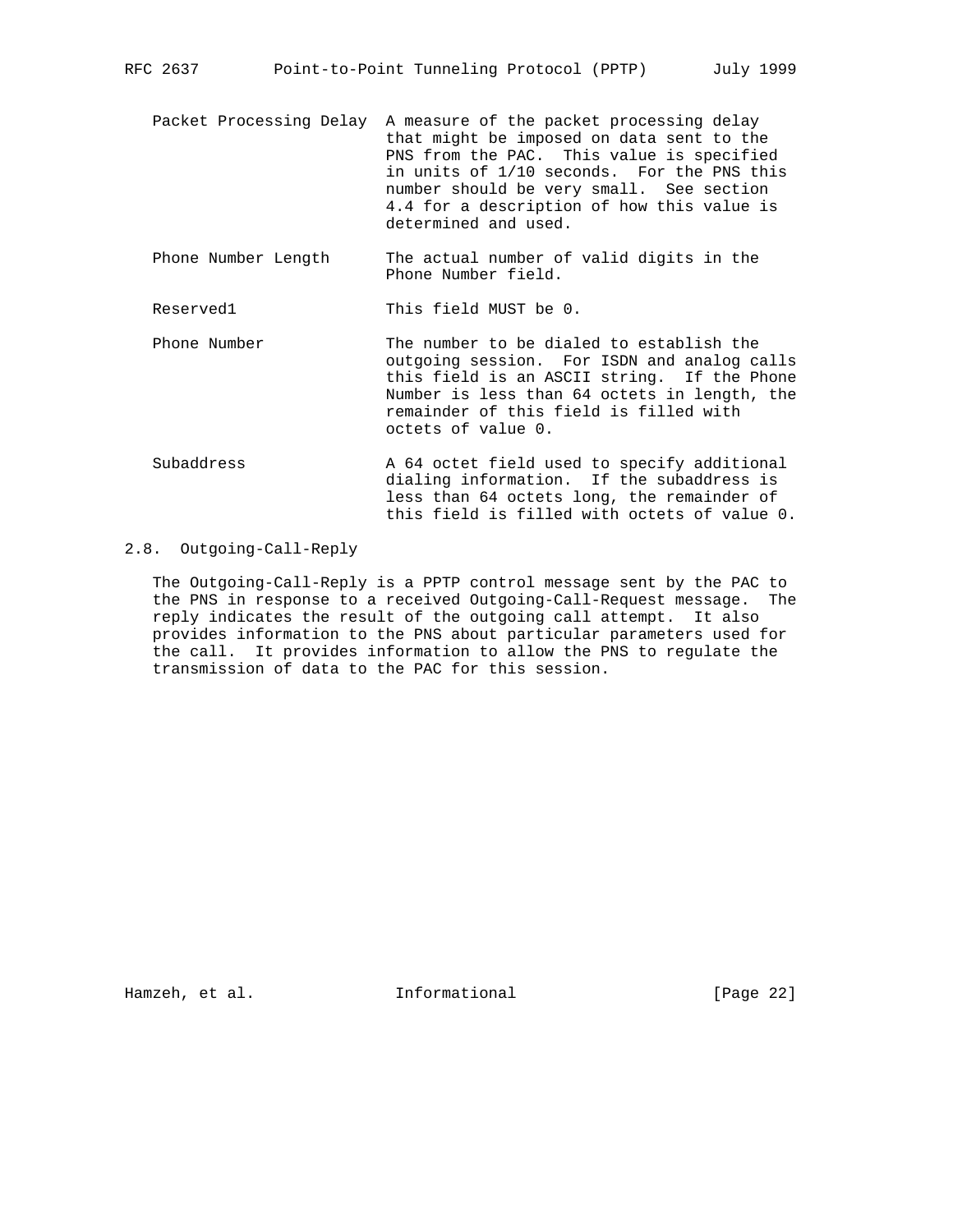Packet Processing Delay
: A measure of the packet processing delay that might be imposed on data sent to the PNS from the PAC. This value is specified in units of 1/10 seconds. For the PNS this number should be very small. See section 4.4 for a description of how this value is determined and used.

Phone Number Length
: The actual number of valid digits in the Phone Number field.

Reserved1
: This field MUST be 0.

Phone Number
: The number to be dialed to establish the outgoing session. For ISDN and analog calls this field is an ASCII string. If the Phone Number is less than 64 octets in length, the remainder of this field is filled with octets of value 0.

Subaddress
: A 64 octet field used to specify additional dialing information. If the subaddress is less than 64 octets long, the remainder of this field is filled with octets of value 0.

## 2.8. Outgoing-Call-Reply

The Outgoing-Call-Reply is a PPTP control message sent by the PAC to the PNS in response to a received Outgoing-Call-Request message. The reply indicates the result of the outgoing call attempt. It also provides information to the PNS about particular parameters used for the call. It provides information to allow the PNS to regulate the transmission of data to the PAC for this session.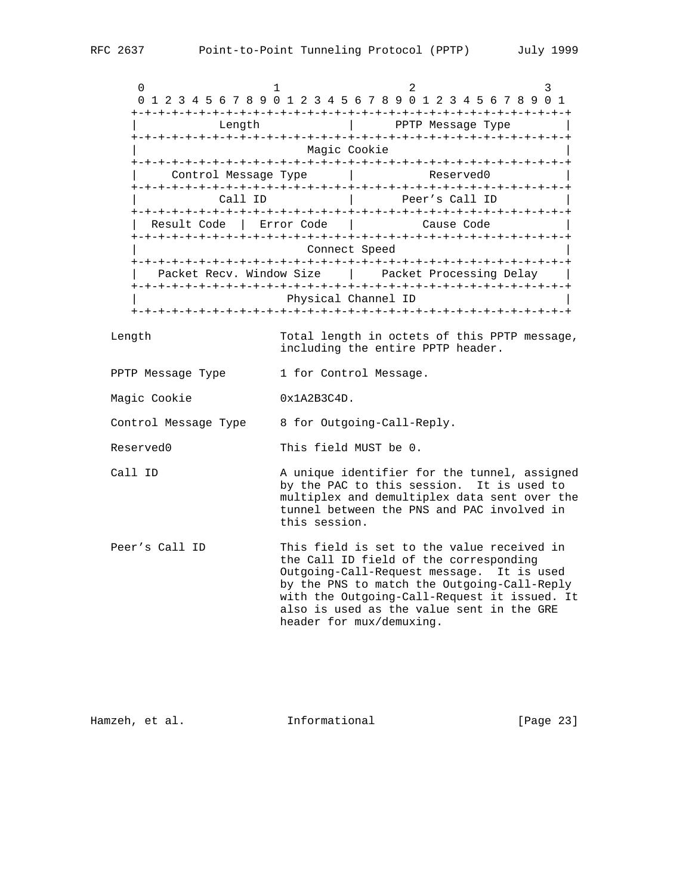```
       0                   1                   2                   3
       0 1 2 3 4 5 6 7 8 9 0 1 2 3 4 5 6 7 8 9 0 1 2 3 4 5 6 7 8 9 0 1
      +-+-+-+-+-+-+-+-+-+-+-+-+-+-+-+-+-+-+-+-+-+-+-+-+-+-+-+-+-+-+-+-+
      |            Length             |       PPTP Message Type       |
      +-+-+-+-+-+-+-+-+-+-+-+-+-+-+-+-+-+-+-+-+-+-+-+-+-+-+-+-+-+-+-+-+
      |                         Magic Cookie                          |
      +-+-+-+-+-+-+-+-+-+-+-+-+-+-+-+-+-+-+-+-+-+-+-+-+-+-+-+-+-+-+-+-+
      |     Control Message Type      |           Reserved0           |
      +-+-+-+-+-+-+-+-+-+-+-+-+-+-+-+-+-+-+-+-+-+-+-+-+-+-+-+-+-+-+-+-+
      |            Call ID            |        Peer's Call ID         |
      +-+-+-+-+-+-+-+-+-+-+-+-+-+-+-+-+-+-+-+-+-+-+-+-+-+-+-+-+-+-+-+-+
      |  Result Code  |  Error Code   |          Cause Code           |
      +-+-+-+-+-+-+-+-+-+-+-+-+-+-+-+-+-+-+-+-+-+-+-+-+-+-+-+-+-+-+-+-+
      |                         Connect Speed                         |
      +-+-+-+-+-+-+-+-+-+-+-+-+-+-+-+-+-+-+-+-+-+-+-+-+-+-+-+-+-+-+-+-+
      |   Packet Recv. Window Size    |    Packet Processing Delay    |
      +-+-+-+-+-+-+-+-+-+-+-+-+-+-+-+-+-+-+-+-+-+-+-+-+-+-+-+-+-+-+-+-+
      |                      Physical Channel ID                      |
      +-+-+-+-+-+-+-+-+-+-+-+-+-+-+-+-+-+-+-+-+-+-+-+-+-+-+-+-+-+-+-+-+
```

```
   Length                  Total length in octets of this PPTP message,
                           including the entire PPTP header.

   PPTP Message Type       1 for Control Message.

   Magic Cookie            0x1A2B3C4D.

   Control Message Type    8 for Outgoing-Call-Reply.

   Reserved0               This field MUST be 0.

   Call ID                 A unique identifier for the tunnel, assigned
                           by the PAC to this session.  It is used to
                           multiplex and demultiplex data sent over the
                           tunnel between the PNS and PAC involved in
                           this session.

   Peer's Call ID          This field is set to the value received in
                           the Call ID field of the corresponding
                           Outgoing-Call-Request message.  It is used
                           by the PNS to match the Outgoing-Call-Reply
                           with the Outgoing-Call-Request it issued. It
                           also is used as the value sent in the GRE
                           header for mux/demuxing.
```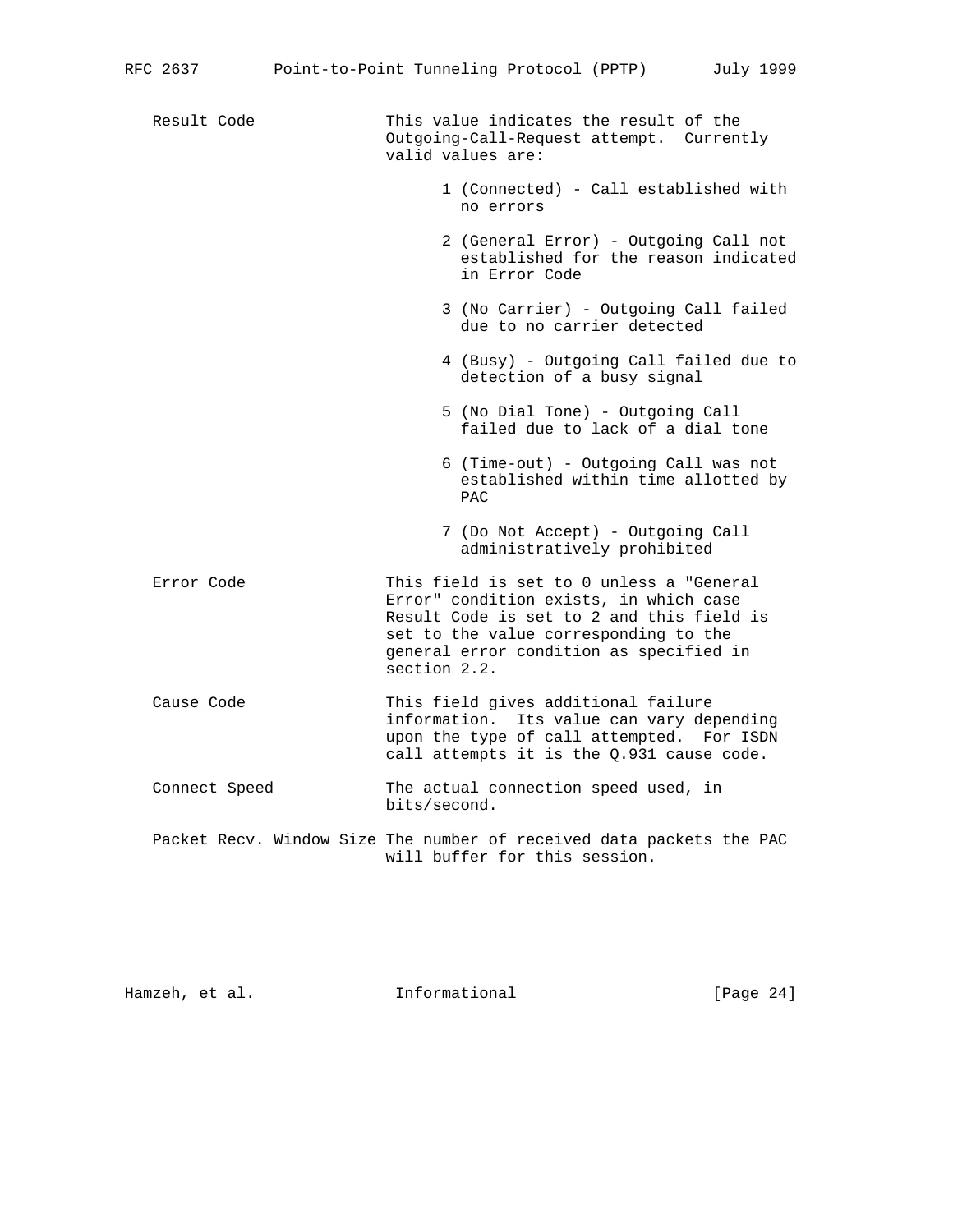Result Code This value indicates the result of the Outgoing-Call-Request attempt. Currently valid values are:

- 1 (Connected) - Call established with no errors
- 2 (General Error) - Outgoing Call not established for the reason indicated in Error Code
- 3 (No Carrier) - Outgoing Call failed due to no carrier detected
- 4 (Busy) - Outgoing Call failed due to detection of a busy signal
- 5 (No Dial Tone) - Outgoing Call failed due to lack of a dial tone
- 6 (Time-out) - Outgoing Call was not established within time allotted by PAC
- 7 (Do Not Accept) - Outgoing Call administratively prohibited

Error Code This field is set to 0 unless a "General Error" condition exists, in which case Result Code is set to 2 and this field is set to the value corresponding to the general error condition as specified in section 2.2.

Cause Code This field gives additional failure information. Its value can vary depending upon the type of call attempted. For ISDN call attempts it is the Q.931 cause code.

Connect Speed The actual connection speed used, in bits/second.

Packet Recv. Window Size The number of received data packets the PAC will buffer for this session.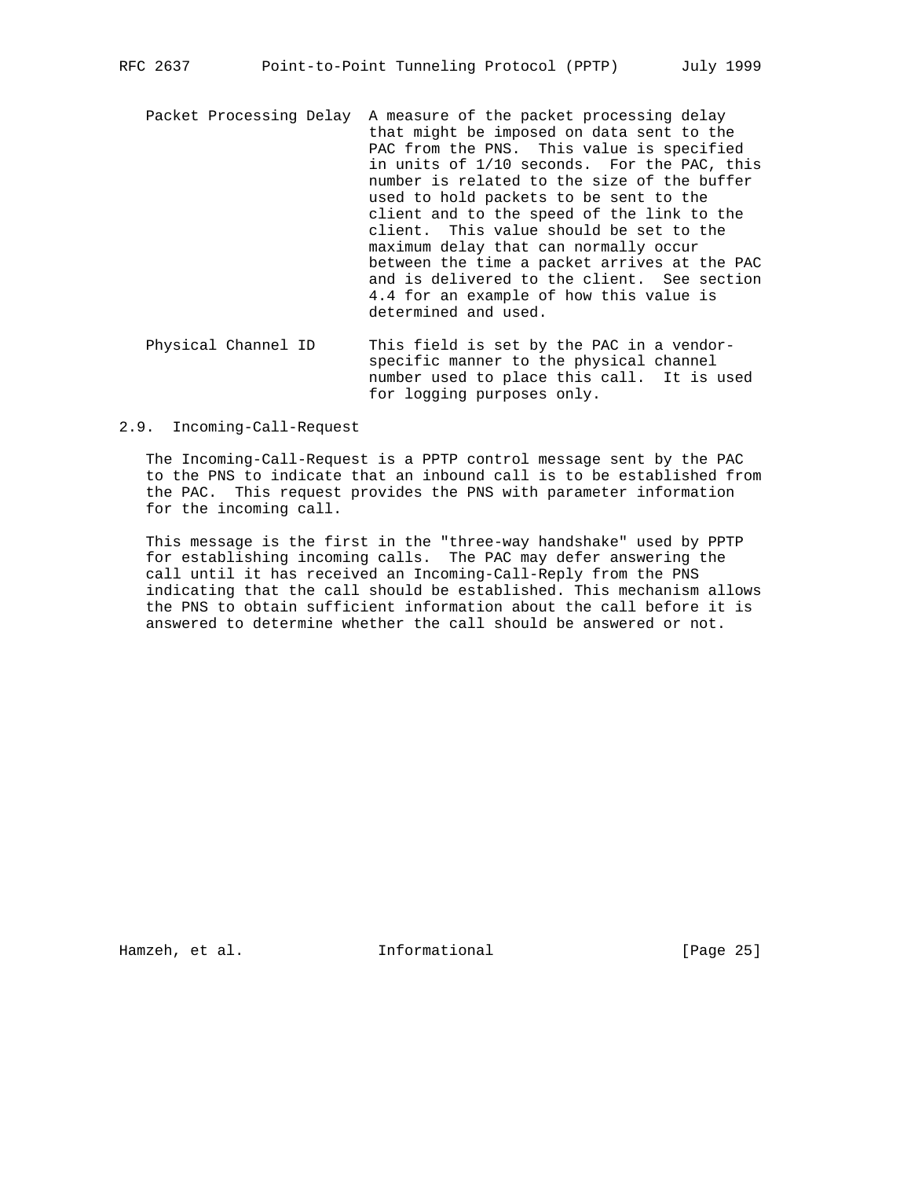Packet Processing Delay — A measure of the packet processing delay that might be imposed on data sent to the PAC from the PNS. This value is specified in units of 1/10 seconds. For the PAC, this number is related to the size of the buffer used to hold packets to be sent to the client and to the speed of the link to the client. This value should be set to the maximum delay that can normally occur between the time a packet arrives at the PAC and is delivered to the client. See section 4.4 for an example of how this value is determined and used.

Physical Channel ID — This field is set by the PAC in a vendor-specific manner to the physical channel number used to place this call. It is used for logging purposes only.

## 2.9. Incoming-Call-Request

The Incoming-Call-Request is a PPTP control message sent by the PAC to the PNS to indicate that an inbound call is to be established from the PAC. This request provides the PNS with parameter information for the incoming call.

This message is the first in the "three-way handshake" used by PPTP for establishing incoming calls. The PAC may defer answering the call until it has received an Incoming-Call-Reply from the PNS indicating that the call should be established. This mechanism allows the PNS to obtain sufficient information about the call before it is answered to determine whether the call should be answered or not.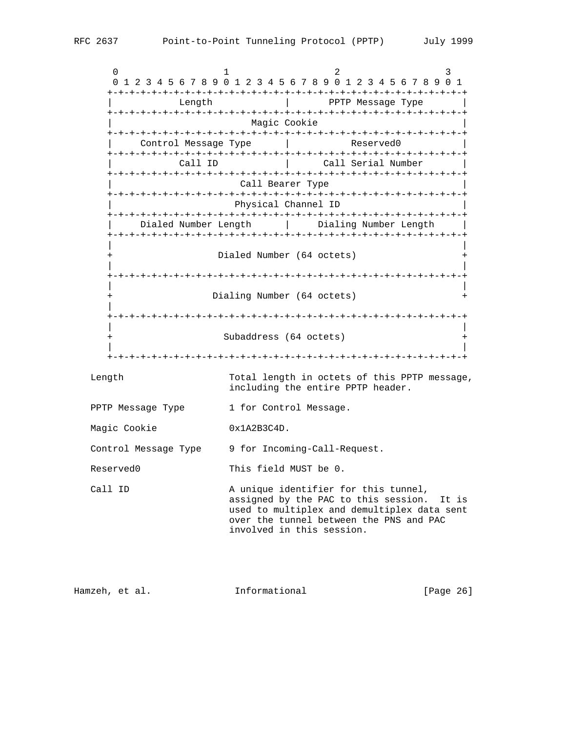```
    0                   1                   2                   3
    0 1 2 3 4 5 6 7 8 9 0 1 2 3 4 5 6 7 8 9 0 1 2 3 4 5 6 7 8 9 0 1
   +-+-+-+-+-+-+-+-+-+-+-+-+-+-+-+-+-+-+-+-+-+-+-+-+-+-+-+-+-+-+-+-+
   |            Length             |      PPTP Message Type        |
   +-+-+-+-+-+-+-+-+-+-+-+-+-+-+-+-+-+-+-+-+-+-+-+-+-+-+-+-+-+-+-+-+
   |                         Magic Cookie                          |
   +-+-+-+-+-+-+-+-+-+-+-+-+-+-+-+-+-+-+-+-+-+-+-+-+-+-+-+-+-+-+-+-+
   |     Control Message Type      |           Reserved0           |
   +-+-+-+-+-+-+-+-+-+-+-+-+-+-+-+-+-+-+-+-+-+-+-+-+-+-+-+-+-+-+-+-+
   |            Call ID            |      Call Serial Number       |
   +-+-+-+-+-+-+-+-+-+-+-+-+-+-+-+-+-+-+-+-+-+-+-+-+-+-+-+-+-+-+-+-+
   |                       Call Bearer Type                        |
   +-+-+-+-+-+-+-+-+-+-+-+-+-+-+-+-+-+-+-+-+-+-+-+-+-+-+-+-+-+-+-+-+
   |                      Physical Channel ID                      |
   +-+-+-+-+-+-+-+-+-+-+-+-+-+-+-+-+-+-+-+-+-+-+-+-+-+-+-+-+-+-+-+-+
   |     Dialed Number Length      |     Dialing Number Length     |
   +-+-+-+-+-+-+-+-+-+-+-+-+-+-+-+-+-+-+-+-+-+-+-+-+-+-+-+-+-+-+-+-+
   |                                                               |
   +                   Dialed Number (64 octets)                   +
   |                                                               |
   +-+-+-+-+-+-+-+-+-+-+-+-+-+-+-+-+-+-+-+-+-+-+-+-+-+-+-+-+-+-+-+-+
   |                                                               |
   +                  Dialing Number (64 octets)                   +
   |
   +-+-+-+-+-+-+-+-+-+-+-+-+-+-+-+-+-+-+-+-+-+-+-+-+-+-+-+-+-+-+-+-+
   |                                                               |
   +                    Subaddress (64 octets)                     +
   |                                                               |
   +-+-+-+-+-+-+-+-+-+-+-+-+-+-+-+-+-+-+-+-+-+-+-+-+-+-+-+-+-+-+-+-+
```

```
   Length                    Total length in octets of this PPTP message,
                             including the entire PPTP header.

   PPTP Message Type         1 for Control Message.

   Magic Cookie              0x1A2B3C4D.

   Control Message Type      9 for Incoming-Call-Request.

   Reserved0                 This field MUST be 0.

   Call ID                   A unique identifier for this tunnel,
                             assigned by the PAC to this session.  It is
                             used to multiplex and demultiplex data sent
                             over the tunnel between the PNS and PAC
                             involved in this session.
```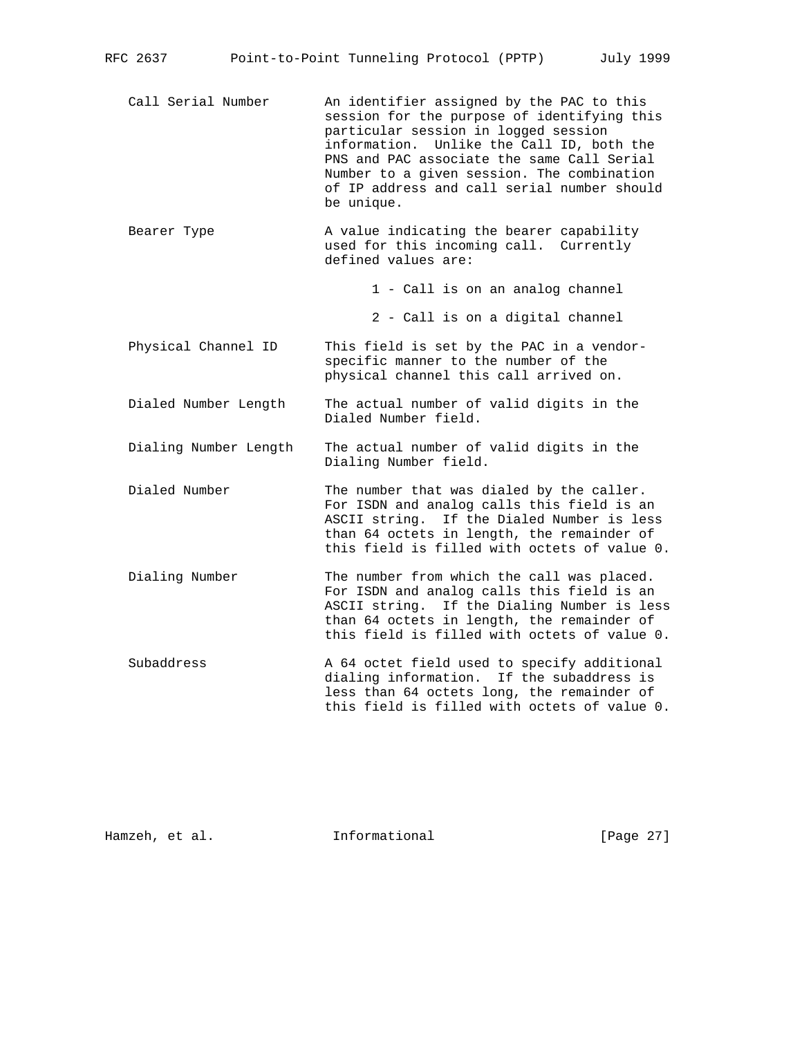Call Serial Number
: An identifier assigned by the PAC to this session for the purpose of identifying this particular session in logged session information. Unlike the Call ID, both the PNS and PAC associate the same Call Serial Number to a given session. The combination of IP address and call serial number should be unique.

Bearer Type
: A value indicating the bearer capability used for this incoming call. Currently defined values are:

    1 - Call is on an analog channel

    2 - Call is on a digital channel

Physical Channel ID
: This field is set by the PAC in a vendor-specific manner to the number of the physical channel this call arrived on.

Dialed Number Length
: The actual number of valid digits in the Dialed Number field.

Dialing Number Length
: The actual number of valid digits in the Dialing Number field.

Dialed Number
: The number that was dialed by the caller. For ISDN and analog calls this field is an ASCII string. If the Dialed Number is less than 64 octets in length, the remainder of this field is filled with octets of value 0.

Dialing Number
: The number from which the call was placed. For ISDN and analog calls this field is an ASCII string. If the Dialing Number is less than 64 octets in length, the remainder of this field is filled with octets of value 0.

Subaddress
: A 64 octet field used to specify additional dialing information. If the subaddress is less than 64 octets long, the remainder of this field is filled with octets of value 0.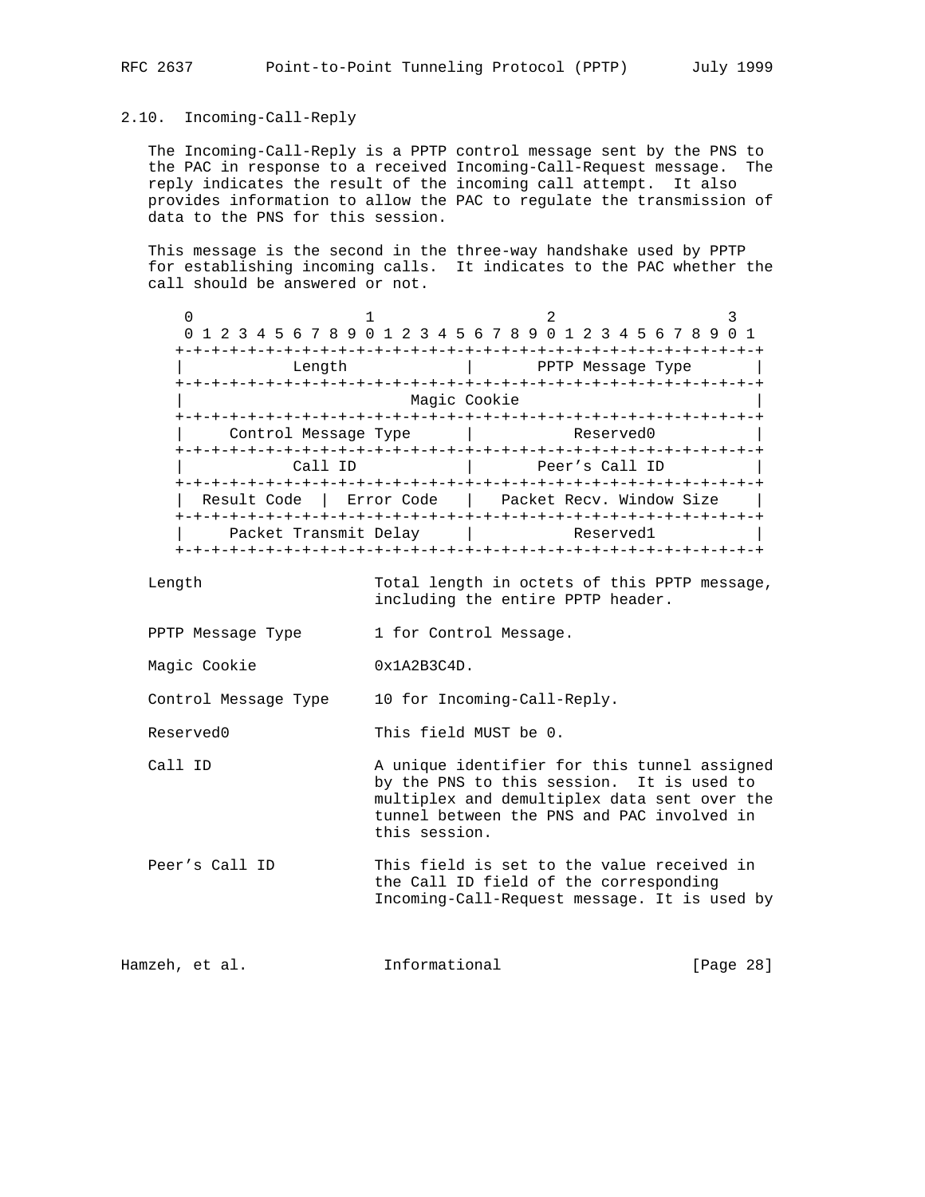## 2.10. Incoming-Call-Reply

The Incoming-Call-Reply is a PPTP control message sent by the PNS to the PAC in response to a received Incoming-Call-Request message. The reply indicates the result of the incoming call attempt. It also provides information to allow the PAC to regulate the transmission of data to the PNS for this session.

This message is the second in the three-way handshake used by PPTP for establishing incoming calls. It indicates to the PAC whether the call should be answered or not.

```
 0                   1                   2                   3
 0 1 2 3 4 5 6 7 8 9 0 1 2 3 4 5 6 7 8 9 0 1 2 3 4 5 6 7 8 9 0 1
+-+-+-+-+-+-+-+-+-+-+-+-+-+-+-+-+-+-+-+-+-+-+-+-+-+-+-+-+-+-+-+-+
|            Length             |       PPTP Message Type       |
+-+-+-+-+-+-+-+-+-+-+-+-+-+-+-+-+-+-+-+-+-+-+-+-+-+-+-+-+-+-+-+-+
|                         Magic Cookie                          |
+-+-+-+-+-+-+-+-+-+-+-+-+-+-+-+-+-+-+-+-+-+-+-+-+-+-+-+-+-+-+-+-+
|     Control Message Type      |           Reserved0           |
+-+-+-+-+-+-+-+-+-+-+-+-+-+-+-+-+-+-+-+-+-+-+-+-+-+-+-+-+-+-+-+-+
|            Call ID            |        Peer's Call ID         |
+-+-+-+-+-+-+-+-+-+-+-+-+-+-+-+-+-+-+-+-+-+-+-+-+-+-+-+-+-+-+-+-+
|  Result Code  |  Error Code   |    Packet Recv. Window Size   |
+-+-+-+-+-+-+-+-+-+-+-+-+-+-+-+-+-+-+-+-+-+-+-+-+-+-+-+-+-+-+-+-+
|     Packet Transmit Delay     |           Reserved1           |
+-+-+-+-+-+-+-+-+-+-+-+-+-+-+-+-+-+-+-+-+-+-+-+-+-+-+-+-+-+-+-+-+
```

Length — Total length in octets of this PPTP message, including the entire PPTP header.

PPTP Message Type — 1 for Control Message.

Magic Cookie — 0x1A2B3C4D.

Control Message Type — 10 for Incoming-Call-Reply.

Reserved0 — This field MUST be 0.

Call ID — A unique identifier for this tunnel assigned by the PNS to this session. It is used to multiplex and demultiplex data sent over the tunnel between the PNS and PAC involved in this session.

Peer's Call ID — This field is set to the value received in the Call ID field of the corresponding Incoming-Call-Request message. It is used by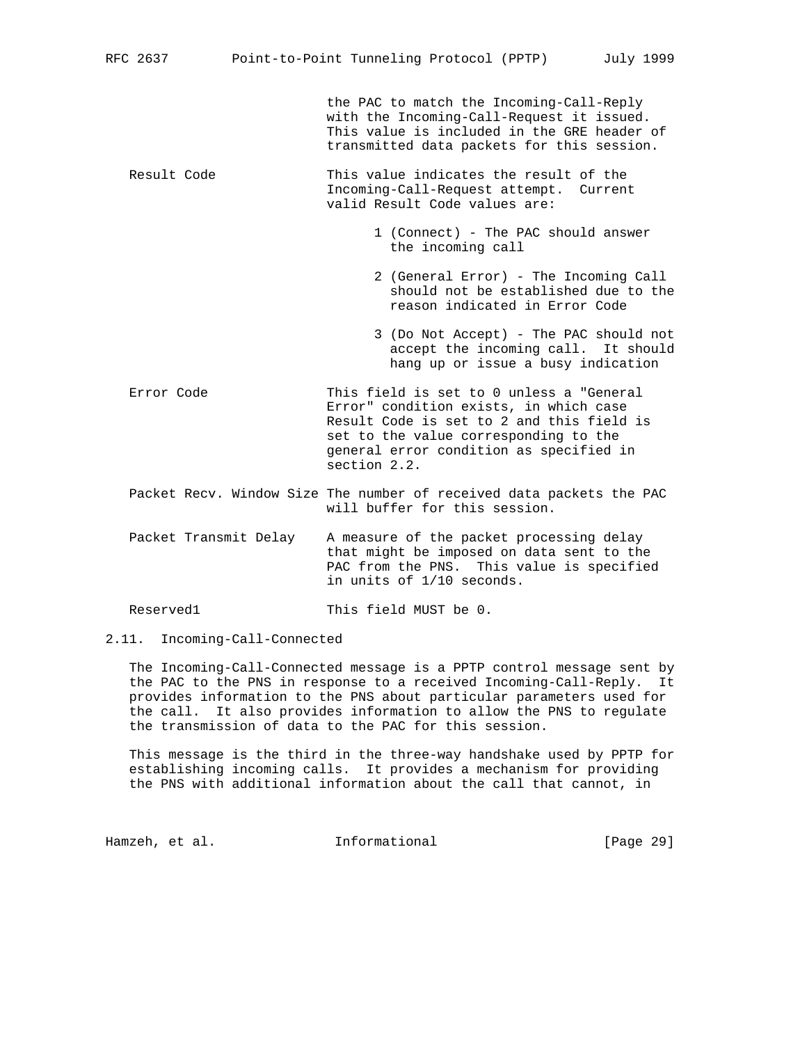the PAC to match the Incoming-Call-Reply with the Incoming-Call-Request it issued. This value is included in the GRE header of transmitted data packets for this session.

Result Code
: This value indicates the result of the Incoming-Call-Request attempt. Current valid Result Code values are:

  1 (Connect) - The PAC should answer the incoming call

  2 (General Error) - The Incoming Call should not be established due to the reason indicated in Error Code

  3 (Do Not Accept) - The PAC should not accept the incoming call. It should hang up or issue a busy indication

Error Code
: This field is set to 0 unless a "General Error" condition exists, in which case Result Code is set to 2 and this field is set to the value corresponding to the general error condition as specified in section 2.2.

Packet Recv. Window Size
: The number of received data packets the PAC will buffer for this session.

Packet Transmit Delay
: A measure of the packet processing delay that might be imposed on data sent to the PAC from the PNS. This value is specified in units of 1/10 seconds.

Reserved1
: This field MUST be 0.

## 2.11. Incoming-Call-Connected

The Incoming-Call-Connected message is a PPTP control message sent by the PAC to the PNS in response to a received Incoming-Call-Reply. It provides information to the PNS about particular parameters used for the call. It also provides information to allow the PNS to regulate the transmission of data to the PAC for this session.

This message is the third in the three-way handshake used by PPTP for establishing incoming calls. It provides a mechanism for providing the PNS with additional information about the call that cannot, in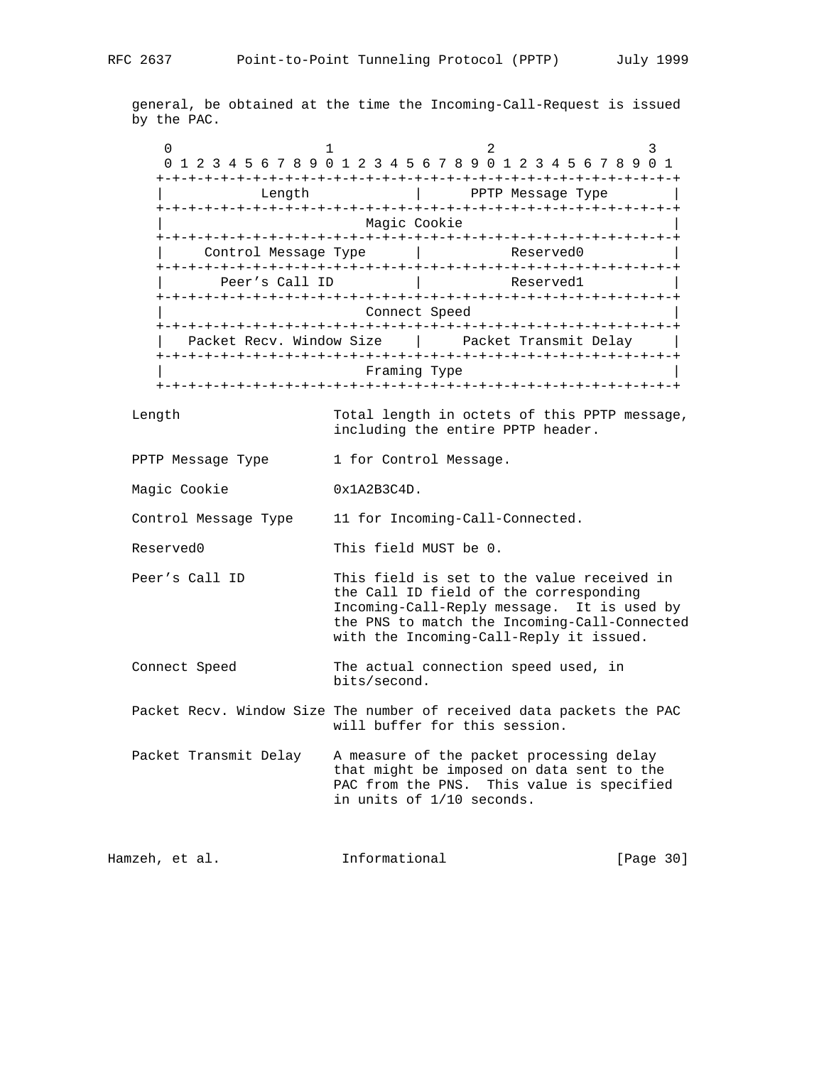general, be obtained at the time the Incoming-Call-Request is issued by the PAC.

```
    0                   1                   2                   3
    0 1 2 3 4 5 6 7 8 9 0 1 2 3 4 5 6 7 8 9 0 1 2 3 4 5 6 7 8 9 0 1
   +-+-+-+-+-+-+-+-+-+-+-+-+-+-+-+-+-+-+-+-+-+-+-+-+-+-+-+-+-+-+-+-+
   |            Length             |      PPTP Message Type        |
   +-+-+-+-+-+-+-+-+-+-+-+-+-+-+-+-+-+-+-+-+-+-+-+-+-+-+-+-+-+-+-+-+
   |                         Magic Cookie                          |
   +-+-+-+-+-+-+-+-+-+-+-+-+-+-+-+-+-+-+-+-+-+-+-+-+-+-+-+-+-+-+-+-+
   |     Control Message Type      |           Reserved0           |
   +-+-+-+-+-+-+-+-+-+-+-+-+-+-+-+-+-+-+-+-+-+-+-+-+-+-+-+-+-+-+-+-+
   |       Peer's Call ID          |           Reserved1           |
   +-+-+-+-+-+-+-+-+-+-+-+-+-+-+-+-+-+-+-+-+-+-+-+-+-+-+-+-+-+-+-+-+
   |                         Connect Speed                         |
   +-+-+-+-+-+-+-+-+-+-+-+-+-+-+-+-+-+-+-+-+-+-+-+-+-+-+-+-+-+-+-+-+
   |   Packet Recv. Window Size    |     Packet Transmit Delay     |
   +-+-+-+-+-+-+-+-+-+-+-+-+-+-+-+-+-+-+-+-+-+-+-+-+-+-+-+-+-+-+-+-+
   |                         Framing Type                          |
   +-+-+-+-+-+-+-+-+-+-+-+-+-+-+-+-+-+-+-+-+-+-+-+-+-+-+-+-+-+-+-+-+
```

Length
: Total length in octets of this PPTP message, including the entire PPTP header.

PPTP Message Type
: 1 for Control Message.

Magic Cookie
: 0x1A2B3C4D.

Control Message Type
: 11 for Incoming-Call-Connected.

Reserved0
: This field MUST be 0.

Peer's Call ID
: This field is set to the value received in the Call ID field of the corresponding Incoming-Call-Reply message. It is used by the PNS to match the Incoming-Call-Connected with the Incoming-Call-Reply it issued.

Connect Speed
: The actual connection speed used, in bits/second.

Packet Recv. Window Size
: The number of received data packets the PAC will buffer for this session.

Packet Transmit Delay
: A measure of the packet processing delay that might be imposed on data sent to the PAC from the PNS. This value is specified in units of 1/10 seconds.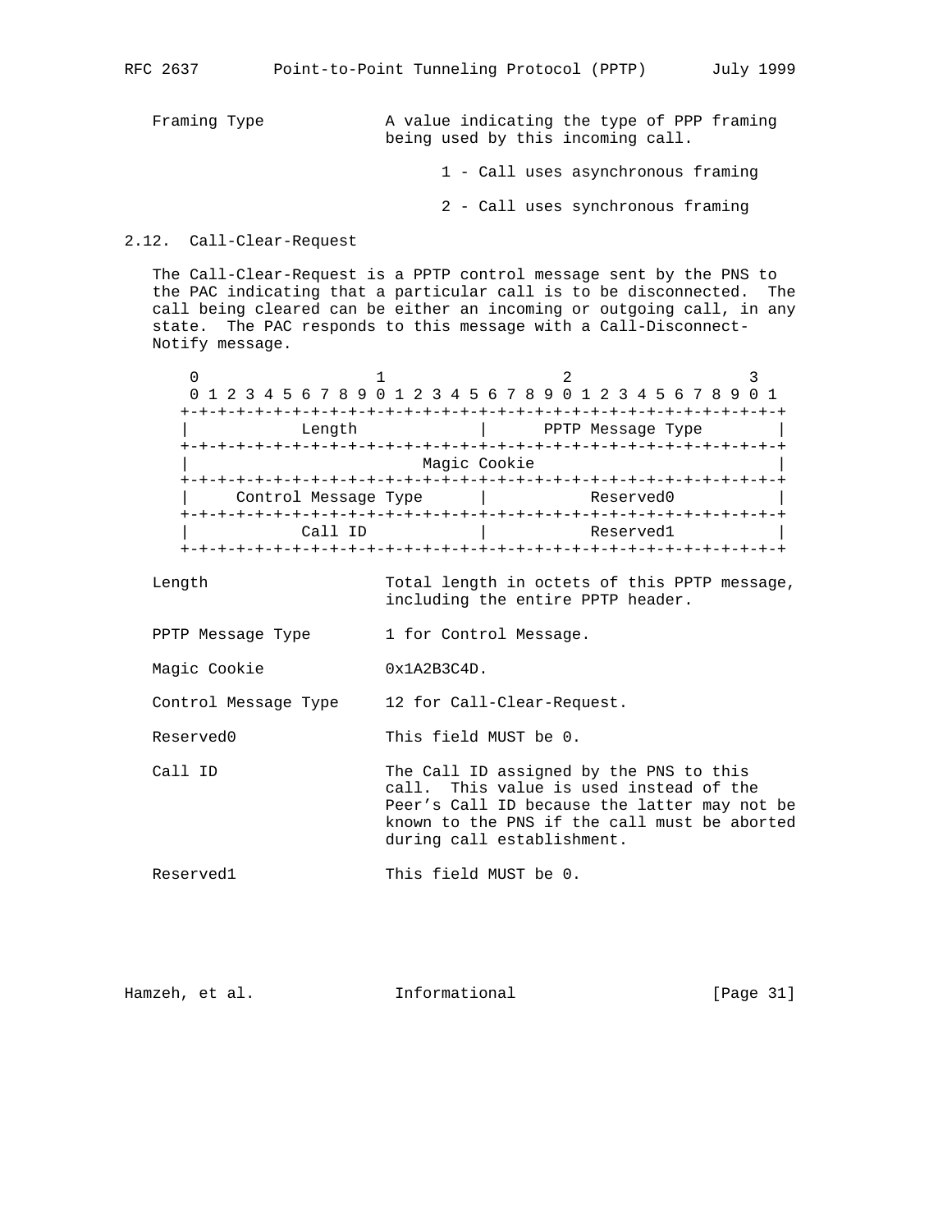Framing Type — A value indicating the type of PPP framing being used by this incoming call.

1 - Call uses asynchronous framing

2 - Call uses synchronous framing

## 2.12. Call-Clear-Request

The Call-Clear-Request is a PPTP control message sent by the PNS to the PAC indicating that a particular call is to be disconnected. The call being cleared can be either an incoming or outgoing call, in any state. The PAC responds to this message with a Call-Disconnect-Notify message.

```
 0                   1                   2                   3
 0 1 2 3 4 5 6 7 8 9 0 1 2 3 4 5 6 7 8 9 0 1 2 3 4 5 6 7 8 9 0 1
+-+-+-+-+-+-+-+-+-+-+-+-+-+-+-+-+-+-+-+-+-+-+-+-+-+-+-+-+-+-+-+-+
|           Length              |      PPTP Message Type        |
+-+-+-+-+-+-+-+-+-+-+-+-+-+-+-+-+-+-+-+-+-+-+-+-+-+-+-+-+-+-+-+-+
|                         Magic Cookie                          |
+-+-+-+-+-+-+-+-+-+-+-+-+-+-+-+-+-+-+-+-+-+-+-+-+-+-+-+-+-+-+-+-+
|     Control Message Type      |          Reserved0            |
+-+-+-+-+-+-+-+-+-+-+-+-+-+-+-+-+-+-+-+-+-+-+-+-+-+-+-+-+-+-+-+-+
|           Call ID             |          Reserved1            |
+-+-+-+-+-+-+-+-+-+-+-+-+-+-+-+-+-+-+-+-+-+-+-+-+-+-+-+-+-+-+-+-+
```

Length — Total length in octets of this PPTP message, including the entire PPTP header.

PPTP Message Type — 1 for Control Message.

Magic Cookie — 0x1A2B3C4D.

Control Message Type — 12 for Call-Clear-Request.

Reserved0 — This field MUST be 0.

Call ID — The Call ID assigned by the PNS to this call. This value is used instead of the Peer's Call ID because the latter may not be known to the PNS if the call must be aborted during call establishment.

Reserved1 — This field MUST be 0.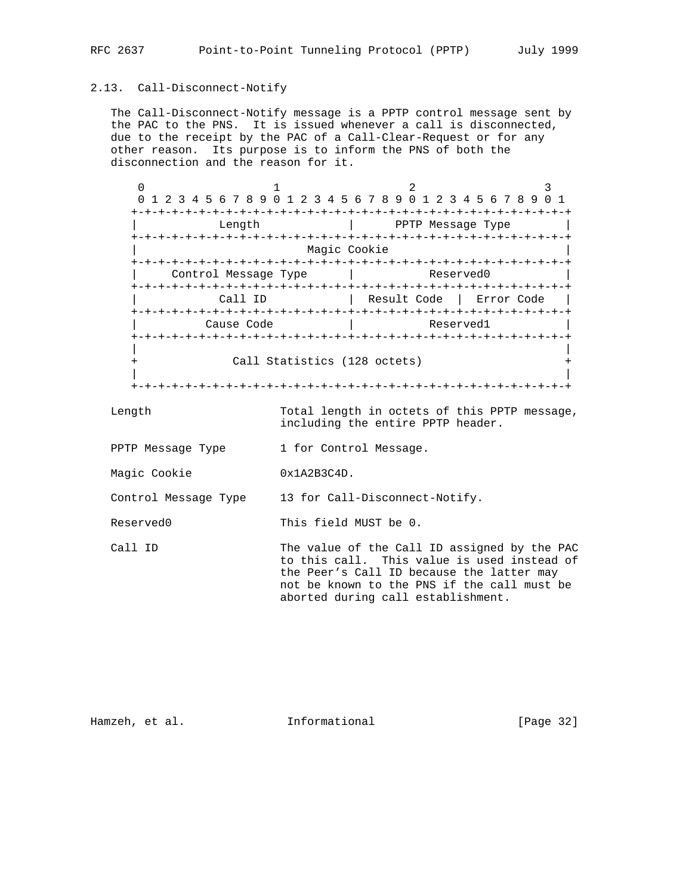### 2.13. Call-Disconnect-Notify

The Call-Disconnect-Notify message is a PPTP control message sent by the PAC to the PNS. It is issued whenever a call is disconnected, due to the receipt by the PAC of a Call-Clear-Request or for any other reason. Its purpose is to inform the PNS of both the disconnection and the reason for it.

```
 0                   1                   2                   3
 0 1 2 3 4 5 6 7 8 9 0 1 2 3 4 5 6 7 8 9 0 1 2 3 4 5 6 7 8 9 0 1
+-+-+-+-+-+-+-+-+-+-+-+-+-+-+-+-+-+-+-+-+-+-+-+-+-+-+-+-+-+-+-+-+
|            Length             |      PPTP Message Type        |
+-+-+-+-+-+-+-+-+-+-+-+-+-+-+-+-+-+-+-+-+-+-+-+-+-+-+-+-+-+-+-+-+
|                         Magic Cookie                          |
+-+-+-+-+-+-+-+-+-+-+-+-+-+-+-+-+-+-+-+-+-+-+-+-+-+-+-+-+-+-+-+-+
|     Control Message Type      |           Reserved0           |
+-+-+-+-+-+-+-+-+-+-+-+-+-+-+-+-+-+-+-+-+-+-+-+-+-+-+-+-+-+-+-+-+
|            Call ID            |  Result Code  |  Error Code   |
+-+-+-+-+-+-+-+-+-+-+-+-+-+-+-+-+-+-+-+-+-+-+-+-+-+-+-+-+-+-+-+-+
|          Cause Code           |           Reserved1           |
+-+-+-+-+-+-+-+-+-+-+-+-+-+-+-+-+-+-+-+-+-+-+-+-+-+-+-+-+-+-+-+-+
|                                                               |
+              Call Statistics (128 octets)                     +
|                                                               |
+-+-+-+-+-+-+-+-+-+-+-+-+-+-+-+-+-+-+-+-+-+-+-+-+-+-+-+-+-+-+-+-+
```

Length — Total length in octets of this PPTP message, including the entire PPTP header.

PPTP Message Type — 1 for Control Message.

Magic Cookie — 0x1A2B3C4D.

Control Message Type — 13 for Call-Disconnect-Notify.

Reserved0 — This field MUST be 0.

Call ID — The value of the Call ID assigned by the PAC to this call. This value is used instead of the Peer's Call ID because the latter may not be known to the PNS if the call must be aborted during call establishment.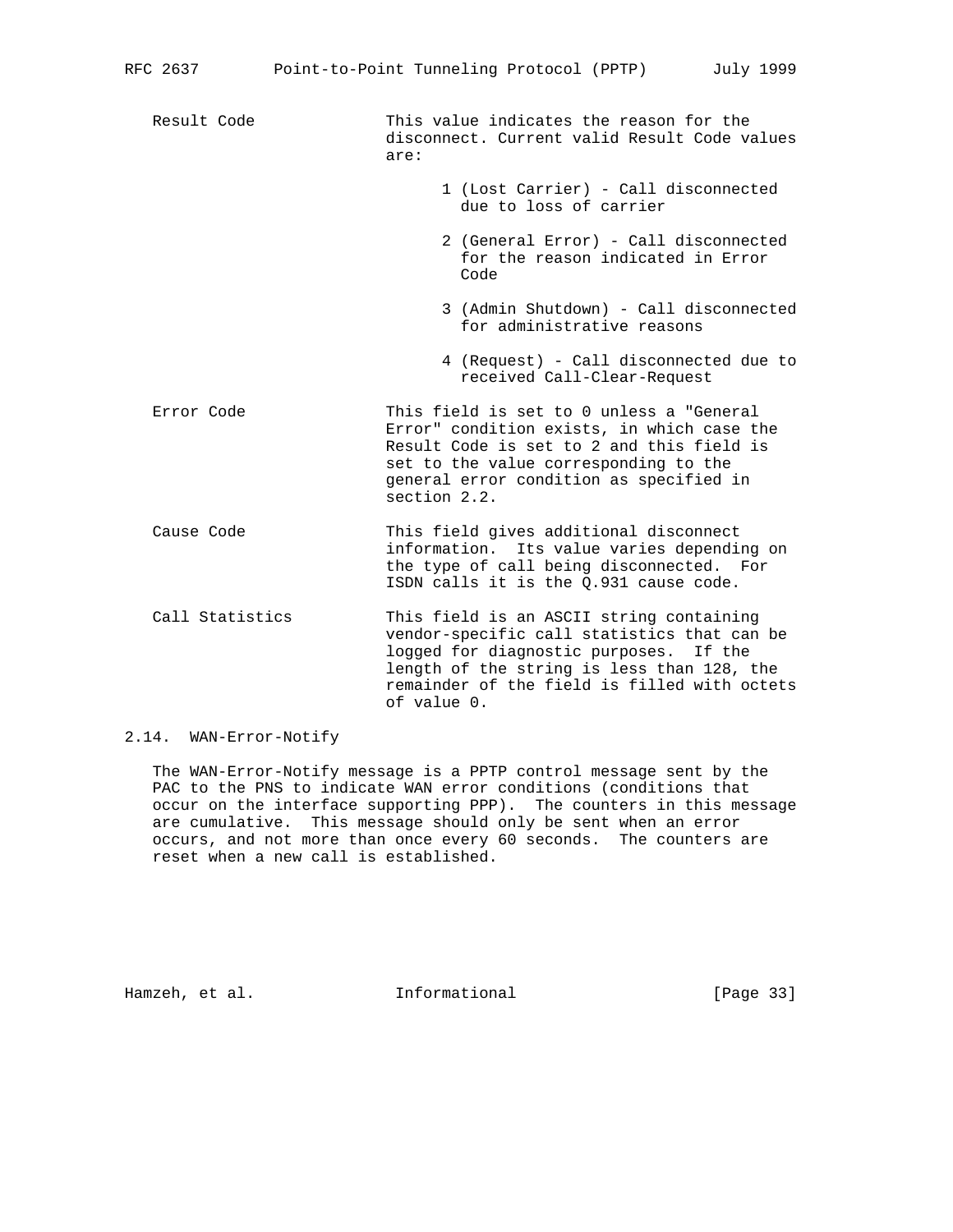**Result Code**
This value indicates the reason for the disconnect. Current valid Result Code values are:

- 1 (Lost Carrier) - Call disconnected due to loss of carrier
- 2 (General Error) - Call disconnected for the reason indicated in Error Code
- 3 (Admin Shutdown) - Call disconnected for administrative reasons
- 4 (Request) - Call disconnected due to received Call-Clear-Request

**Error Code**
This field is set to 0 unless a "General Error" condition exists, in which case the Result Code is set to 2 and this field is set to the value corresponding to the general error condition as specified in section 2.2.

**Cause Code**
This field gives additional disconnect information. Its value varies depending on the type of call being disconnected. For ISDN calls it is the Q.931 cause code.

**Call Statistics**
This field is an ASCII string containing vendor-specific call statistics that can be logged for diagnostic purposes. If the length of the string is less than 128, the remainder of the field is filled with octets of value 0.

## 2.14. WAN-Error-Notify

The WAN-Error-Notify message is a PPTP control message sent by the PAC to the PNS to indicate WAN error conditions (conditions that occur on the interface supporting PPP). The counters in this message are cumulative. This message should only be sent when an error occurs, and not more than once every 60 seconds. The counters are reset when a new call is established.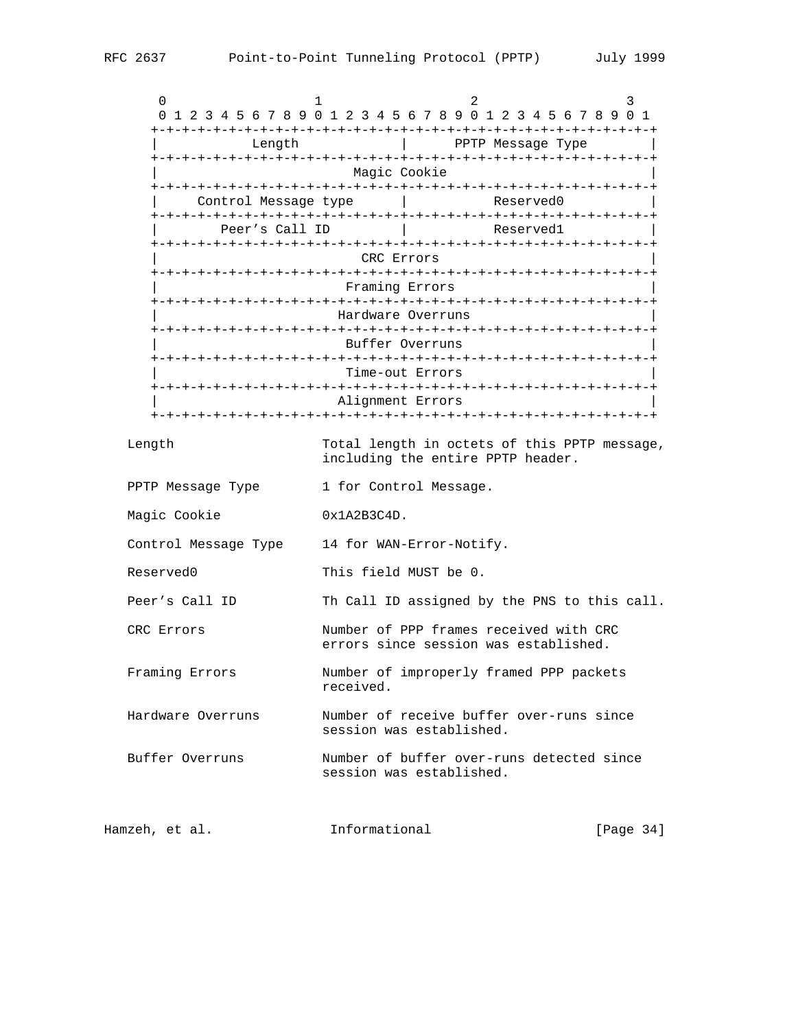```
    0                   1                   2                   3
    0 1 2 3 4 5 6 7 8 9 0 1 2 3 4 5 6 7 8 9 0 1 2 3 4 5 6 7 8 9 0 1
   +-+-+-+-+-+-+-+-+-+-+-+-+-+-+-+-+-+-+-+-+-+-+-+-+-+-+-+-+-+-+-+-+
   |            Length             |      PPTP Message Type        |
   +-+-+-+-+-+-+-+-+-+-+-+-+-+-+-+-+-+-+-+-+-+-+-+-+-+-+-+-+-+-+-+-+
   |                          Magic Cookie                         |
   +-+-+-+-+-+-+-+-+-+-+-+-+-+-+-+-+-+-+-+-+-+-+-+-+-+-+-+-+-+-+-+-+
   |     Control Message type      |           Reserved0           |
   +-+-+-+-+-+-+-+-+-+-+-+-+-+-+-+-+-+-+-+-+-+-+-+-+-+-+-+-+-+-+-+-+
   |        Peer's Call ID         |           Reserved1           |
   +-+-+-+-+-+-+-+-+-+-+-+-+-+-+-+-+-+-+-+-+-+-+-+-+-+-+-+-+-+-+-+-+
   |                           CRC Errors                          |
   +-+-+-+-+-+-+-+-+-+-+-+-+-+-+-+-+-+-+-+-+-+-+-+-+-+-+-+-+-+-+-+-+
   |                         Framing Errors                        |
   +-+-+-+-+-+-+-+-+-+-+-+-+-+-+-+-+-+-+-+-+-+-+-+-+-+-+-+-+-+-+-+-+
   |                        Hardware Overruns                      |
   +-+-+-+-+-+-+-+-+-+-+-+-+-+-+-+-+-+-+-+-+-+-+-+-+-+-+-+-+-+-+-+-+
   |                         Buffer Overruns                       |
   +-+-+-+-+-+-+-+-+-+-+-+-+-+-+-+-+-+-+-+-+-+-+-+-+-+-+-+-+-+-+-+-+
   |                         Time-out Errors                       |
   +-+-+-+-+-+-+-+-+-+-+-+-+-+-+-+-+-+-+-+-+-+-+-+-+-+-+-+-+-+-+-+-+
   |                        Alignment Errors                       |
   +-+-+-+-+-+-+-+-+-+-+-+-+-+-+-+-+-+-+-+-+-+-+-+-+-+-+-+-+-+-+-+-+
```

```
   Length                 Total length in octets of this PPTP message,
                          including the entire PPTP header.

   PPTP Message Type      1 for Control Message.

   Magic Cookie           0x1A2B3C4D.

   Control Message Type   14 for WAN-Error-Notify.

   Reserved0              This field MUST be 0.

   Peer's Call ID         Th Call ID assigned by the PNS to this call.

   CRC Errors             Number of PPP frames received with CRC
                          errors since session was established.

   Framing Errors         Number of improperly framed PPP packets
                          received.

   Hardware Overruns      Number of receive buffer over-runs since
                          session was established.

   Buffer Overruns        Number of buffer over-runs detected since
                          session was established.
```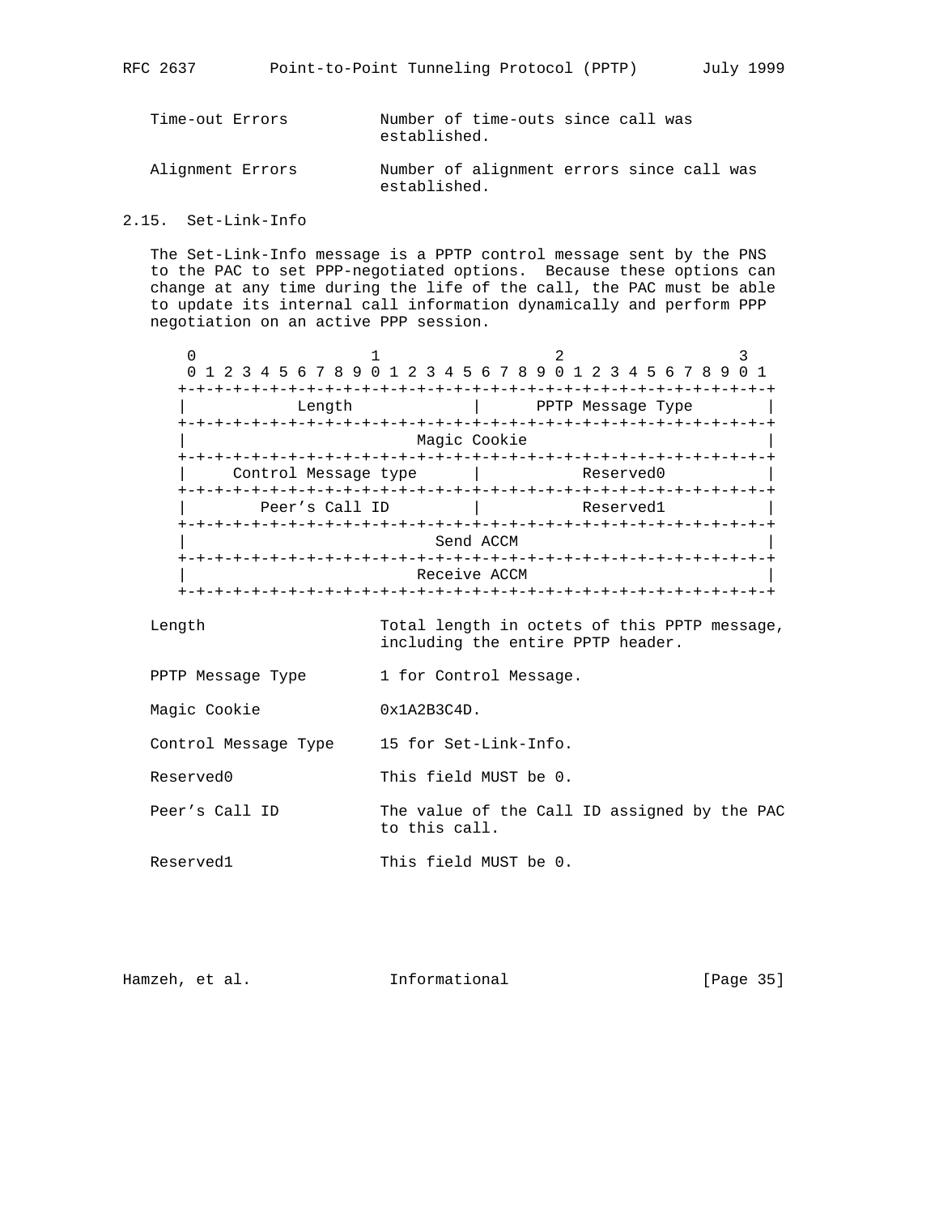Time-out Errors — Number of time-outs since call was established.

Alignment Errors — Number of alignment errors since call was established.

## 2.15. Set-Link-Info

The Set-Link-Info message is a PPTP control message sent by the PNS to the PAC to set PPP-negotiated options. Because these options can change at any time during the life of the call, the PAC must be able to update its internal call information dynamically and perform PPP negotiation on an active PPP session.

```
 0                   1                   2                   3
 0 1 2 3 4 5 6 7 8 9 0 1 2 3 4 5 6 7 8 9 0 1 2 3 4 5 6 7 8 9 0 1
+-+-+-+-+-+-+-+-+-+-+-+-+-+-+-+-+-+-+-+-+-+-+-+-+-+-+-+-+-+-+-+-+
|            Length             |       PPTP Message Type       |
+-+-+-+-+-+-+-+-+-+-+-+-+-+-+-+-+-+-+-+-+-+-+-+-+-+-+-+-+-+-+-+-+
|                         Magic Cookie                          |
+-+-+-+-+-+-+-+-+-+-+-+-+-+-+-+-+-+-+-+-+-+-+-+-+-+-+-+-+-+-+-+-+
|     Control Message type      |           Reserved0           |
+-+-+-+-+-+-+-+-+-+-+-+-+-+-+-+-+-+-+-+-+-+-+-+-+-+-+-+-+-+-+-+-+
|        Peer's Call ID         |           Reserved1           |
+-+-+-+-+-+-+-+-+-+-+-+-+-+-+-+-+-+-+-+-+-+-+-+-+-+-+-+-+-+-+-+-+
|                           Send ACCM                           |
+-+-+-+-+-+-+-+-+-+-+-+-+-+-+-+-+-+-+-+-+-+-+-+-+-+-+-+-+-+-+-+-+
|                         Receive ACCM                          |
+-+-+-+-+-+-+-+-+-+-+-+-+-+-+-+-+-+-+-+-+-+-+-+-+-+-+-+-+-+-+-+-+
```

Length — Total length in octets of this PPTP message, including the entire PPTP header.

PPTP Message Type — 1 for Control Message.

Magic Cookie — 0x1A2B3C4D.

Control Message Type — 15 for Set-Link-Info.

Reserved0 — This field MUST be 0.

Peer's Call ID — The value of the Call ID assigned by the PAC to this call.

Reserved1 — This field MUST be 0.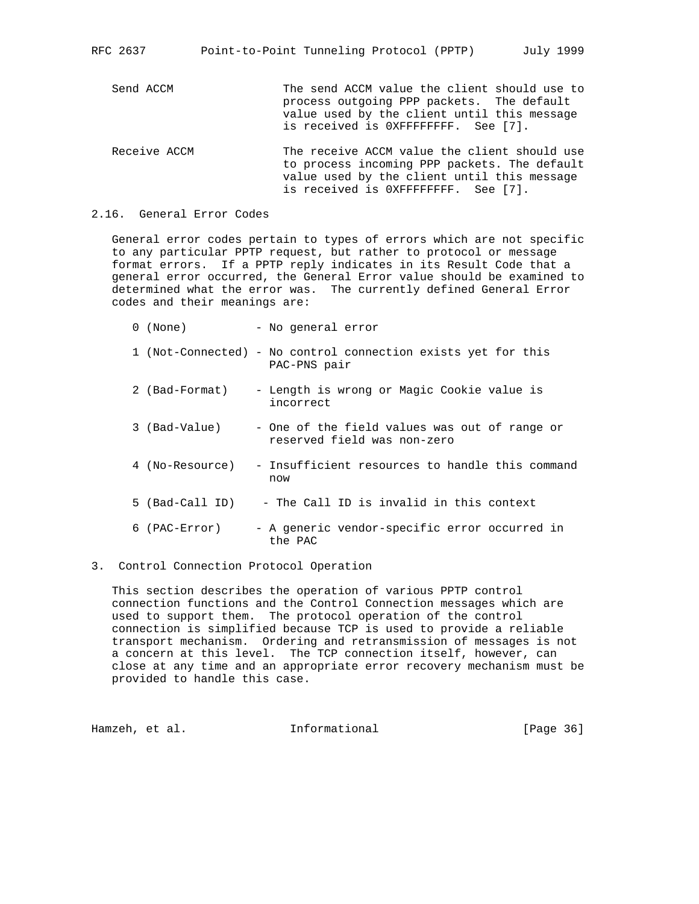Send ACCM — The send ACCM value the client should use to process outgoing PPP packets. The default value used by the client until this message is received is 0XFFFFFFFF. See [7].

Receive ACCM — The receive ACCM value the client should use to process incoming PPP packets. The default value used by the client until this message is received is 0XFFFFFFFF. See [7].

## 2.16. General Error Codes

General error codes pertain to types of errors which are not specific to any particular PPTP request, but rather to protocol or message format errors. If a PPTP reply indicates in its Result Code that a general error occurred, the General Error value should be examined to determined what the error was. The currently defined General Error codes and their meanings are:

- 0 (None) - No general error
- 1 (Not-Connected) - No control connection exists yet for this PAC-PNS pair
- 2 (Bad-Format) - Length is wrong or Magic Cookie value is incorrect
- 3 (Bad-Value) - One of the field values was out of range or reserved field was non-zero
- 4 (No-Resource) - Insufficient resources to handle this command now
- 5 (Bad-Call ID) - The Call ID is invalid in this context
- 6 (PAC-Error) - A generic vendor-specific error occurred in the PAC

# 3. Control Connection Protocol Operation

This section describes the operation of various PPTP control connection functions and the Control Connection messages which are used to support them. The protocol operation of the control connection is simplified because TCP is used to provide a reliable transport mechanism. Ordering and retransmission of messages is not a concern at this level. The TCP connection itself, however, can close at any time and an appropriate error recovery mechanism must be provided to handle this case.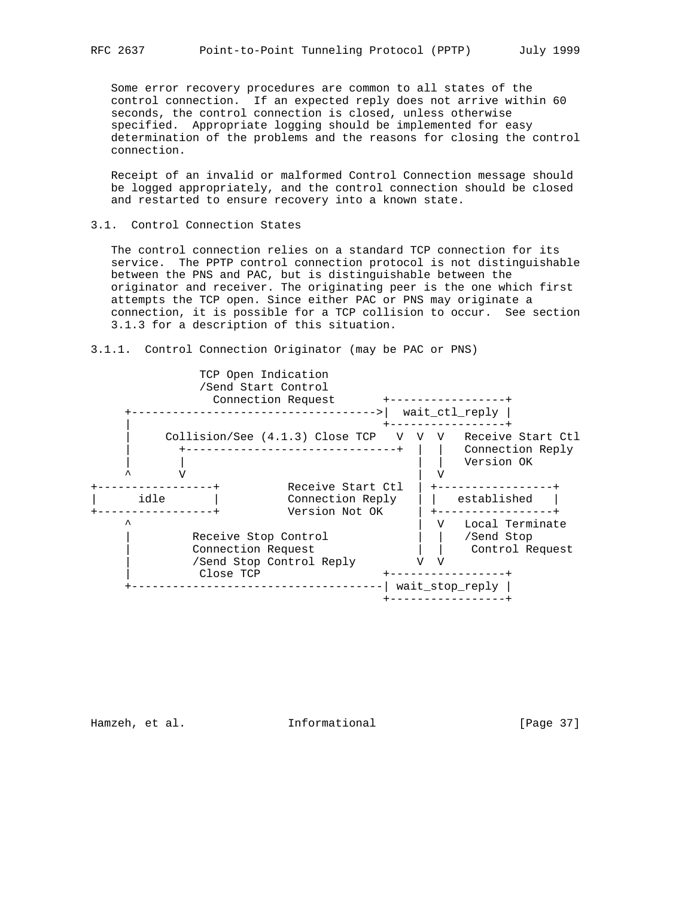Some error recovery procedures are common to all states of the control connection. If an expected reply does not arrive within 60 seconds, the control connection is closed, unless otherwise specified. Appropriate logging should be implemented for easy determination of the problems and the reasons for closing the control connection.

Receipt of an invalid or malformed Control Connection message should be logged appropriately, and the control connection should be closed and restarted to ensure recovery into a known state.

### 3.1. Control Connection States

The control connection relies on a standard TCP connection for its service. The PPTP control connection protocol is not distinguishable between the PNS and PAC, but is distinguishable between the originator and receiver. The originating peer is the one which first attempts the TCP open. Since either PAC or PNS may originate a connection, it is possible for a TCP collision to occur. See section 3.1.3 for a description of this situation.

#### 3.1.1. Control Connection Originator (may be PAC or PNS)

```
                TCP Open Indication
                /Send Start Control
                  Connection Request       +-----------------+
     +------------------------------------>|  wait_ctl_reply |
     |                                     +-----------------+
     |     Collision/See (4.1.3) Close TCP   V  V  V   Receive Start Ctl
     |       +-------------------------------+  |  |   Connection Reply
     |       |                                  |  |   Version OK
     ^       V                                  |  V
+-----------------+          Receive Start Ctl  | +-----------------+
|      idle       |          Connection Reply   | |   established   |
+-----------------+          Version Not OK     | +-----------------+
     ^                                          |  V   Local Terminate
     |         Receive Stop Control             |  |   /Send Stop
     |         Connection Request               |  |    Control Request
     |         /Send Stop Control Reply         V  V
     |          Close TCP                  +-----------------+
     +-------------------------------------| wait_stop_reply |
                                           +-----------------+
```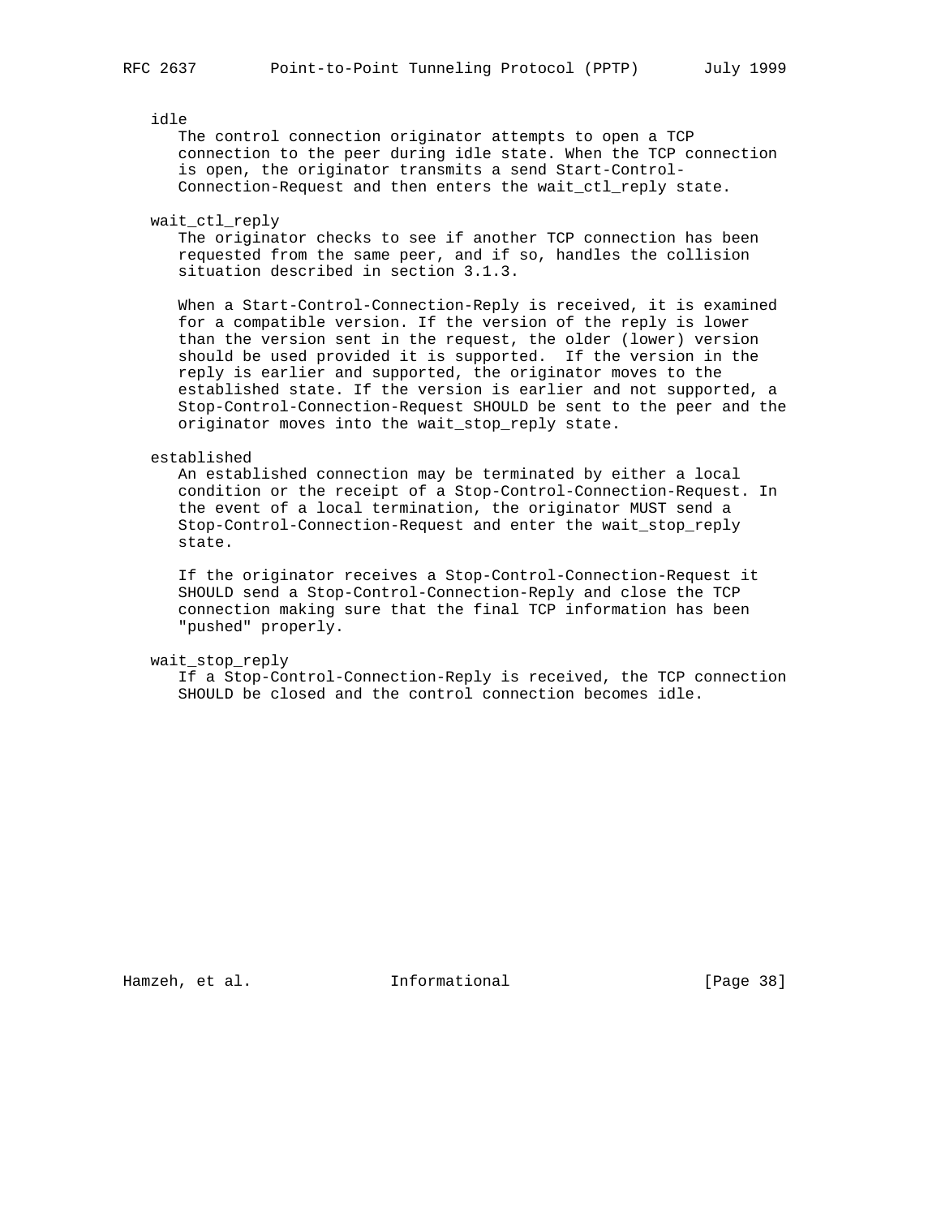idle

The control connection originator attempts to open a TCP connection to the peer during idle state. When the TCP connection is open, the originator transmits a send Start-Control-Connection-Request and then enters the wait_ctl_reply state.

wait_ctl_reply

The originator checks to see if another TCP connection has been requested from the same peer, and if so, handles the collision situation described in section 3.1.3.

When a Start-Control-Connection-Reply is received, it is examined for a compatible version. If the version of the reply is lower than the version sent in the request, the older (lower) version should be used provided it is supported. If the version in the reply is earlier and supported, the originator moves to the established state. If the version is earlier and not supported, a Stop-Control-Connection-Request SHOULD be sent to the peer and the originator moves into the wait_stop_reply state.

established

An established connection may be terminated by either a local condition or the receipt of a Stop-Control-Connection-Request. In the event of a local termination, the originator MUST send a Stop-Control-Connection-Request and enter the wait_stop_reply state.

If the originator receives a Stop-Control-Connection-Request it SHOULD send a Stop-Control-Connection-Reply and close the TCP connection making sure that the final TCP information has been "pushed" properly.

wait_stop_reply

If a Stop-Control-Connection-Reply is received, the TCP connection SHOULD be closed and the control connection becomes idle.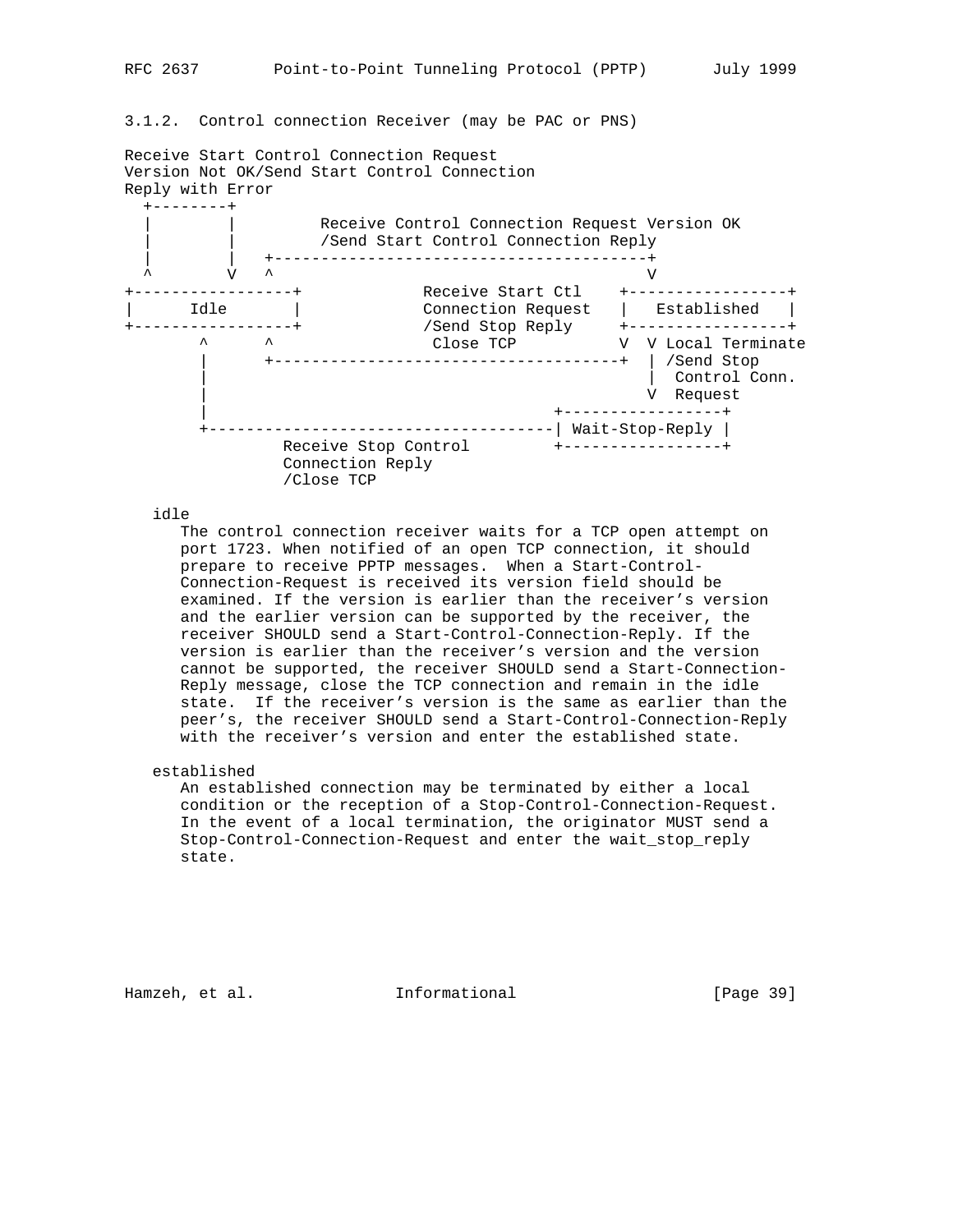### 3.1.2. Control connection Receiver (may be PAC or PNS)

```
Receive Start Control Connection Request
Version Not OK/Send Start Control Connection
Reply with Error
  +--------+
  |        |         Receive Control Connection Request Version OK
  |        |         /Send Start Control Connection Reply
  |        |   +----------------------------------------+
  ^        V   ^                                        V
+-----------------+            Receive Start Ctl    +-----------------+
|      Idle       |            Connection Request   |   Established   |
+-----------------+            /Send Stop Reply     +-----------------+
       ^      ^                 Close TCP          V  V Local Terminate
       |      +-------------------------------------+  | /Send Stop
       |                                               |  Control Conn.
       |                                               V  Request
       |                                    +-----------------+
       +------------------------------------| Wait-Stop-Reply |
                Receive Stop Control        +-----------------+
                Connection Reply
                /Close TCP
```

idle

The control connection receiver waits for a TCP open attempt on port 1723. When notified of an open TCP connection, it should prepare to receive PPTP messages. When a Start-Control-Connection-Request is received its version field should be examined. If the version is earlier than the receiver's version and the earlier version can be supported by the receiver, the receiver SHOULD send a Start-Control-Connection-Reply. If the version is earlier than the receiver's version and the version cannot be supported, the receiver SHOULD send a Start-Connection-Reply message, close the TCP connection and remain in the idle state. If the receiver's version is the same as earlier than the peer's, the receiver SHOULD send a Start-Control-Connection-Reply with the receiver's version and enter the established state.

established

An established connection may be terminated by either a local condition or the reception of a Stop-Control-Connection-Request. In the event of a local termination, the originator MUST send a Stop-Control-Connection-Request and enter the wait_stop_reply state.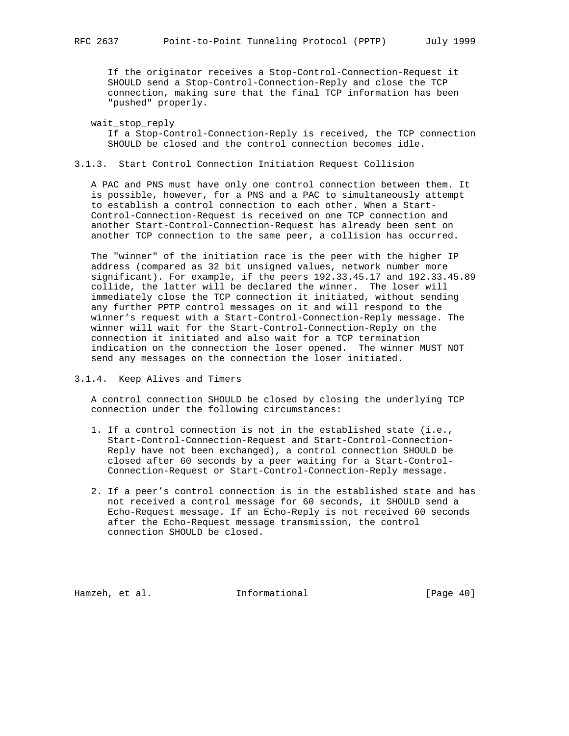If the originator receives a Stop-Control-Connection-Request it SHOULD send a Stop-Control-Connection-Reply and close the TCP connection, making sure that the final TCP information has been "pushed" properly.

wait_stop_reply

If a Stop-Control-Connection-Reply is received, the TCP connection SHOULD be closed and the control connection becomes idle.

### 3.1.3. Start Control Connection Initiation Request Collision

A PAC and PNS must have only one control connection between them. It is possible, however, for a PNS and a PAC to simultaneously attempt to establish a control connection to each other. When a Start-Control-Connection-Request is received on one TCP connection and another Start-Control-Connection-Request has already been sent on another TCP connection to the same peer, a collision has occurred.

The "winner" of the initiation race is the peer with the higher IP address (compared as 32 bit unsigned values, network number more significant). For example, if the peers 192.33.45.17 and 192.33.45.89 collide, the latter will be declared the winner. The loser will immediately close the TCP connection it initiated, without sending any further PPTP control messages on it and will respond to the winner's request with a Start-Control-Connection-Reply message. The winner will wait for the Start-Control-Connection-Reply on the connection it initiated and also wait for a TCP termination indication on the connection the loser opened. The winner MUST NOT send any messages on the connection the loser initiated.

### 3.1.4. Keep Alives and Timers

A control connection SHOULD be closed by closing the underlying TCP connection under the following circumstances:

1. If a control connection is not in the established state (i.e., Start-Control-Connection-Request and Start-Control-Connection-Reply have not been exchanged), a control connection SHOULD be closed after 60 seconds by a peer waiting for a Start-Control-Connection-Request or Start-Control-Connection-Reply message.

2. If a peer's control connection is in the established state and has not received a control message for 60 seconds, it SHOULD send a Echo-Request message. If an Echo-Reply is not received 60 seconds after the Echo-Request message transmission, the control connection SHOULD be closed.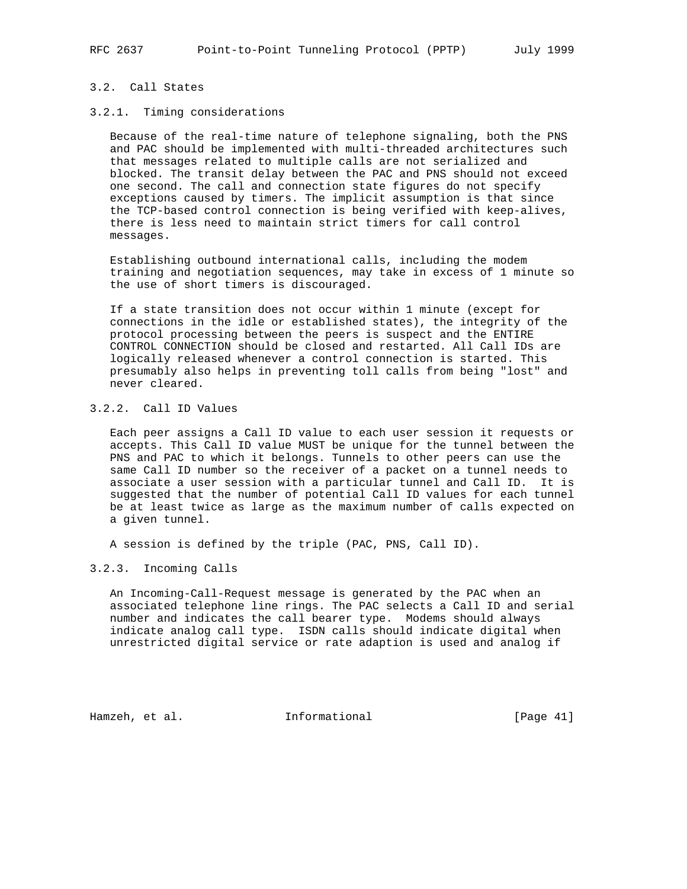### 3.2. Call States

#### 3.2.1. Timing considerations

Because of the real-time nature of telephone signaling, both the PNS and PAC should be implemented with multi-threaded architectures such that messages related to multiple calls are not serialized and blocked. The transit delay between the PAC and PNS should not exceed one second. The call and connection state figures do not specify exceptions caused by timers. The implicit assumption is that since the TCP-based control connection is being verified with keep-alives, there is less need to maintain strict timers for call control messages.

Establishing outbound international calls, including the modem training and negotiation sequences, may take in excess of 1 minute so the use of short timers is discouraged.

If a state transition does not occur within 1 minute (except for connections in the idle or established states), the integrity of the protocol processing between the peers is suspect and the ENTIRE CONTROL CONNECTION should be closed and restarted. All Call IDs are logically released whenever a control connection is started. This presumably also helps in preventing toll calls from being "lost" and never cleared.

#### 3.2.2. Call ID Values

Each peer assigns a Call ID value to each user session it requests or accepts. This Call ID value MUST be unique for the tunnel between the PNS and PAC to which it belongs. Tunnels to other peers can use the same Call ID number so the receiver of a packet on a tunnel needs to associate a user session with a particular tunnel and Call ID. It is suggested that the number of potential Call ID values for each tunnel be at least twice as large as the maximum number of calls expected on a given tunnel.

A session is defined by the triple (PAC, PNS, Call ID).

#### 3.2.3. Incoming Calls

An Incoming-Call-Request message is generated by the PAC when an associated telephone line rings. The PAC selects a Call ID and serial number and indicates the call bearer type. Modems should always indicate analog call type. ISDN calls should indicate digital when unrestricted digital service or rate adaption is used and analog if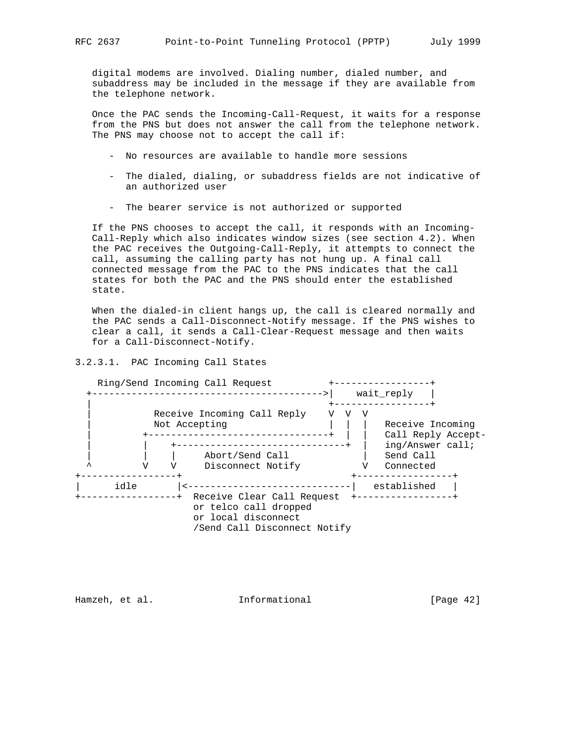digital modems are involved. Dialing number, dialed number, and subaddress may be included in the message if they are available from the telephone network.

Once the PAC sends the Incoming-Call-Request, it waits for a response from the PNS but does not answer the call from the telephone network. The PNS may choose not to accept the call if:

- No resources are available to handle more sessions

- The dialed, dialing, or subaddress fields are not indicative of an authorized user

- The bearer service is not authorized or supported

If the PNS chooses to accept the call, it responds with an Incoming-Call-Reply which also indicates window sizes (see section 4.2). When the PAC receives the Outgoing-Call-Reply, it attempts to connect the call, assuming the calling party has not hung up. A final call connected message from the PAC to the PNS indicates that the call states for both the PAC and the PNS should enter the established state.

When the dialed-in client hangs up, the call is cleared normally and the PAC sends a Call-Disconnect-Notify message. If the PNS wishes to clear a call, it sends a Call-Clear-Request message and then waits for a Call-Disconnect-Notify.

### 3.2.3.1. PAC Incoming Call States

```
    Ring/Send Incoming Call Request          +-----------------+
  +----------------------------------------->|    wait_reply   |
  |                                          +-----------------+
  |           Receive Incoming Call Reply    V  V  V
  |           Not Accepting                  |  |  |   Receive Incoming
  |         +--------------------------------+  |  |   Call Reply Accept-
  |         |    +------------------------------+  |   ing/Answer call;
  |         |    |     Abort/Send Call             |   Send Call
  ^         V    V     Disconnect Notify           V   Connected
+-----------------+                           +-----------------+
|      idle       |<--------------------------|   established   |
+-----------------+  Receive Clear Call Request  +-----------------+
                     or telco call dropped
                     or local disconnect
                     /Send Call Disconnect Notify
```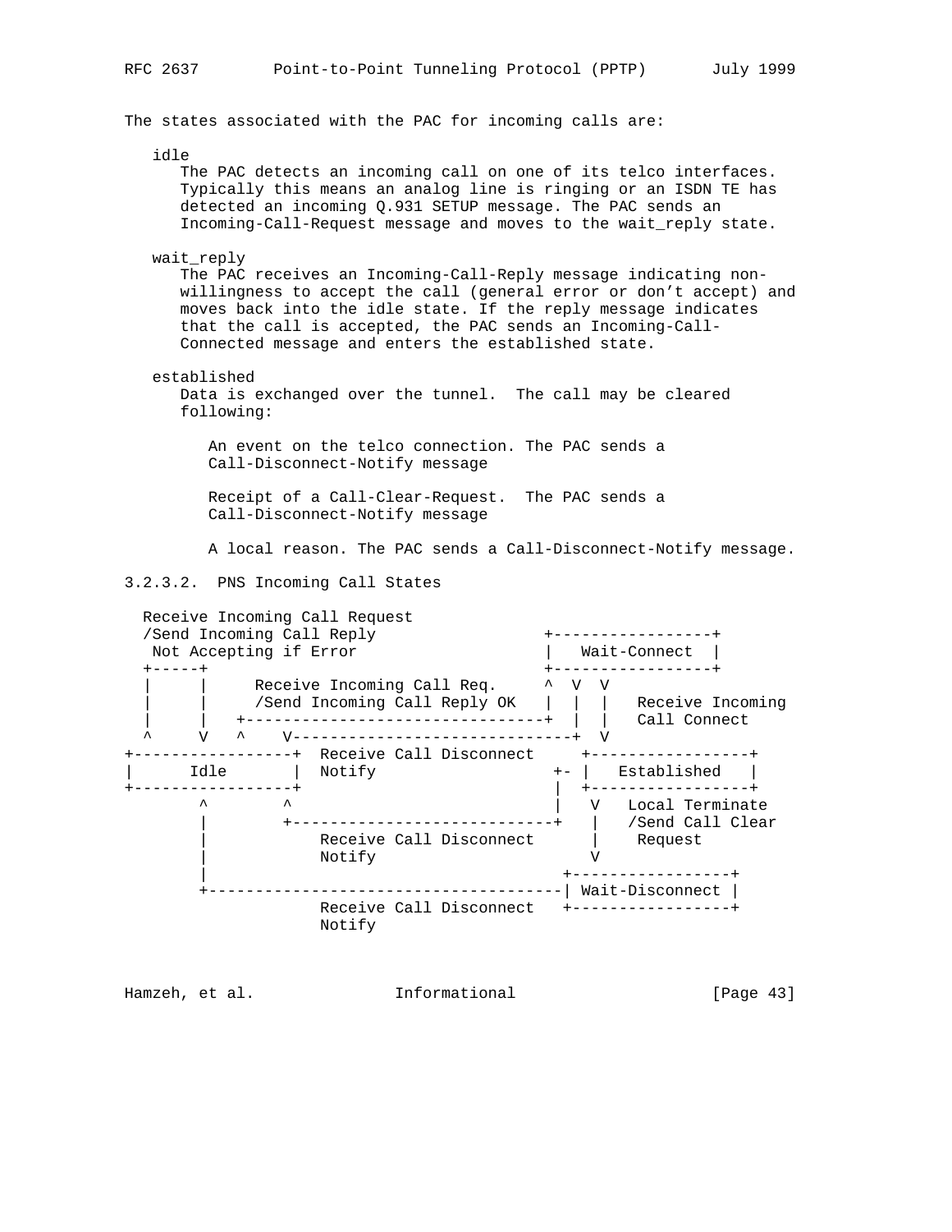The states associated with the PAC for incoming calls are:

idle

The PAC detects an incoming call on one of its telco interfaces. Typically this means an analog line is ringing or an ISDN TE has detected an incoming Q.931 SETUP message. The PAC sends an Incoming-Call-Request message and moves to the wait_reply state.

wait_reply

The PAC receives an Incoming-Call-Reply message indicating non-willingness to accept the call (general error or don't accept) and moves back into the idle state. If the reply message indicates that the call is accepted, the PAC sends an Incoming-Call-Connected message and enters the established state.

established

Data is exchanged over the tunnel. The call may be cleared following:

An event on the telco connection. The PAC sends a Call-Disconnect-Notify message

Receipt of a Call-Clear-Request. The PAC sends a Call-Disconnect-Notify message

A local reason. The PAC sends a Call-Disconnect-Notify message.

### 3.2.3.2. PNS Incoming Call States

```
  Receive Incoming Call Request
  /Send Incoming Call Reply                   +-----------------+
   Not Accepting if Error                     |   Wait-Connect  |
  +-----+                                     +-----------------+
  |     |     Receive Incoming Call Req.     ^  V  V
  |     |     /Send Incoming Call Reply OK   |  |  |   Receive Incoming
  |     |   +--------------------------------+  |  |   Call Connect
  ^     V   ^    V------------------------------+  V
+-----------------+  Receive Call Disconnect     +-----------------+
|      Idle       |  Notify                   +- |   Established   |
+-----------------+                           |  +-----------------+
       ^       ^                              |   V   Local Terminate
       |       +----------------------------+   |   /Send Call Clear
       |           Receive Call Disconnect      |    Request
       |           Notify                       V
       |                                     +-----------------+
       +-------------------------------------| Wait-Disconnect |
                   Receive Call Disconnect   +-----------------+
                   Notify
```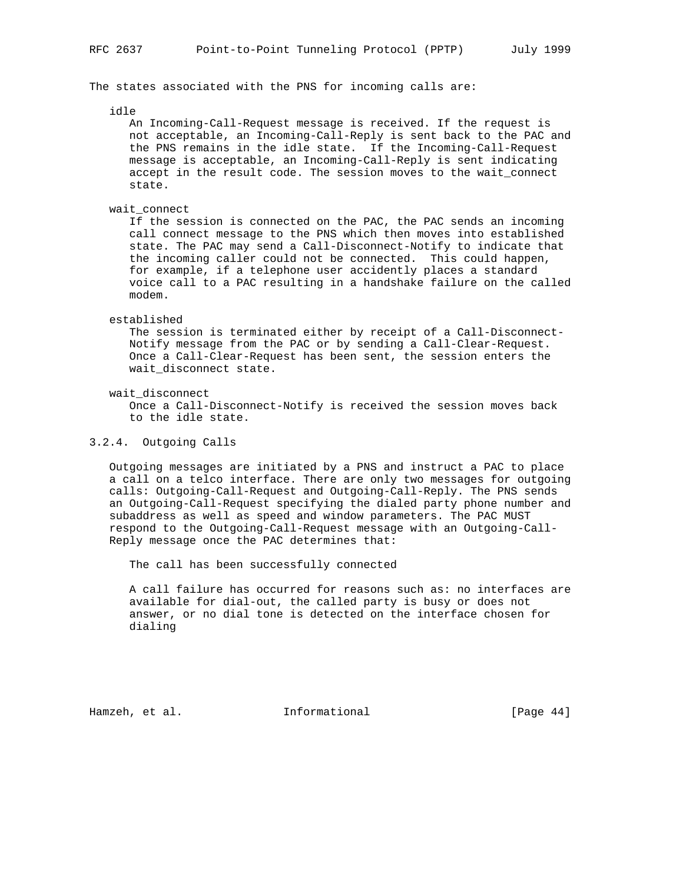The states associated with the PNS for incoming calls are:

idle

An Incoming-Call-Request message is received. If the request is not acceptable, an Incoming-Call-Reply is sent back to the PAC and the PNS remains in the idle state. If the Incoming-Call-Request message is acceptable, an Incoming-Call-Reply is sent indicating accept in the result code. The session moves to the wait_connect state.

wait_connect

If the session is connected on the PAC, the PAC sends an incoming call connect message to the PNS which then moves into established state. The PAC may send a Call-Disconnect-Notify to indicate that the incoming caller could not be connected. This could happen, for example, if a telephone user accidently places a standard voice call to a PAC resulting in a handshake failure on the called modem.

established

The session is terminated either by receipt of a Call-Disconnect-Notify message from the PAC or by sending a Call-Clear-Request. Once a Call-Clear-Request has been sent, the session enters the wait_disconnect state.

wait_disconnect

Once a Call-Disconnect-Notify is received the session moves back to the idle state.

### 3.2.4. Outgoing Calls

Outgoing messages are initiated by a PNS and instruct a PAC to place a call on a telco interface. There are only two messages for outgoing calls: Outgoing-Call-Request and Outgoing-Call-Reply. The PNS sends an Outgoing-Call-Request specifying the dialed party phone number and subaddress as well as speed and window parameters. The PAC MUST respond to the Outgoing-Call-Request message with an Outgoing-Call-Reply message once the PAC determines that:

The call has been successfully connected

A call failure has occurred for reasons such as: no interfaces are available for dial-out, the called party is busy or does not answer, or no dial tone is detected on the interface chosen for dialing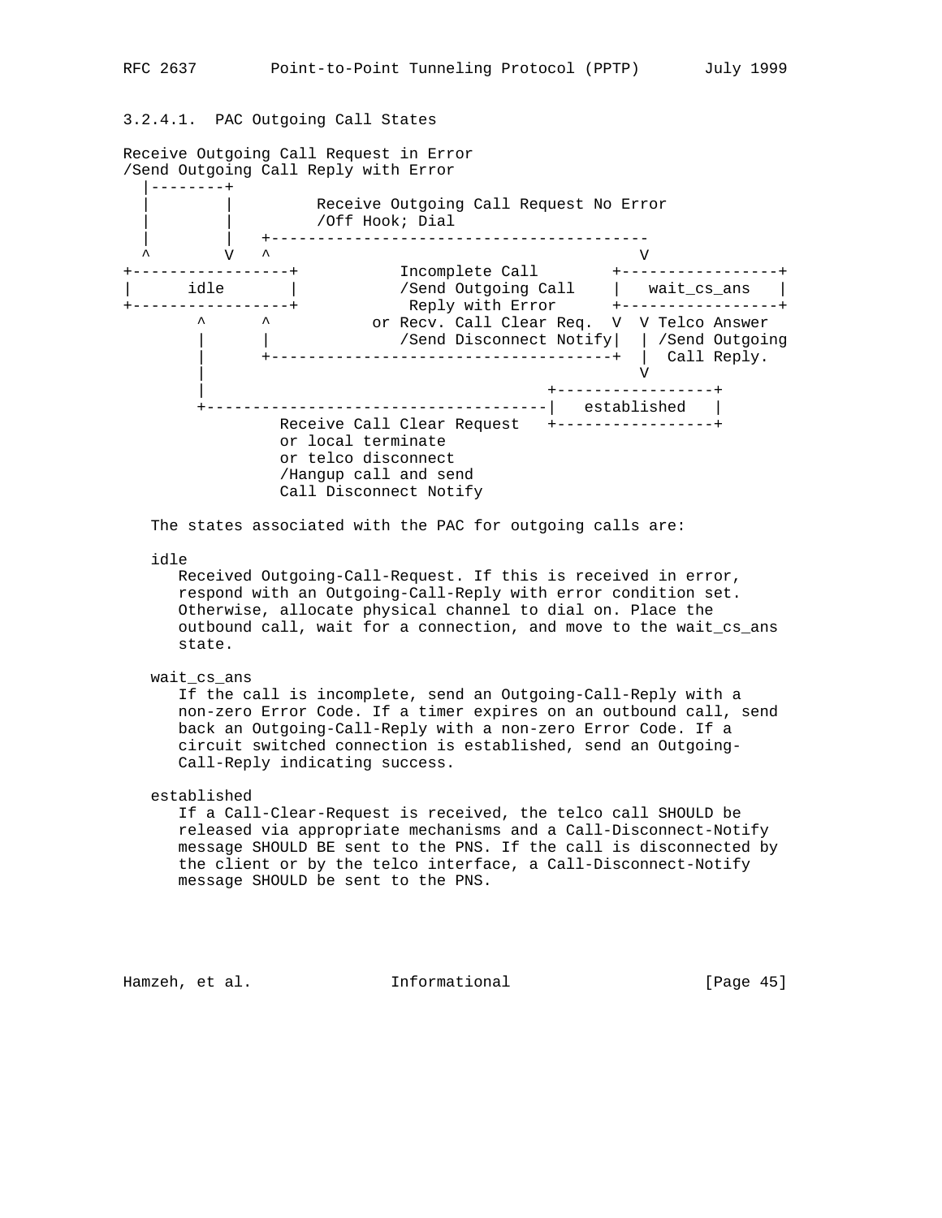### 3.2.4.1. PAC Outgoing Call States

```
Receive Outgoing Call Request in Error
/Send Outgoing Call Reply with Error
  |--------+
  |        |         Receive Outgoing Call Request No Error
  |        |         /Off Hook; Dial
  |        |   +-----------------------------------------
  ^        V   ^                                        V
+-----------------+           Incomplete Call        +-----------------+
|      idle       |           /Send Outgoing Call    |   wait_cs_ans   |
+-----------------+            Reply with Error      +-----------------+
        ^      ^          or Recv. Call Clear Req.  V  V Telco Answer
        |      |             /Send Disconnect Notify|  | /Send Outgoing
        |      +------------------------------------+  |  Call Reply.
        |                                              V
        |                                     +-----------------+
        +-------------------------------------|   established   |
                 Receive Call Clear Request   +-----------------+
                 or local terminate
                 or telco disconnect
                 /Hangup call and send
                 Call Disconnect Notify
```

The states associated with the PAC for outgoing calls are:

idle
: Received Outgoing-Call-Request. If this is received in error, respond with an Outgoing-Call-Reply with error condition set. Otherwise, allocate physical channel to dial on. Place the outbound call, wait for a connection, and move to the wait_cs_ans state.

wait_cs_ans
: If the call is incomplete, send an Outgoing-Call-Reply with a non-zero Error Code. If a timer expires on an outbound call, send back an Outgoing-Call-Reply with a non-zero Error Code. If a circuit switched connection is established, send an Outgoing-Call-Reply indicating success.

established
: If a Call-Clear-Request is received, the telco call SHOULD be released via appropriate mechanisms and a Call-Disconnect-Notify message SHOULD BE sent to the PNS. If the call is disconnected by the client or by the telco interface, a Call-Disconnect-Notify message SHOULD be sent to the PNS.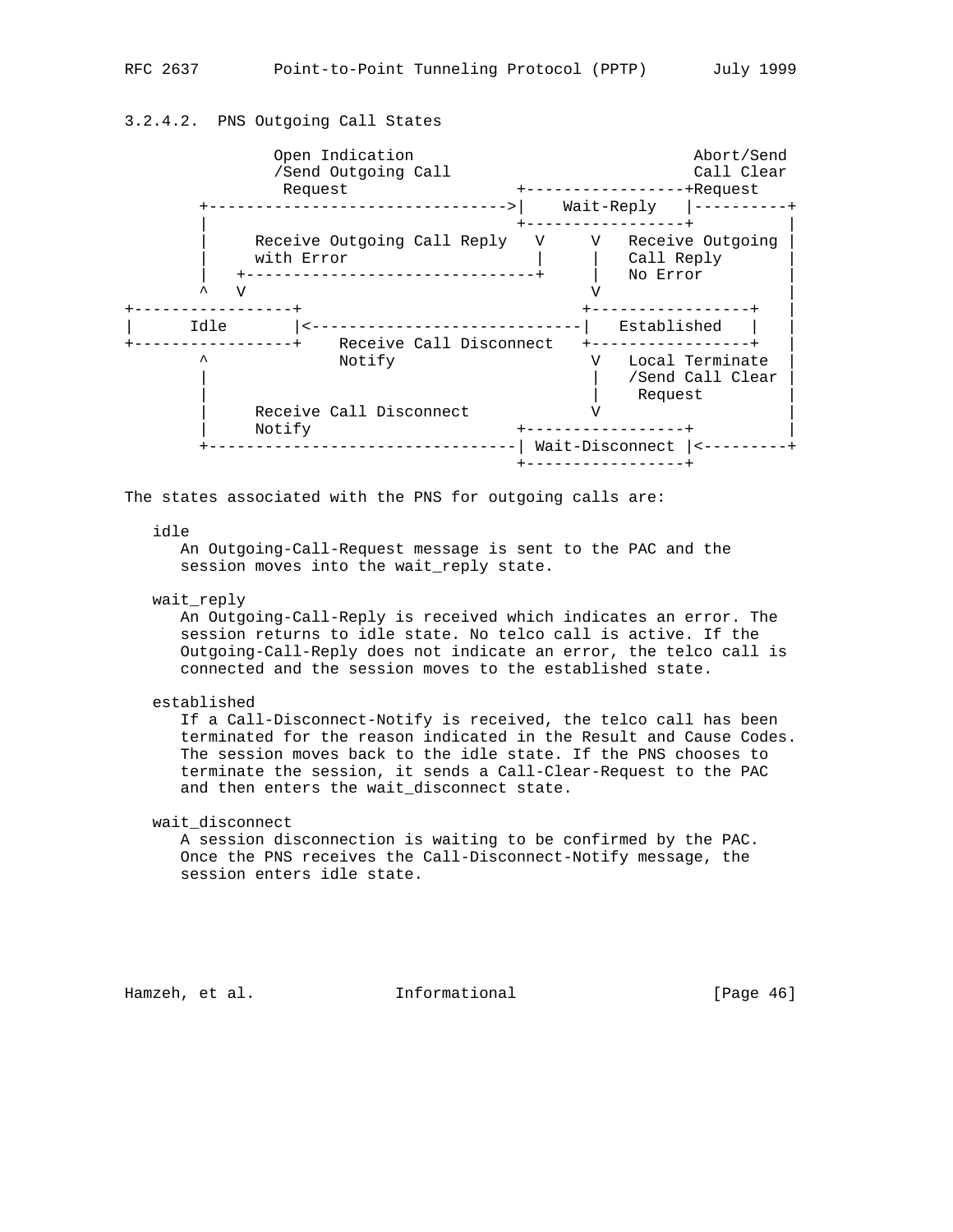### 3.2.4.2. PNS Outgoing Call States

```
             Open Indication                            Abort/Send
             /Send Outgoing Call                        Call Clear
              Request             +-----------------+Request
       +------------------------------->|    Wait-Reply   |----------+
       |                          +-----------------+          |
       |     Receive Outgoing Call Reply   V     V   Receive Outgoing |
       |     with Error                    |     |   Call Reply       |
       |   +-------------------------------+     |   No Error         |
       ^   V                                     V                    |
+-----------------+                        +-----------------+    |
|      Idle       |<-----------------------------|   Established   |    |
+-----------------+    Receive Call Disconnect   +-----------------+    |
       ^             Notify                      V   Local Terminate  |
       |                                         |   /Send Call Clear |
       |                                         |    Request         |
       |     Receive Call Disconnect             V                    |
       |     Notify                       +-----------------+          |
       +--------------------------------| Wait-Disconnect |<---------+
                                          +-----------------+
```

The states associated with the PNS for outgoing calls are:

idle
: An Outgoing-Call-Request message is sent to the PAC and the session moves into the wait_reply state.

wait_reply
: An Outgoing-Call-Reply is received which indicates an error. The session returns to idle state. No telco call is active. If the Outgoing-Call-Reply does not indicate an error, the telco call is connected and the session moves to the established state.

established
: If a Call-Disconnect-Notify is received, the telco call has been terminated for the reason indicated in the Result and Cause Codes. The session moves back to the idle state. If the PNS chooses to terminate the session, it sends a Call-Clear-Request to the PAC and then enters the wait_disconnect state.

wait_disconnect
: A session disconnection is waiting to be confirmed by the PAC. Once the PNS receives the Call-Disconnect-Notify message, the session enters idle state.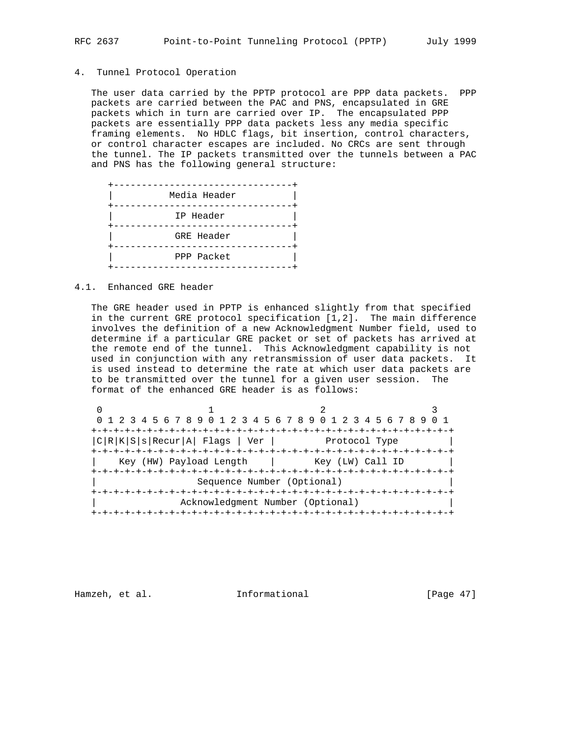## 4. Tunnel Protocol Operation

The user data carried by the PPTP protocol are PPP data packets. PPP packets are carried between the PAC and PNS, encapsulated in GRE packets which in turn are carried over IP. The encapsulated PPP packets are essentially PPP data packets less any media specific framing elements. No HDLC flags, bit insertion, control characters, or control character escapes are included. No CRCs are sent through the tunnel. The IP packets transmitted over the tunnels between a PAC and PNS has the following general structure:

```
+--------------------------------+
|          Media Header          |
+--------------------------------+
|           IP Header            |
+--------------------------------+
|           GRE Header           |
+--------------------------------+
|           PPP Packet           |
+--------------------------------+
```

### 4.1. Enhanced GRE header

The GRE header used in PPTP is enhanced slightly from that specified in the current GRE protocol specification [1,2]. The main difference involves the definition of a new Acknowledgment Number field, used to determine if a particular GRE packet or set of packets has arrived at the remote end of the tunnel. This Acknowledgment capability is not used in conjunction with any retransmission of user data packets. It is used instead to determine the rate at which user data packets are to be transmitted over the tunnel for a given user session. The format of the enhanced GRE header is as follows:

```
 0                   1                   2                   3
 0 1 2 3 4 5 6 7 8 9 0 1 2 3 4 5 6 7 8 9 0 1 2 3 4 5 6 7 8 9 0 1
+-+-+-+-+-+-+-+-+-+-+-+-+-+-+-+-+-+-+-+-+-+-+-+-+-+-+-+-+-+-+-+-+
|C|R|K|S|s|Recur|A| Flags | Ver |         Protocol Type         |
+-+-+-+-+-+-+-+-+-+-+-+-+-+-+-+-+-+-+-+-+-+-+-+-+-+-+-+-+-+-+-+-+
|    Key (HW) Payload Length    |       Key (LW) Call ID        |
+-+-+-+-+-+-+-+-+-+-+-+-+-+-+-+-+-+-+-+-+-+-+-+-+-+-+-+-+-+-+-+-+
|                  Sequence Number (Optional)                   |
+-+-+-+-+-+-+-+-+-+-+-+-+-+-+-+-+-+-+-+-+-+-+-+-+-+-+-+-+-+-+-+-+
|               Acknowledgment Number (Optional)                |
+-+-+-+-+-+-+-+-+-+-+-+-+-+-+-+-+-+-+-+-+-+-+-+-+-+-+-+-+-+-+-+-+
```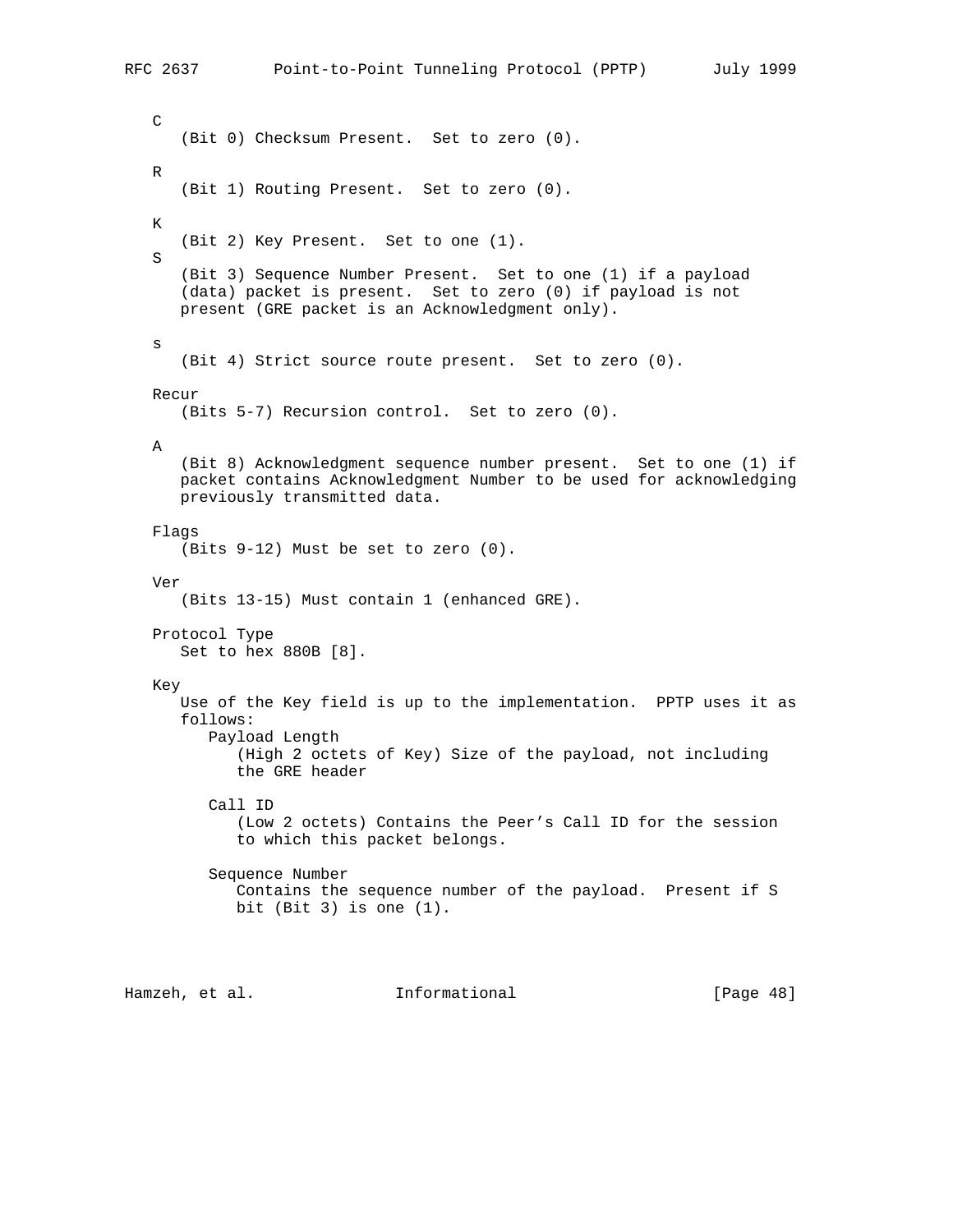C

(Bit 0) Checksum Present. Set to zero (0).

R

(Bit 1) Routing Present. Set to zero (0).

K

(Bit 2) Key Present. Set to one (1).

S

(Bit 3) Sequence Number Present. Set to one (1) if a payload (data) packet is present. Set to zero (0) if payload is not present (GRE packet is an Acknowledgment only).

s

(Bit 4) Strict source route present. Set to zero (0).

Recur

(Bits 5-7) Recursion control. Set to zero (0).

A

(Bit 8) Acknowledgment sequence number present. Set to one (1) if packet contains Acknowledgment Number to be used for acknowledging previously transmitted data.

Flags

(Bits 9-12) Must be set to zero (0).

Ver

(Bits 13-15) Must contain 1 (enhanced GRE).

Protocol Type

Set to hex 880B [8].

Key

Use of the Key field is up to the implementation. PPTP uses it as follows:

Payload Length

(High 2 octets of Key) Size of the payload, not including the GRE header

Call ID

(Low 2 octets) Contains the Peer's Call ID for the session to which this packet belongs.

Sequence Number

Contains the sequence number of the payload. Present if S bit (Bit 3) is one (1).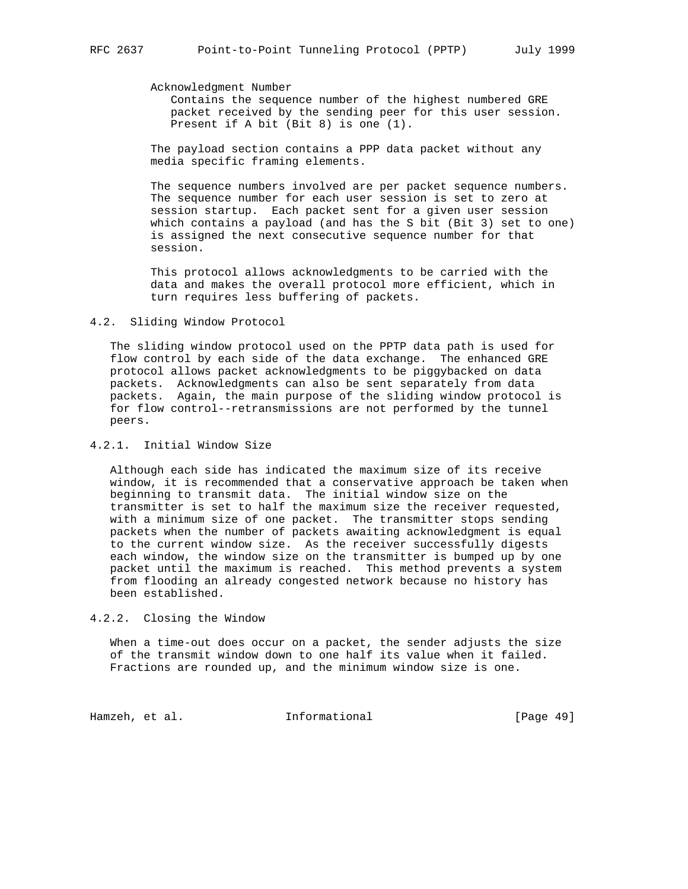Acknowledgment Number
   Contains the sequence number of the highest numbered GRE packet received by the sending peer for this user session. Present if A bit (Bit 8) is one (1).

The payload section contains a PPP data packet without any media specific framing elements.

The sequence numbers involved are per packet sequence numbers. The sequence number for each user session is set to zero at session startup. Each packet sent for a given user session which contains a payload (and has the S bit (Bit 3) set to one) is assigned the next consecutive sequence number for that session.

This protocol allows acknowledgments to be carried with the data and makes the overall protocol more efficient, which in turn requires less buffering of packets.

### 4.2. Sliding Window Protocol

The sliding window protocol used on the PPTP data path is used for flow control by each side of the data exchange. The enhanced GRE protocol allows packet acknowledgments to be piggybacked on data packets. Acknowledgments can also be sent separately from data packets. Again, the main purpose of the sliding window protocol is for flow control--retransmissions are not performed by the tunnel peers.

#### 4.2.1. Initial Window Size

Although each side has indicated the maximum size of its receive window, it is recommended that a conservative approach be taken when beginning to transmit data. The initial window size on the transmitter is set to half the maximum size the receiver requested, with a minimum size of one packet. The transmitter stops sending packets when the number of packets awaiting acknowledgment is equal to the current window size. As the receiver successfully digests each window, the window size on the transmitter is bumped up by one packet until the maximum is reached. This method prevents a system from flooding an already congested network because no history has been established.

#### 4.2.2. Closing the Window

When a time-out does occur on a packet, the sender adjusts the size of the transmit window down to one half its value when it failed. Fractions are rounded up, and the minimum window size is one.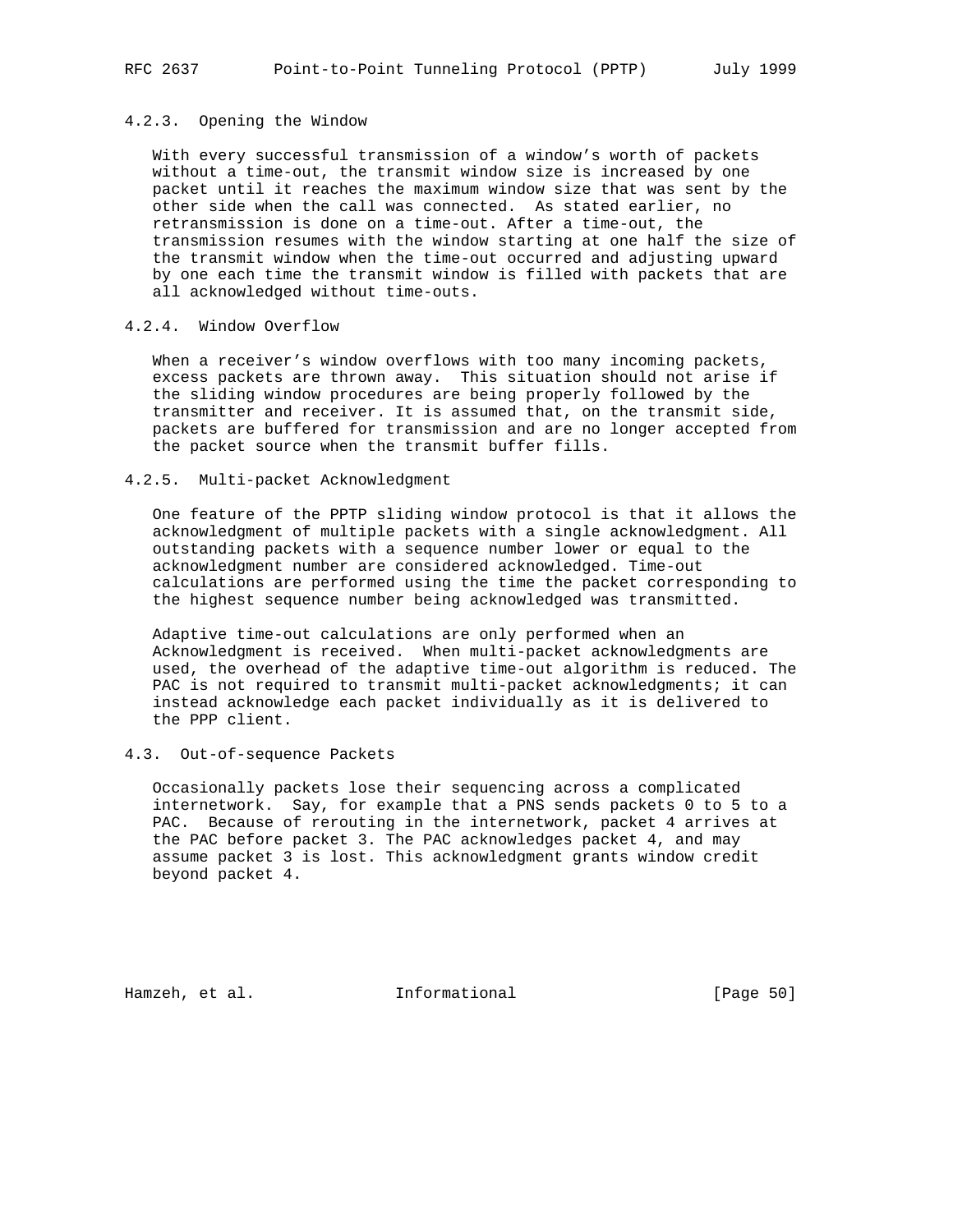### 4.2.3. Opening the Window

With every successful transmission of a window's worth of packets without a time-out, the transmit window size is increased by one packet until it reaches the maximum window size that was sent by the other side when the call was connected. As stated earlier, no retransmission is done on a time-out. After a time-out, the transmission resumes with the window starting at one half the size of the transmit window when the time-out occurred and adjusting upward by one each time the transmit window is filled with packets that are all acknowledged without time-outs.

### 4.2.4. Window Overflow

When a receiver's window overflows with too many incoming packets, excess packets are thrown away. This situation should not arise if the sliding window procedures are being properly followed by the transmitter and receiver. It is assumed that, on the transmit side, packets are buffered for transmission and are no longer accepted from the packet source when the transmit buffer fills.

### 4.2.5. Multi-packet Acknowledgment

One feature of the PPTP sliding window protocol is that it allows the acknowledgment of multiple packets with a single acknowledgment. All outstanding packets with a sequence number lower or equal to the acknowledgment number are considered acknowledged. Time-out calculations are performed using the time the packet corresponding to the highest sequence number being acknowledged was transmitted.

Adaptive time-out calculations are only performed when an Acknowledgment is received. When multi-packet acknowledgments are used, the overhead of the adaptive time-out algorithm is reduced. The PAC is not required to transmit multi-packet acknowledgments; it can instead acknowledge each packet individually as it is delivered to the PPP client.

## 4.3. Out-of-sequence Packets

Occasionally packets lose their sequencing across a complicated internetwork. Say, for example that a PNS sends packets 0 to 5 to a PAC. Because of rerouting in the internetwork, packet 4 arrives at the PAC before packet 3. The PAC acknowledges packet 4, and may assume packet 3 is lost. This acknowledgment grants window credit beyond packet 4.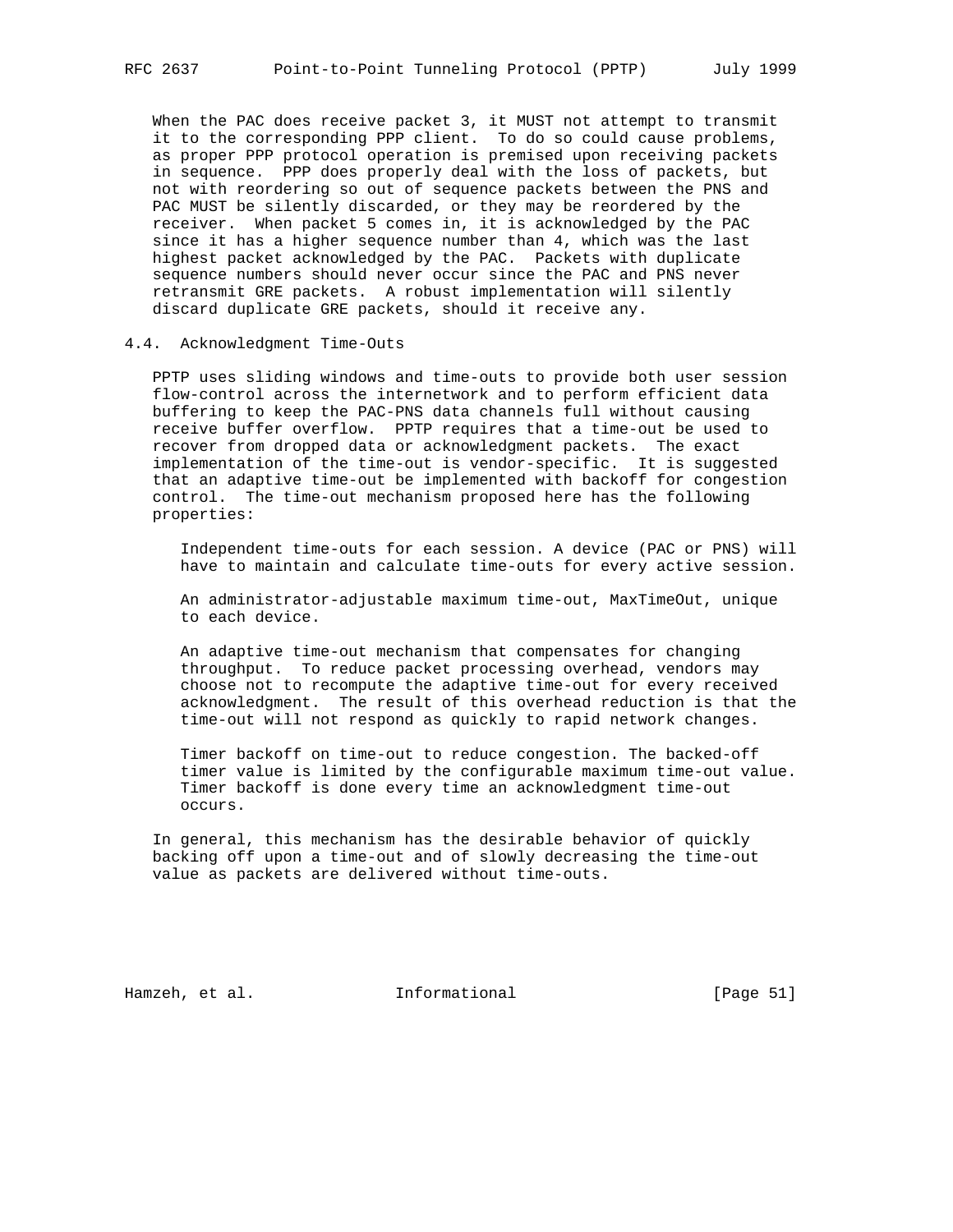When the PAC does receive packet 3, it MUST not attempt to transmit it to the corresponding PPP client. To do so could cause problems, as proper PPP protocol operation is premised upon receiving packets in sequence. PPP does properly deal with the loss of packets, but not with reordering so out of sequence packets between the PNS and PAC MUST be silently discarded, or they may be reordered by the receiver. When packet 5 comes in, it is acknowledged by the PAC since it has a higher sequence number than 4, which was the last highest packet acknowledged by the PAC. Packets with duplicate sequence numbers should never occur since the PAC and PNS never retransmit GRE packets. A robust implementation will silently discard duplicate GRE packets, should it receive any.

### 4.4. Acknowledgment Time-Outs

PPTP uses sliding windows and time-outs to provide both user session flow-control across the internetwork and to perform efficient data buffering to keep the PAC-PNS data channels full without causing receive buffer overflow. PPTP requires that a time-out be used to recover from dropped data or acknowledgment packets. The exact implementation of the time-out is vendor-specific. It is suggested that an adaptive time-out be implemented with backoff for congestion control. The time-out mechanism proposed here has the following properties:

Independent time-outs for each session. A device (PAC or PNS) will have to maintain and calculate time-outs for every active session.

An administrator-adjustable maximum time-out, MaxTimeOut, unique to each device.

An adaptive time-out mechanism that compensates for changing throughput. To reduce packet processing overhead, vendors may choose not to recompute the adaptive time-out for every received acknowledgment. The result of this overhead reduction is that the time-out will not respond as quickly to rapid network changes.

Timer backoff on time-out to reduce congestion. The backed-off timer value is limited by the configurable maximum time-out value. Timer backoff is done every time an acknowledgment time-out occurs.

In general, this mechanism has the desirable behavior of quickly backing off upon a time-out and of slowly decreasing the time-out value as packets are delivered without time-outs.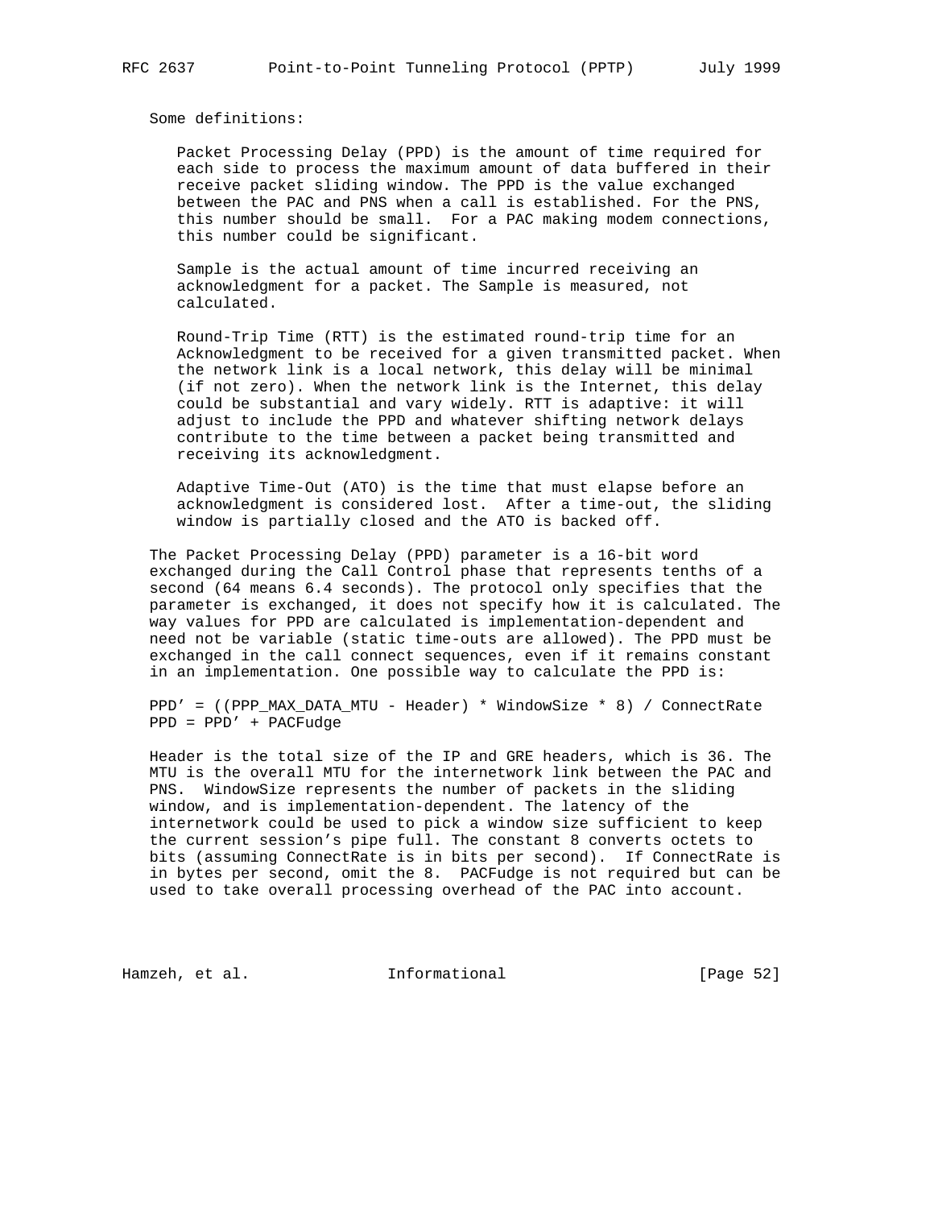Some definitions:

Packet Processing Delay (PPD) is the amount of time required for each side to process the maximum amount of data buffered in their receive packet sliding window. The PPD is the value exchanged between the PAC and PNS when a call is established. For the PNS, this number should be small. For a PAC making modem connections, this number could be significant.

Sample is the actual amount of time incurred receiving an acknowledgment for a packet. The Sample is measured, not calculated.

Round-Trip Time (RTT) is the estimated round-trip time for an Acknowledgment to be received for a given transmitted packet. When the network link is a local network, this delay will be minimal (if not zero). When the network link is the Internet, this delay could be substantial and vary widely. RTT is adaptive: it will adjust to include the PPD and whatever shifting network delays contribute to the time between a packet being transmitted and receiving its acknowledgment.

Adaptive Time-Out (ATO) is the time that must elapse before an acknowledgment is considered lost. After a time-out, the sliding window is partially closed and the ATO is backed off.

The Packet Processing Delay (PPD) parameter is a 16-bit word exchanged during the Call Control phase that represents tenths of a second (64 means 6.4 seconds). The protocol only specifies that the parameter is exchanged, it does not specify how it is calculated. The way values for PPD are calculated is implementation-dependent and need not be variable (static time-outs are allowed). The PPD must be exchanged in the call connect sequences, even if it remains constant in an implementation. One possible way to calculate the PPD is:

```
PPD' = ((PPP_MAX_DATA_MTU - Header) * WindowSize * 8) / ConnectRate
PPD = PPD' + PACFudge
```

Header is the total size of the IP and GRE headers, which is 36. The MTU is the overall MTU for the internetwork link between the PAC and PNS. WindowSize represents the number of packets in the sliding window, and is implementation-dependent. The latency of the internetwork could be used to pick a window size sufficient to keep the current session's pipe full. The constant 8 converts octets to bits (assuming ConnectRate is in bits per second). If ConnectRate is in bytes per second, omit the 8. PACFudge is not required but can be used to take overall processing overhead of the PAC into account.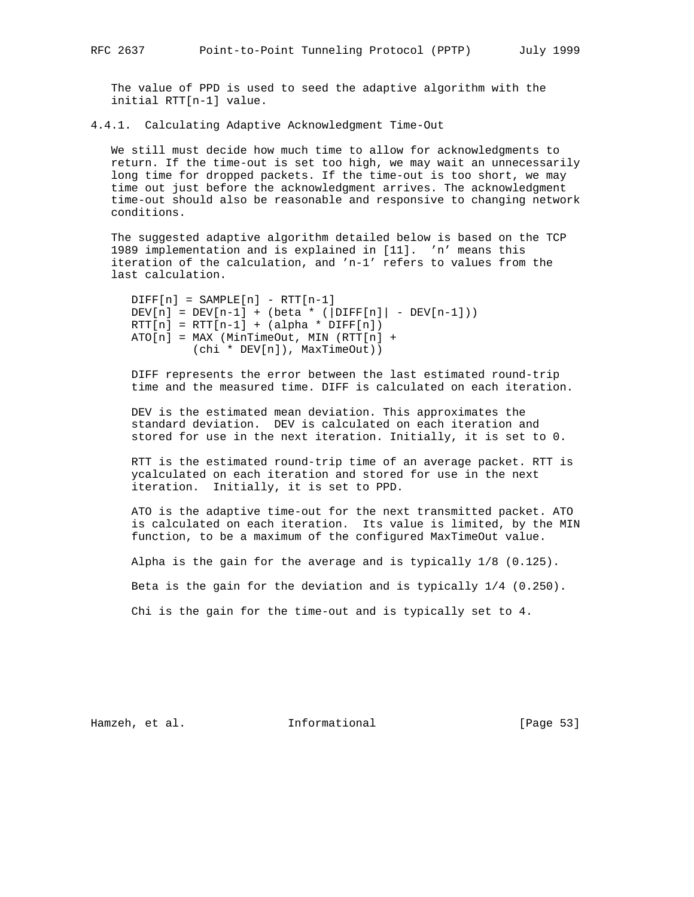The value of PPD is used to seed the adaptive algorithm with the initial RTT[n-1] value.

### 4.4.1. Calculating Adaptive Acknowledgment Time-Out

We still must decide how much time to allow for acknowledgments to return. If the time-out is set too high, we may wait an unnecessarily long time for dropped packets. If the time-out is too short, we may time out just before the acknowledgment arrives. The acknowledgment time-out should also be reasonable and responsive to changing network conditions.

The suggested adaptive algorithm detailed below is based on the TCP 1989 implementation and is explained in [11]. 'n' means this iteration of the calculation, and 'n-1' refers to values from the last calculation.

```
DIFF[n] = SAMPLE[n] - RTT[n-1]
DEV[n] = DEV[n-1] + (beta * (|DIFF[n]| - DEV[n-1]))
RTT[n] = RTT[n-1] + (alpha * DIFF[n])
ATO[n] = MAX (MinTimeOut, MIN (RTT[n] +
         (chi * DEV[n]), MaxTimeOut))
```

DIFF represents the error between the last estimated round-trip time and the measured time. DIFF is calculated on each iteration.

DEV is the estimated mean deviation. This approximates the standard deviation. DEV is calculated on each iteration and stored for use in the next iteration. Initially, it is set to 0.

RTT is the estimated round-trip time of an average packet. RTT is ycalculated on each iteration and stored for use in the next iteration. Initially, it is set to PPD.

ATO is the adaptive time-out for the next transmitted packet. ATO is calculated on each iteration. Its value is limited, by the MIN function, to be a maximum of the configured MaxTimeOut value.

Alpha is the gain for the average and is typically 1/8 (0.125).

Beta is the gain for the deviation and is typically 1/4 (0.250).

Chi is the gain for the time-out and is typically set to 4.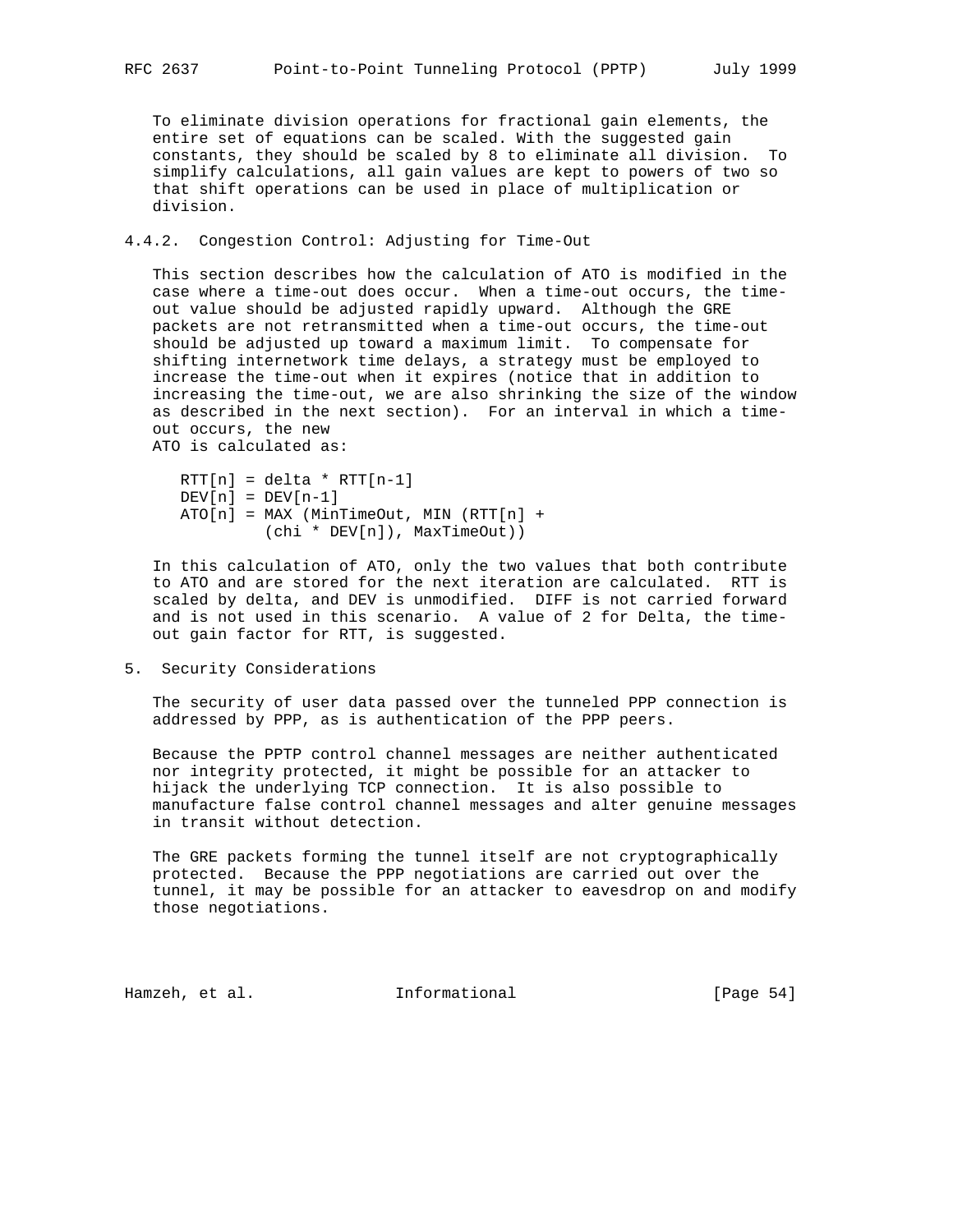To eliminate division operations for fractional gain elements, the entire set of equations can be scaled. With the suggested gain constants, they should be scaled by 8 to eliminate all division. To simplify calculations, all gain values are kept to powers of two so that shift operations can be used in place of multiplication or division.

### 4.4.2. Congestion Control: Adjusting for Time-Out

This section describes how the calculation of ATO is modified in the case where a time-out does occur. When a time-out occurs, the time-out value should be adjusted rapidly upward. Although the GRE packets are not retransmitted when a time-out occurs, the time-out should be adjusted up toward a maximum limit. To compensate for shifting internetwork time delays, a strategy must be employed to increase the time-out when it expires (notice that in addition to increasing the time-out, we are also shrinking the size of the window as described in the next section). For an interval in which a time-out occurs, the new ATO is calculated as:

```
RTT[n] = delta * RTT[n-1]
DEV[n] = DEV[n-1]
ATO[n] = MAX (MinTimeOut, MIN (RTT[n] +
         (chi * DEV[n]), MaxTimeOut))
```

In this calculation of ATO, only the two values that both contribute to ATO and are stored for the next iteration are calculated. RTT is scaled by delta, and DEV is unmodified. DIFF is not carried forward and is not used in this scenario. A value of 2 for Delta, the time-out gain factor for RTT, is suggested.

## 5. Security Considerations

The security of user data passed over the tunneled PPP connection is addressed by PPP, as is authentication of the PPP peers.

Because the PPTP control channel messages are neither authenticated nor integrity protected, it might be possible for an attacker to hijack the underlying TCP connection. It is also possible to manufacture false control channel messages and alter genuine messages in transit without detection.

The GRE packets forming the tunnel itself are not cryptographically protected. Because the PPP negotiations are carried out over the tunnel, it may be possible for an attacker to eavesdrop on and modify those negotiations.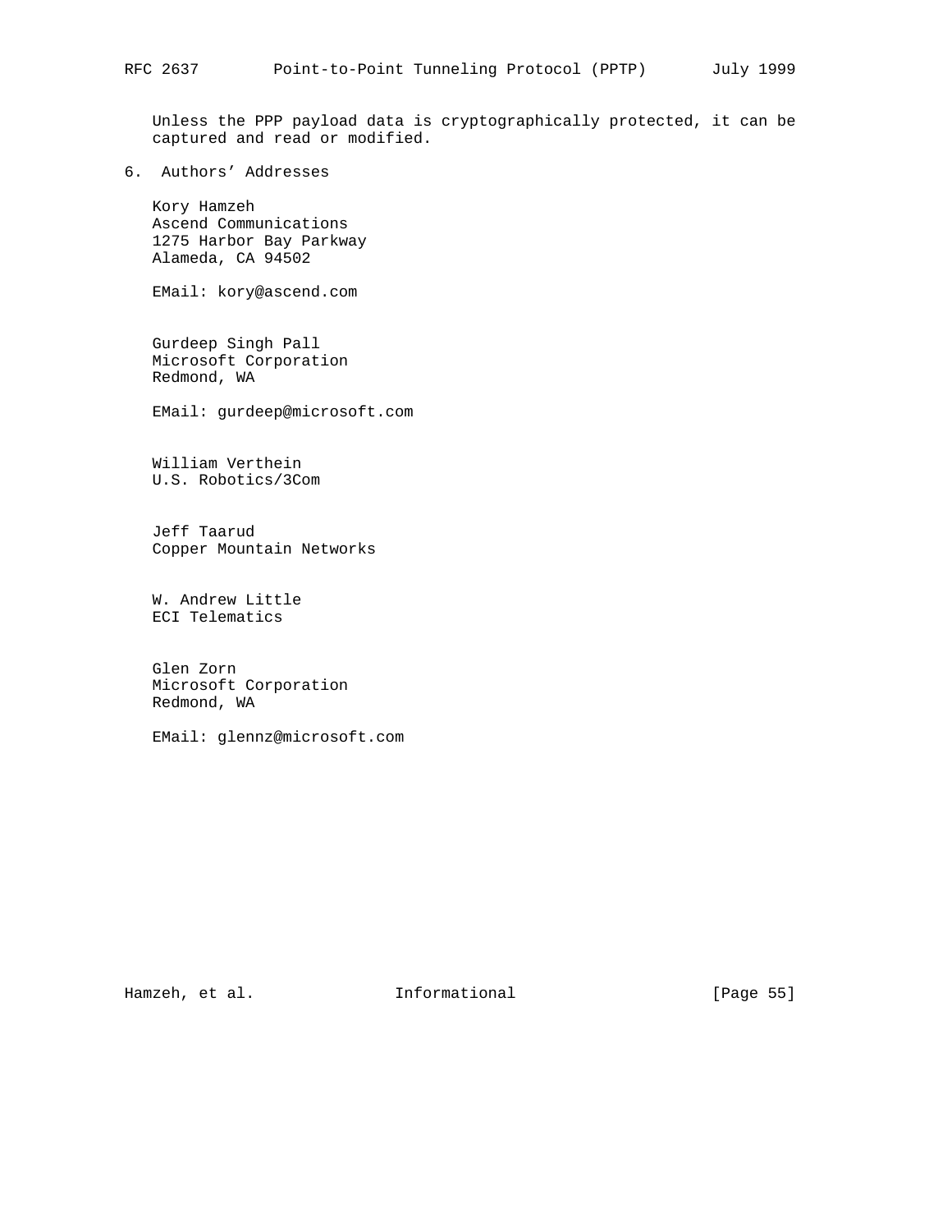Unless the PPP payload data is cryptographically protected, it can be captured and read or modified.

## 6. Authors’ Addresses

Kory Hamzeh
Ascend Communications
1275 Harbor Bay Parkway
Alameda, CA 94502

EMail: kory@ascend.com

Gurdeep Singh Pall
Microsoft Corporation
Redmond, WA

EMail: gurdeep@microsoft.com

William Verthein
U.S. Robotics/3Com

Jeff Taarud
Copper Mountain Networks

W. Andrew Little
ECI Telematics

Glen Zorn
Microsoft Corporation
Redmond, WA

EMail: glennz@microsoft.com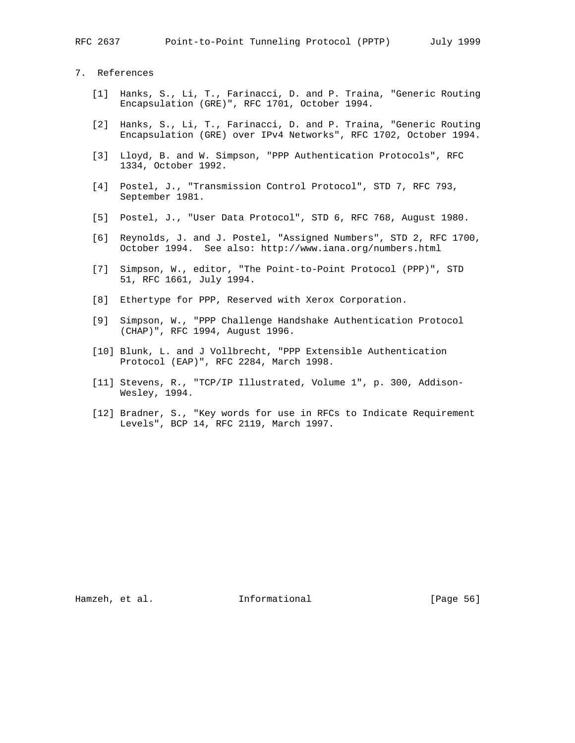## 7. References

[1] Hanks, S., Li, T., Farinacci, D. and P. Traina, "Generic Routing Encapsulation (GRE)", RFC 1701, October 1994.

[2] Hanks, S., Li, T., Farinacci, D. and P. Traina, "Generic Routing Encapsulation (GRE) over IPv4 Networks", RFC 1702, October 1994.

[3] Lloyd, B. and W. Simpson, "PPP Authentication Protocols", RFC 1334, October 1992.

[4] Postel, J., "Transmission Control Protocol", STD 7, RFC 793, September 1981.

[5] Postel, J., "User Data Protocol", STD 6, RFC 768, August 1980.

[6] Reynolds, J. and J. Postel, "Assigned Numbers", STD 2, RFC 1700, October 1994. See also: http://www.iana.org/numbers.html

[7] Simpson, W., editor, "The Point-to-Point Protocol (PPP)", STD 51, RFC 1661, July 1994.

[8] Ethertype for PPP, Reserved with Xerox Corporation.

[9] Simpson, W., "PPP Challenge Handshake Authentication Protocol (CHAP)", RFC 1994, August 1996.

[10] Blunk, L. and J Vollbrecht, "PPP Extensible Authentication Protocol (EAP)", RFC 2284, March 1998.

[11] Stevens, R., "TCP/IP Illustrated, Volume 1", p. 300, Addison-Wesley, 1994.

[12] Bradner, S., "Key words for use in RFCs to Indicate Requirement Levels", BCP 14, RFC 2119, March 1997.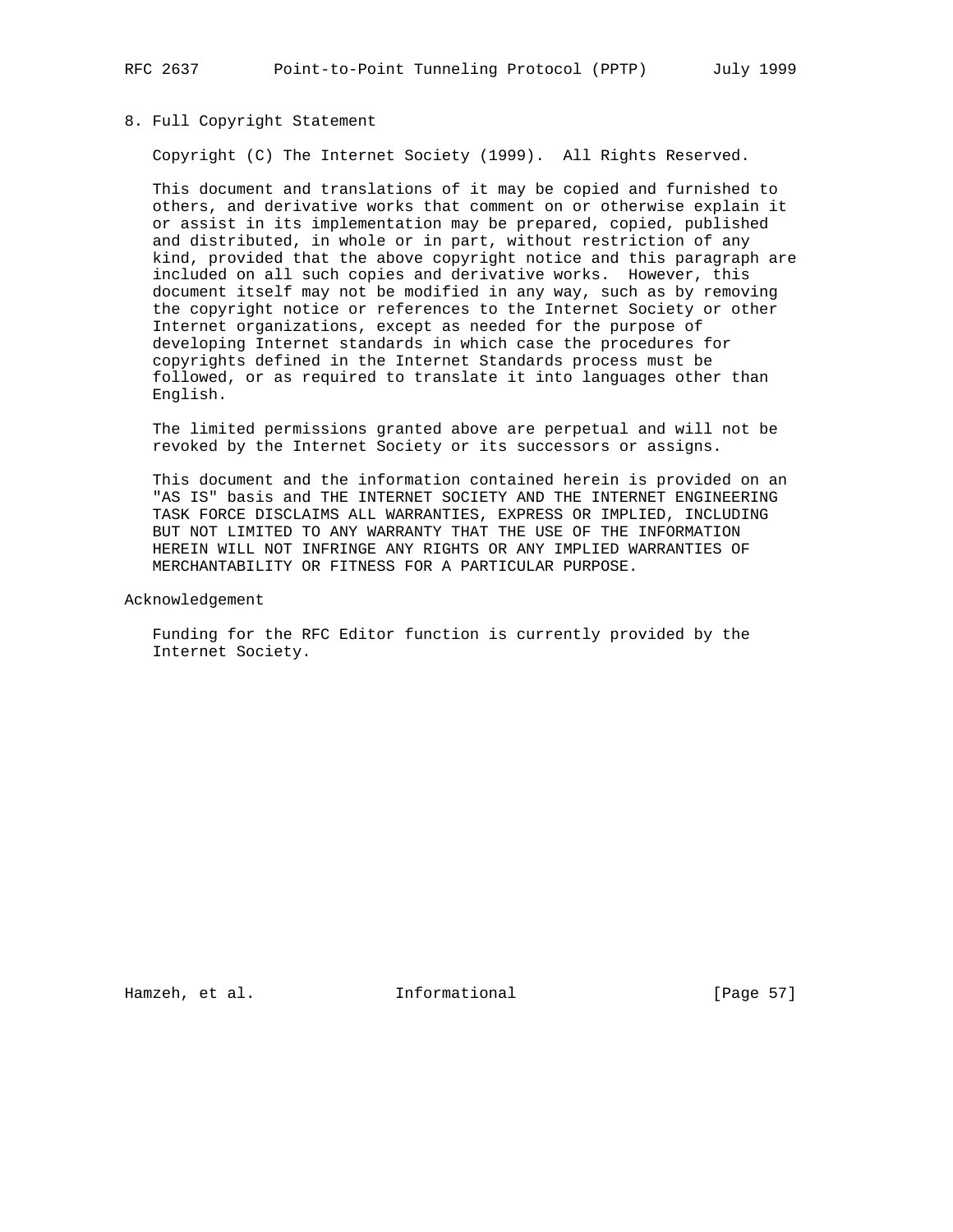## 8. Full Copyright Statement

Copyright (C) The Internet Society (1999). All Rights Reserved.

This document and translations of it may be copied and furnished to others, and derivative works that comment on or otherwise explain it or assist in its implementation may be prepared, copied, published and distributed, in whole or in part, without restriction of any kind, provided that the above copyright notice and this paragraph are included on all such copies and derivative works. However, this document itself may not be modified in any way, such as by removing the copyright notice or references to the Internet Society or other Internet organizations, except as needed for the purpose of developing Internet standards in which case the procedures for copyrights defined in the Internet Standards process must be followed, or as required to translate it into languages other than English.

The limited permissions granted above are perpetual and will not be revoked by the Internet Society or its successors or assigns.

This document and the information contained herein is provided on an "AS IS" basis and THE INTERNET SOCIETY AND THE INTERNET ENGINEERING TASK FORCE DISCLAIMS ALL WARRANTIES, EXPRESS OR IMPLIED, INCLUDING BUT NOT LIMITED TO ANY WARRANTY THAT THE USE OF THE INFORMATION HEREIN WILL NOT INFRINGE ANY RIGHTS OR ANY IMPLIED WARRANTIES OF MERCHANTABILITY OR FITNESS FOR A PARTICULAR PURPOSE.

## Acknowledgement

Funding for the RFC Editor function is currently provided by the Internet Society.